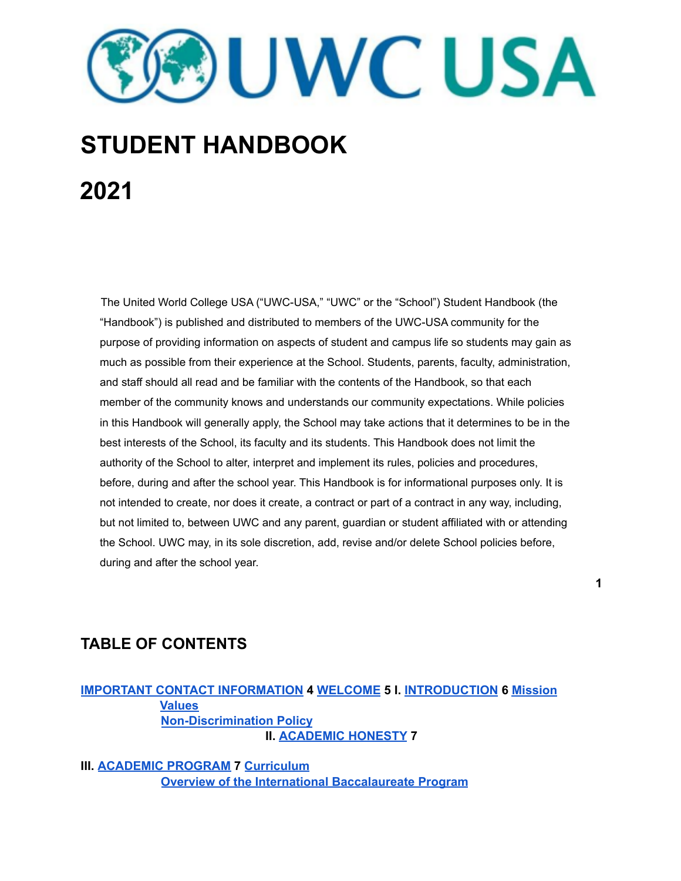# STUDENT HANDBOOK

# 2021

The United World College USA ("UWC-USA," "UWC" or the "School") Student Handbook (the "Handbook") is published and distributed to members of the UWC-USA community for the purpose of providing information on aspects of student and campus life so students may gain as much as possible from their experience at the School. Students, parents, faculty, administration, and staff should all read and be familiar with the contents of the Handbook, so that each member of the community knows and understands our community expectations. While policies in this Handbook will generally apply, the School may take actions that it determines to be in the best interests of the School, its faculty and its students. This Handbook does not limit the authority of the School to alter, interpret and implement its rules, policies and procedures, before, during and after the school year. This Handbook is for informational purposes only. It is not intended to create, nor does it create, a contract or part of a contract in any way, including, but not limited to, between UWC and any parent, guardian or student affiliated with or attending the School. UWC may, in its sole discretion, add, revise and/or delete School policies before, during and after the school year.

## TABLE OF CONTENTS

**IMPORTANT CONTACT INFORMATION** 4
**WELCOME** 5
**I. INTRODUCTION** 6
- Mission
- Values
- Non-Discrimination Policy

**II. ACADEMIC HONESTY** 7

**III. ACADEMIC PROGRAM** 7
- Curriculum
- Overview of the International Baccalaureate Program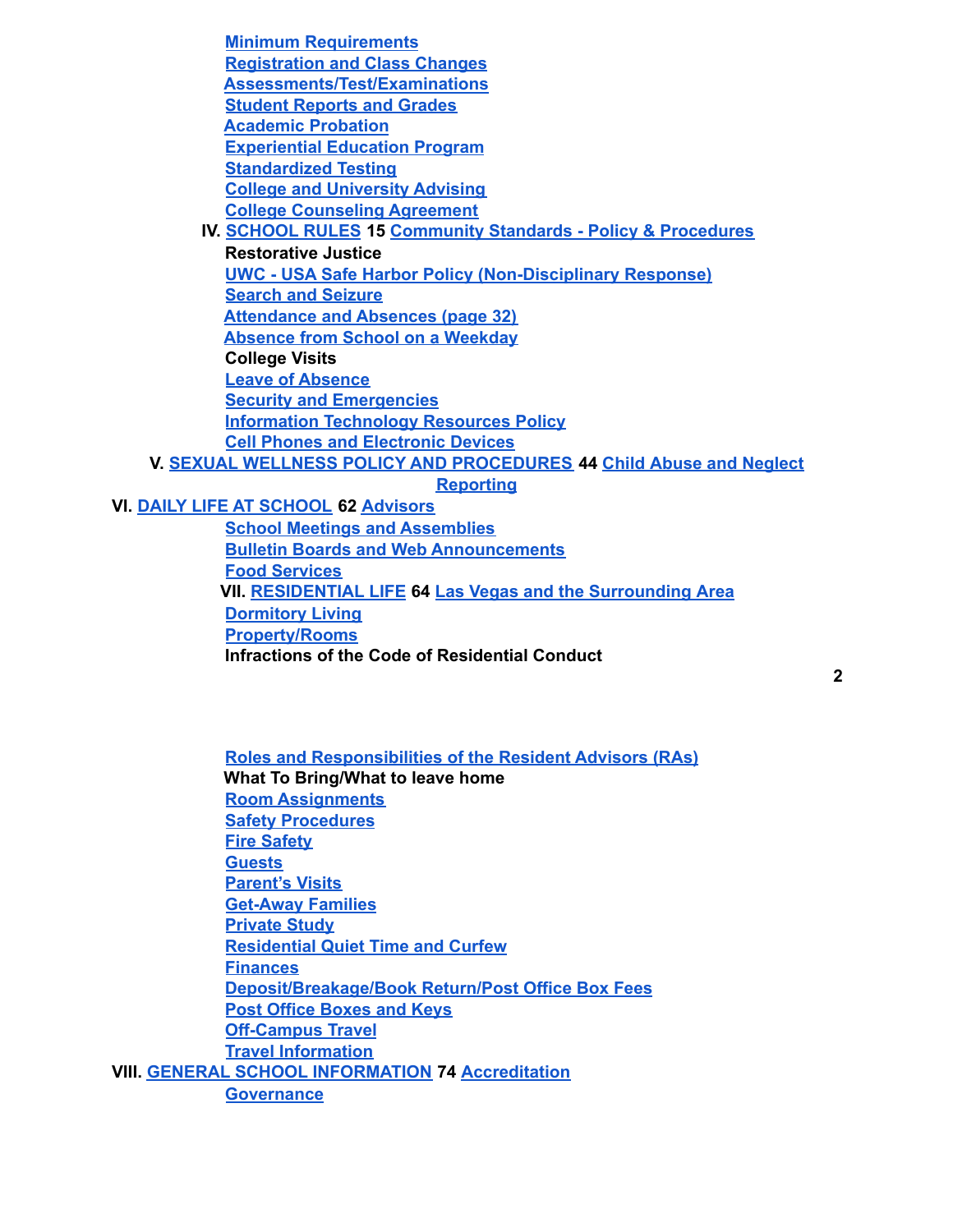- Minimum Requirements
- Registration and Class Changes
- Assessments/Test/Examinations
- Student Reports and Grades
- Academic Probation
- Experiential Education Program
- Standardized Testing
- College and University Advising
- College Counseling Agreement

**IV. SCHOLL RULES 15**

- Community Standards - Policy & Procedures
- Restorative Justice
- UWC - USA Safe Harbor Policy (Non-Disciplinary Response)
- Search and Seizure
- Attendance and Absences (page 32)
- Absence from School on a Weekday
- College Visits
- Leave of Absence
- Security and Emergencies
- Information Technology Resources Policy
- Cell Phones and Electronic Devices

**V. SEXUAL WELLNESS POLICY AND PROCEDURES 44**

- Child Abuse and Neglect Reporting

**VI. DAILY LIFE AT SCHOOL 62**

- Advisors
- School Meetings and Assemblies
- Bulletin Boards and Web Announcements
- Food Services

**VII. RESIDENTIAL LIFE 64**

- Las Vegas and the Surrounding Area
- Dormitory Living
- Property/Rooms
- Infractions of the Code of Residential Conduct
- Roles and Responsibilities of the Resident Advisors (RAs)
- What To Bring/What to leave home
- Room Assignments
- Safety Procedures
- Fire Safety
- Guests
- Parent's Visits
- Get-Away Families
- Private Study
- Residential Quiet Time and Curfew
- Finances
- Deposit/Breakage/Book Return/Post Office Box Fees
- Post Office Boxes and Keys
- Off-Campus Travel
- Travel Information

**VIII. GENERAL SCHOOL INFORMATION 74**

- Accreditation
- Governance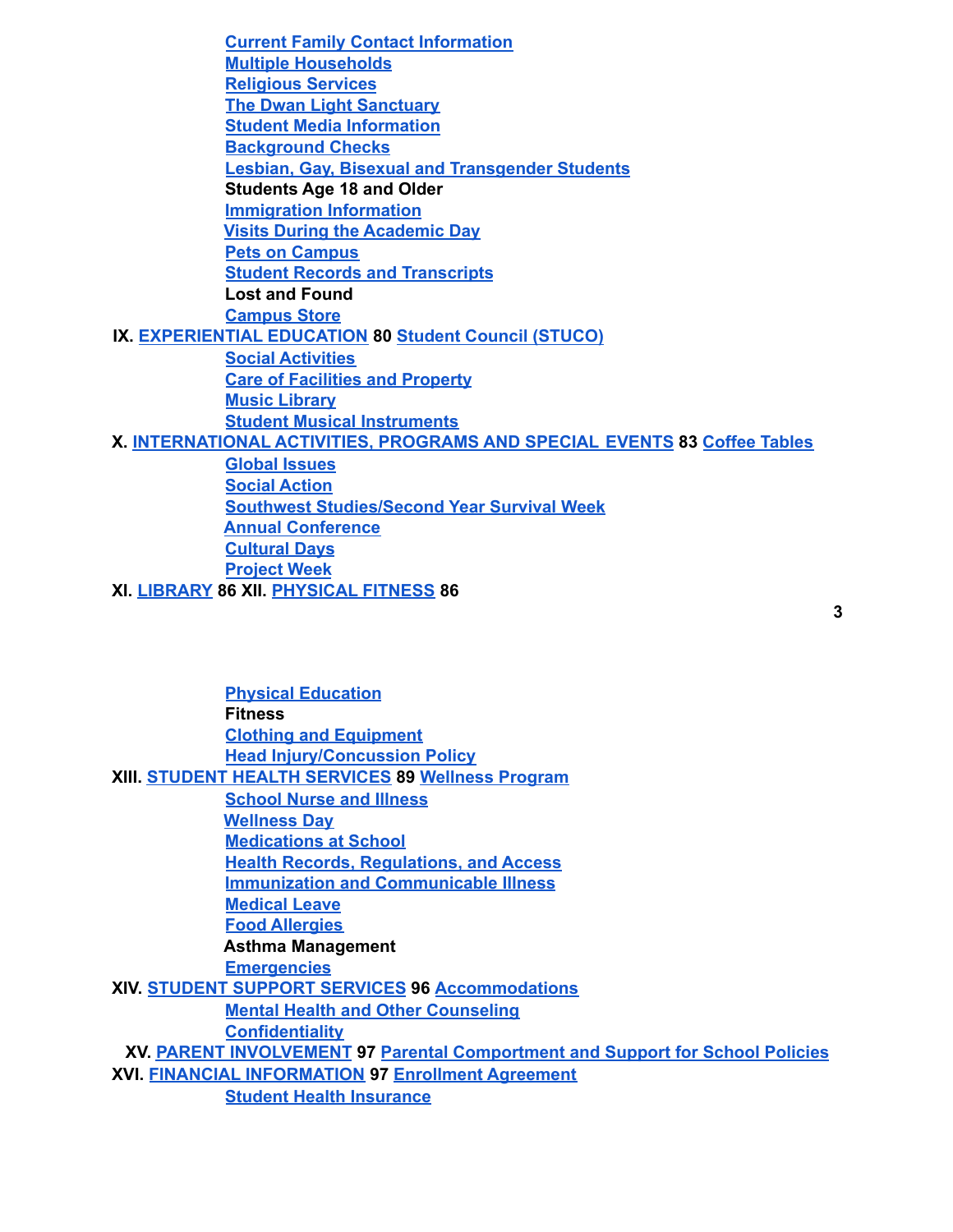Current Family Contact Information
Multiple Households
Religious Services
The Dwan Light Sanctuary
Student Media Information
Background Checks
Lesbian, Gay, Bisexual and Transgender Students
Students Age 18 and Older
Immigration Information
Visits During the Academic Day
Pets on Campus
Student Records and Transcripts
Lost and Found
Campus Store

**IX. EXPERIENTIAL EDUCATION 80** Student Council (STUCO)
Social Activities
Care of Facilities and Property
Music Library
Student Musical Instruments

**X. INTERNATIONAL ACTIVITIES, PROGRAMS AND SPECIAL EVENTS 83** Coffee Tables
Global Issues
Social Action
Southwest Studies/Second Year Survival Week
Annual Conference
Cultural Days
Project Week

**XI. LIBRARY 86 XII. PHYSICAL FITNESS 86**

Physical Education
Fitness
Clothing and Equipment
Head Injury/Concussion Policy

**XIII. STUDENT HEALTH SERVICES 89** Wellness Program
School Nurse and Illness
Wellness Day
Medications at School
Health Records, Regulations, and Access
Immunization and Communicable Illness
Medical Leave
Food Allergies
Asthma Management
Emergencies

**XIV. STUDENT SUPPORT SERVICES 96** Accommodations
Mental Health and Other Counseling
Confidentiality

**XV. PARENT INVOLVEMENT 97** Parental Comportment and Support for School Policies

**XVI. FINANCIAL INFORMATION 97** Enrollment Agreement
Student Health Insurance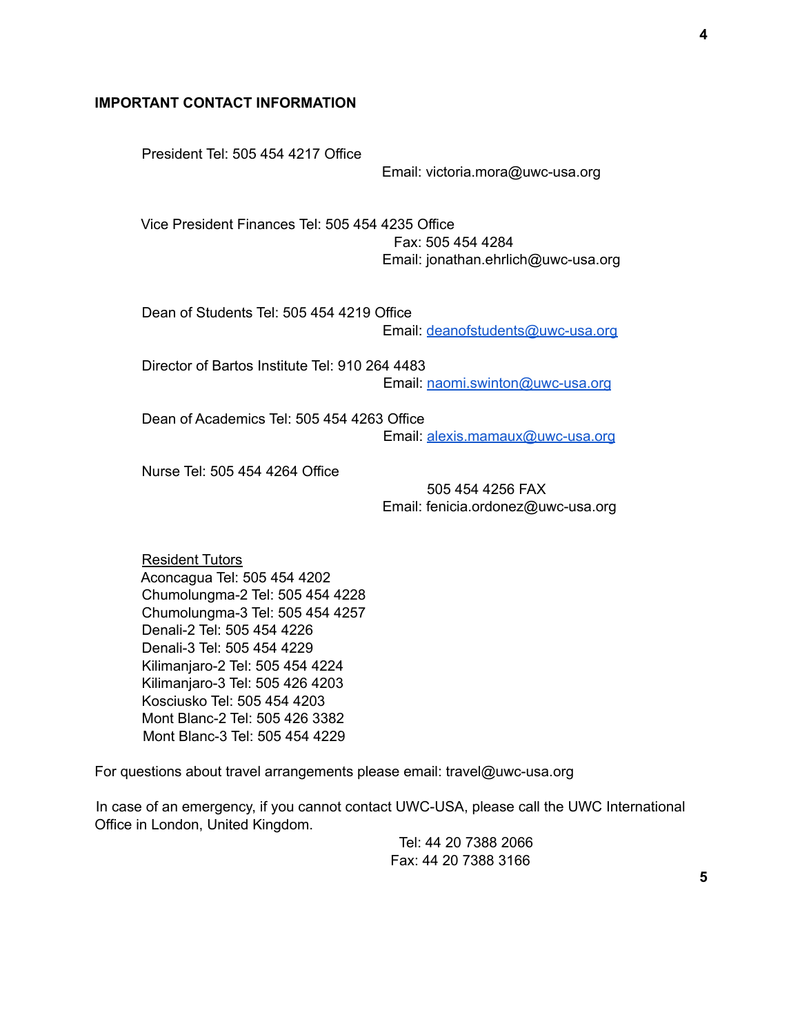## IMPORTANT CONTACT INFORMATION

President Tel: 505 454 4217 Office
Email: victoria.mora@uwc-usa.org

Vice President Finances Tel: 505 454 4235 Office
Fax: 505 454 4284
Email: jonathan.ehrlich@uwc-usa.org

Dean of Students Tel: 505 454 4219 Office
Email: deanofstudents@uwc-usa.org

Director of Bartos Institute Tel: 910 264 4483
Email: naomi.swinton@uwc-usa.org

Dean of Academics Tel: 505 454 4263 Office
Email: alexis.mamaux@uwc-usa.org

Nurse Tel: 505 454 4264 Office
505 454 4256 FAX
Email: fenicia.ordonez@uwc-usa.org

<u>Resident Tutors</u>
Aconcagua Tel: 505 454 4202
Chumolungma-2 Tel: 505 454 4228
Chumolungma-3 Tel: 505 454 4257
Denali-2 Tel: 505 454 4226
Denali-3 Tel: 505 454 4229
Kilimanjaro-2 Tel: 505 454 4224
Kilimanjaro-3 Tel: 505 426 4203
Kosciusko Tel: 505 454 4203
Mont Blanc-2 Tel: 505 426 3382
Mont Blanc-3 Tel: 505 454 4229

For questions about travel arrangements please email: travel@uwc-usa.org

In case of an emergency, if you cannot contact UWC-USA, please call the UWC International Office in London, United Kingdom.

Tel: 44 20 7388 2066
Fax: 44 20 7388 3166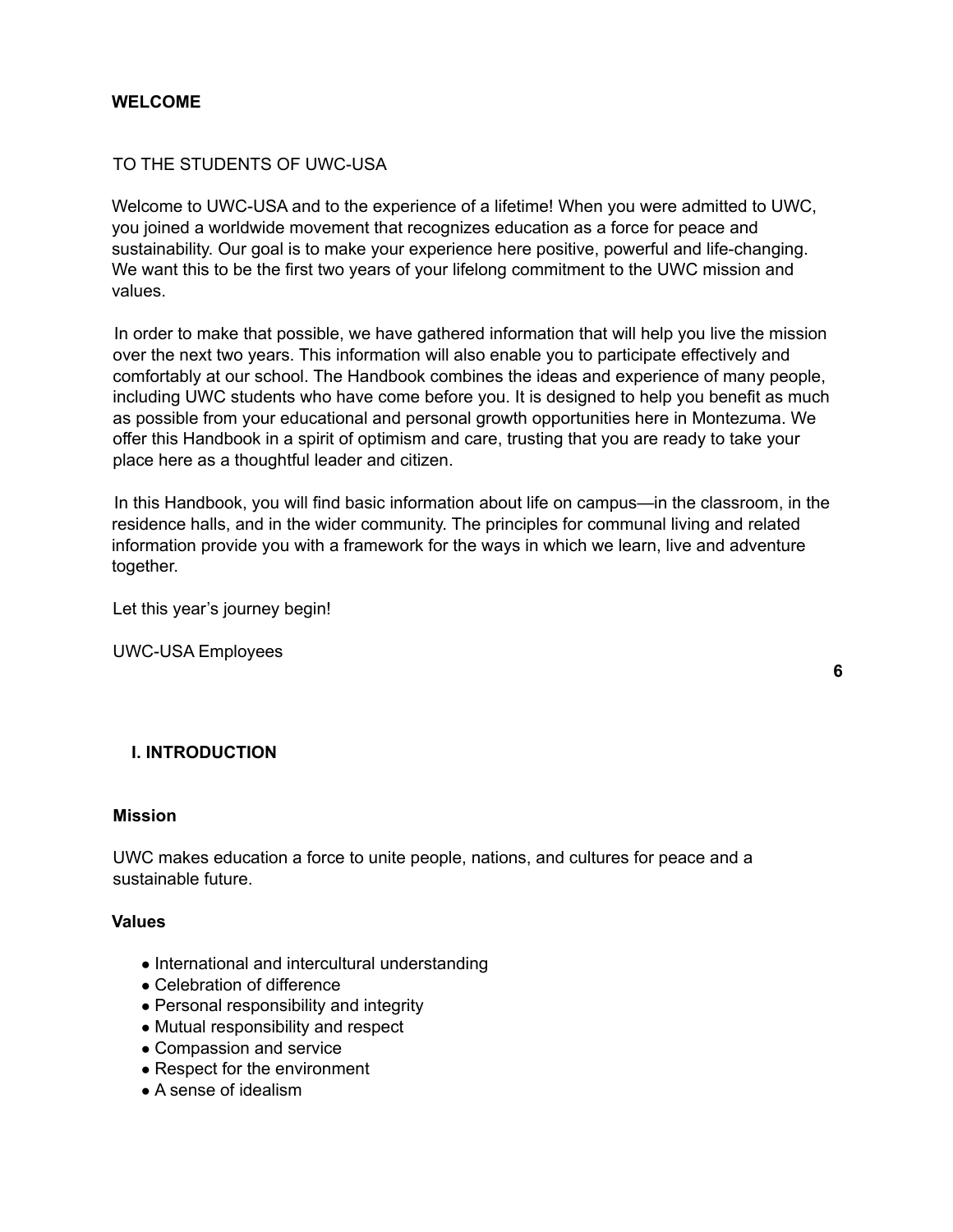## WELCOME

TO THE STUDENTS OF UWC-USA

Welcome to UWC-USA and to the experience of a lifetime! When you were admitted to UWC, you joined a worldwide movement that recognizes education as a force for peace and sustainability. Our goal is to make your experience here positive, powerful and life-changing. We want this to be the first two years of your lifelong commitment to the UWC mission and values.

In order to make that possible, we have gathered information that will help you live the mission over the next two years. This information will also enable you to participate effectively and comfortably at our school. The Handbook combines the ideas and experience of many people, including UWC students who have come before you. It is designed to help you benefit as much as possible from your educational and personal growth opportunities here in Montezuma. We offer this Handbook in a spirit of optimism and care, trusting that you are ready to take your place here as a thoughtful leader and citizen.

In this Handbook, you will find basic information about life on campus—in the classroom, in the residence halls, and in the wider community. The principles for communal living and related information provide you with a framework for the ways in which we learn, live and adventure together.

Let this year's journey begin!

UWC-USA Employees

## I. INTRODUCTION

### Mission

UWC makes education a force to unite people, nations, and cultures for peace and a sustainable future.

### Values

- International and intercultural understanding
- Celebration of difference
- Personal responsibility and integrity
- Mutual responsibility and respect
- Compassion and service
- Respect for the environment
- A sense of idealism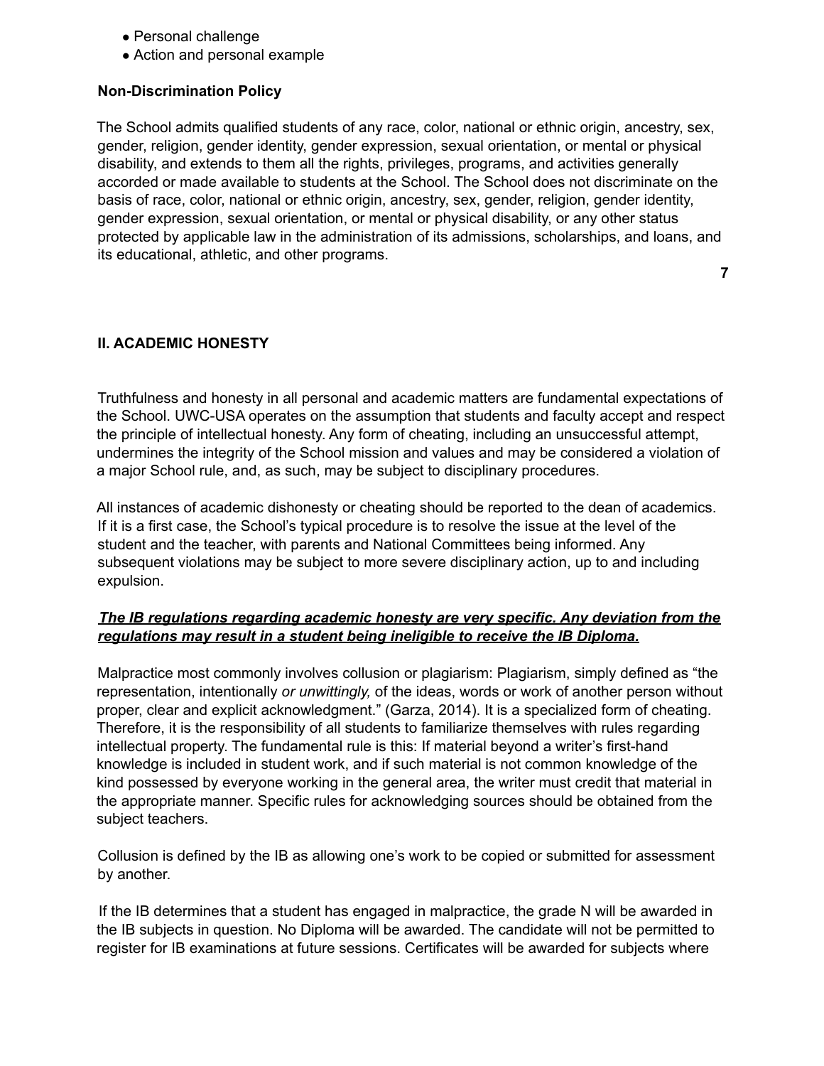- Personal challenge
- Action and personal example

**Non-Discrimination Policy**

The School admits qualified students of any race, color, national or ethnic origin, ancestry, sex, gender, religion, gender identity, gender expression, sexual orientation, or mental or physical disability, and extends to them all the rights, privileges, programs, and activities generally accorded or made available to students at the School. The School does not discriminate on the basis of race, color, national or ethnic origin, ancestry, sex, gender, religion, gender identity, gender expression, sexual orientation, or mental or physical disability, or any other status protected by applicable law in the administration of its admissions, scholarships, and loans, and its educational, athletic, and other programs.

## II. ACADEMIC HONESTY

Truthfulness and honesty in all personal and academic matters are fundamental expectations of the School. UWC-USA operates on the assumption that students and faculty accept and respect the principle of intellectual honesty. Any form of cheating, including an unsuccessful attempt, undermines the integrity of the School mission and values and may be considered a violation of a major School rule, and, as such, may be subject to disciplinary procedures.

All instances of academic dishonesty or cheating should be reported to the dean of academics. If it is a first case, the School's typical procedure is to resolve the issue at the level of the student and the teacher, with parents and National Committees being informed. Any subsequent violations may be subject to more severe disciplinary action, up to and including expulsion.

***<u>The IB regulations regarding academic honesty are very specific. Any deviation from the regulations may result in a student being ineligible to receive the IB Diploma.</u>***

Malpractice most commonly involves collusion or plagiarism: Plagiarism, simply defined as "the representation, intentionally *or unwittingly,* of the ideas, words or work of another person without proper, clear and explicit acknowledgment." (Garza, 2014). It is a specialized form of cheating. Therefore, it is the responsibility of all students to familiarize themselves with rules regarding intellectual property. The fundamental rule is this: If material beyond a writer's first-hand knowledge is included in student work, and if such material is not common knowledge of the kind possessed by everyone working in the general area, the writer must credit that material in the appropriate manner. Specific rules for acknowledging sources should be obtained from the subject teachers.

Collusion is defined by the IB as allowing one's work to be copied or submitted for assessment by another.

If the IB determines that a student has engaged in malpractice, the grade N will be awarded in the IB subjects in question. No Diploma will be awarded. The candidate will not be permitted to register for IB examinations at future sessions. Certificates will be awarded for subjects where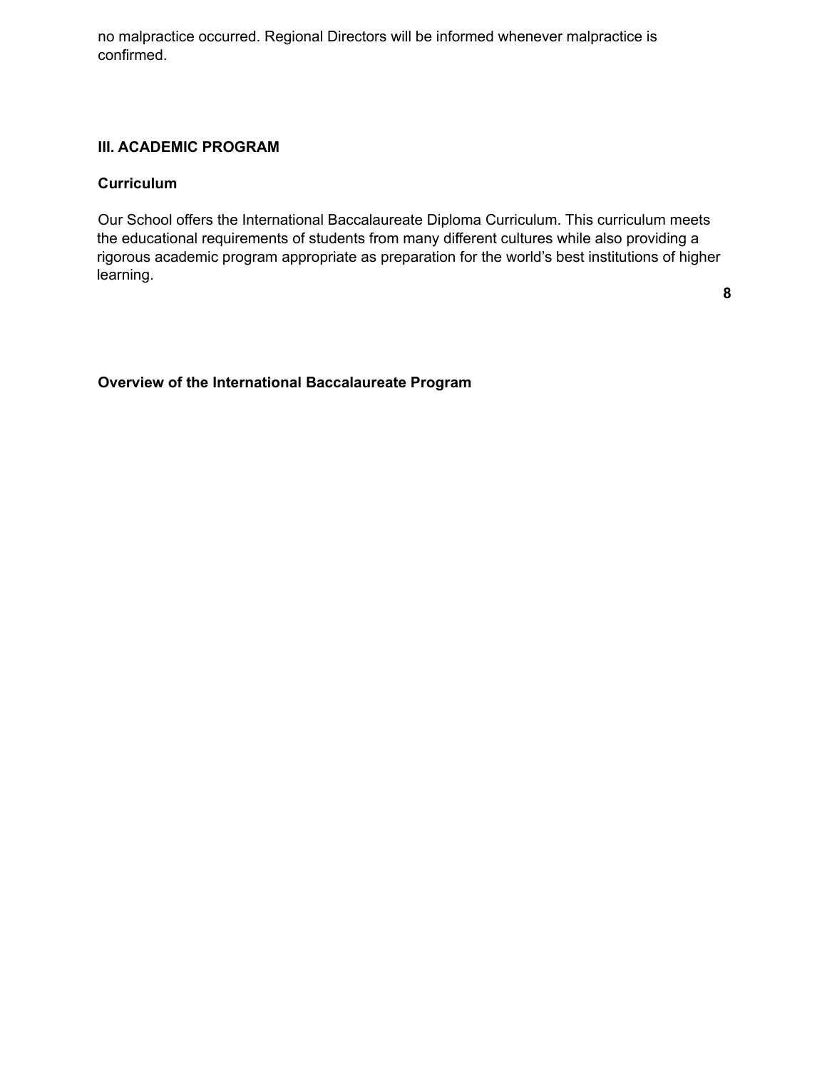no malpractice occurred. Regional Directors will be informed whenever malpractice is confirmed.

## III. ACADEMIC PROGRAM

### Curriculum

Our School offers the International Baccalaureate Diploma Curriculum. This curriculum meets the educational requirements of students from many different cultures while also providing a rigorous academic program appropriate as preparation for the world's best institutions of higher learning.

### Overview of the International Baccalaureate Program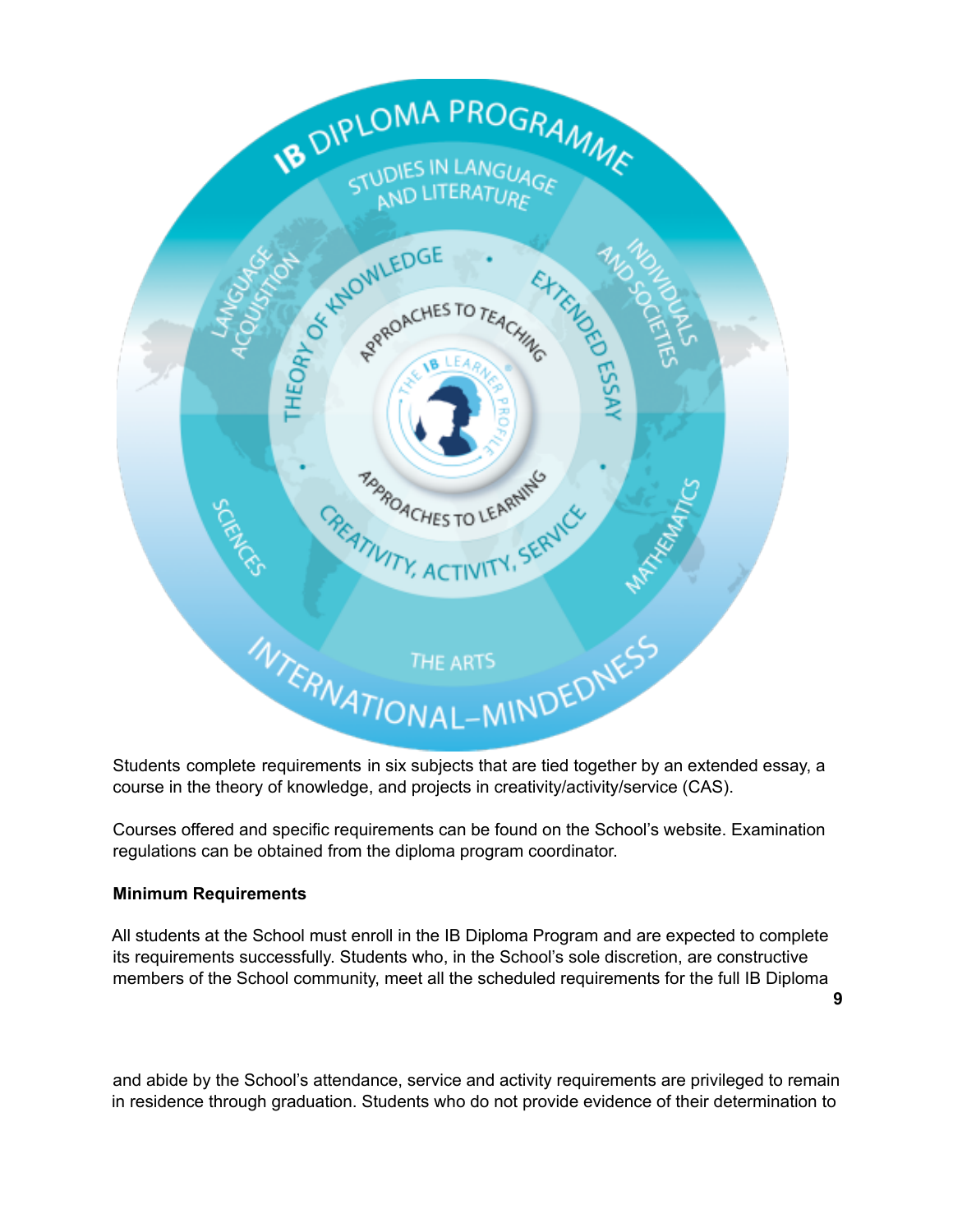Students complete requirements in six subjects that are tied together by an extended essay, a course in the theory of knowledge, and projects in creativity/activity/service (CAS).

Courses offered and specific requirements can be found on the School's website. Examination regulations can be obtained from the diploma program coordinator.

**Minimum Requirements**

All students at the School must enroll in the IB Diploma Program and are expected to complete its requirements successfully. Students who, in the School's sole discretion, are constructive members of the School community, meet all the scheduled requirements for the full IB Diploma and abide by the School's attendance, service and activity requirements are privileged to remain in residence through graduation. Students who do not provide evidence of their determination to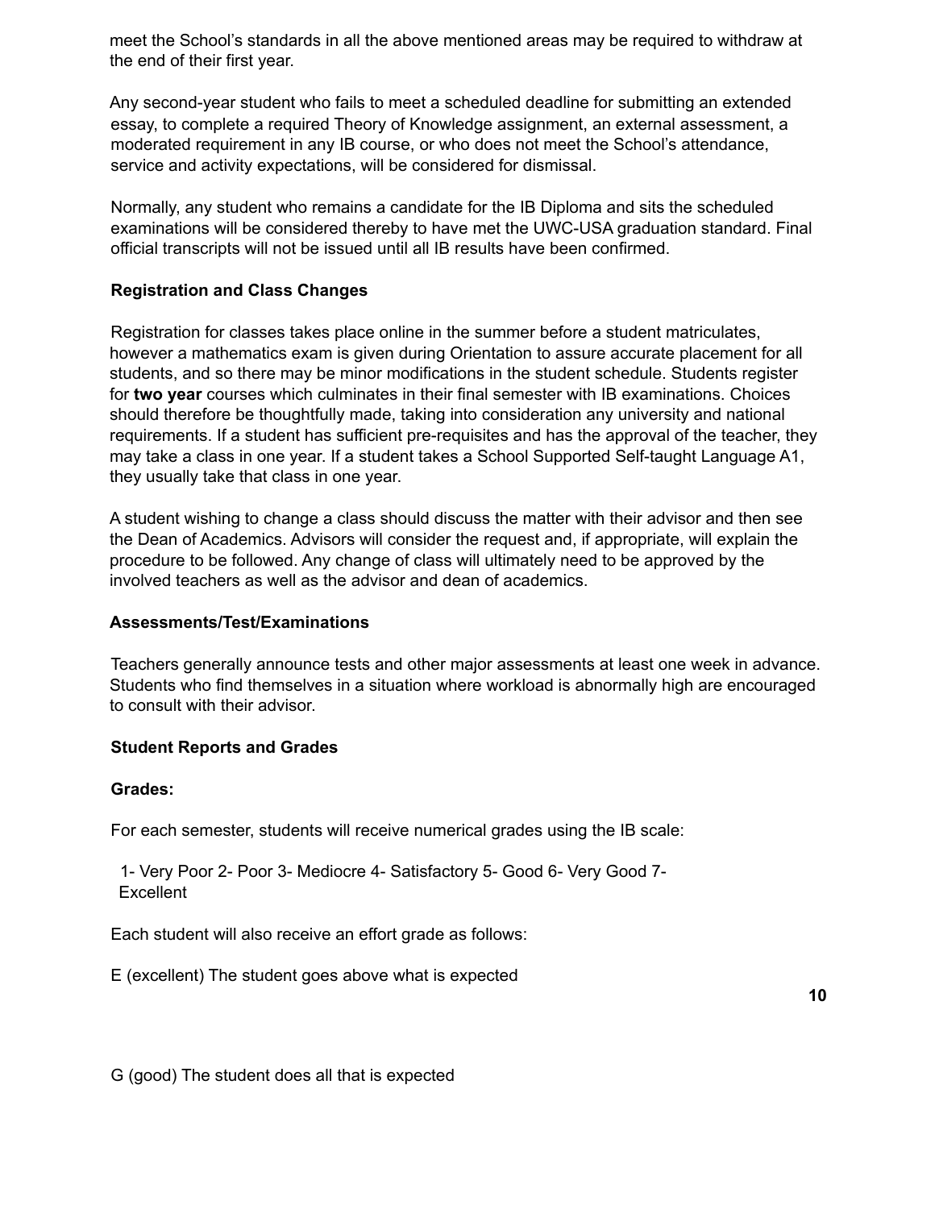meet the School's standards in all the above mentioned areas may be required to withdraw at the end of their first year.

Any second-year student who fails to meet a scheduled deadline for submitting an extended essay, to complete a required Theory of Knowledge assignment, an external assessment, a moderated requirement in any IB course, or who does not meet the School's attendance, service and activity expectations, will be considered for dismissal.

Normally, any student who remains a candidate for the IB Diploma and sits the scheduled examinations will be considered thereby to have met the UWC-USA graduation standard. Final official transcripts will not be issued until all IB results have been confirmed.

**Registration and Class Changes**

Registration for classes takes place online in the summer before a student matriculates, however a mathematics exam is given during Orientation to assure accurate placement for all students, and so there may be minor modifications in the student schedule. Students register for **two year** courses which culminates in their final semester with IB examinations. Choices should therefore be thoughtfully made, taking into consideration any university and national requirements. If a student has sufficient pre-requisites and has the approval of the teacher, they may take a class in one year. If a student takes a School Supported Self-taught Language A1, they usually take that class in one year.

A student wishing to change a class should discuss the matter with their advisor and then see the Dean of Academics. Advisors will consider the request and, if appropriate, will explain the procedure to be followed. Any change of class will ultimately need to be approved by the involved teachers as well as the advisor and dean of academics.

**Assessments/Test/Examinations**

Teachers generally announce tests and other major assessments at least one week in advance. Students who find themselves in a situation where workload is abnormally high are encouraged to consult with their advisor.

**Student Reports and Grades**

**Grades:**

For each semester, students will receive numerical grades using the IB scale:

1- Very Poor 2- Poor 3- Mediocre 4- Satisfactory 5- Good 6- Very Good 7- Excellent

Each student will also receive an effort grade as follows:

E (excellent) The student goes above what is expected

G (good) The student does all that is expected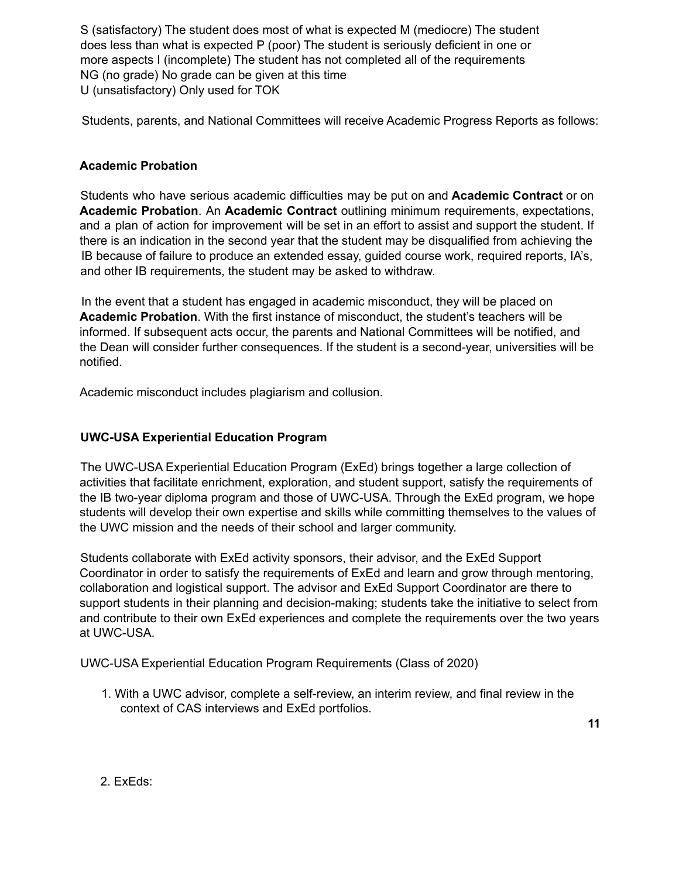S (satisfactory) The student does most of what is expected M (mediocre) The student does less than what is expected P (poor) The student is seriously deficient in one or more aspects I (incomplete) The student has not completed all of the requirements
NG (no grade) No grade can be given at this time
U (unsatisfactory) Only used for TOK

Students, parents, and National Committees will receive Academic Progress Reports as follows:

### Academic Probation

Students who have serious academic difficulties may be put on and **Academic Contract** or on **Academic Probation**. An **Academic Contract** outlining minimum requirements, expectations, and a plan of action for improvement will be set in an effort to assist and support the student. If there is an indication in the second year that the student may be disqualified from achieving the IB because of failure to produce an extended essay, guided course work, required reports, IA's, and other IB requirements, the student may be asked to withdraw.

In the event that a student has engaged in academic misconduct, they will be placed on **Academic Probation**. With the first instance of misconduct, the student's teachers will be informed. If subsequent acts occur, the parents and National Committees will be notified, and the Dean will consider further consequences. If the student is a second-year, universities will be notified.

Academic misconduct includes plagiarism and collusion.

### UWC-USA Experiential Education Program

The UWC-USA Experiential Education Program (ExEd) brings together a large collection of activities that facilitate enrichment, exploration, and student support, satisfy the requirements of the IB two-year diploma program and those of UWC-USA. Through the ExEd program, we hope students will develop their own expertise and skills while committing themselves to the values of the UWC mission and the needs of their school and larger community.

Students collaborate with ExEd activity sponsors, their advisor, and the ExEd Support Coordinator in order to satisfy the requirements of ExEd and learn and grow through mentoring, collaboration and logistical support. The advisor and ExEd Support Coordinator are there to support students in their planning and decision-making; students take the initiative to select from and contribute to their own ExEd experiences and complete the requirements over the two years at UWC-USA.

UWC-USA Experiential Education Program Requirements (Class of 2020)

1. With a UWC advisor, complete a self-review, an interim review, and final review in the context of CAS interviews and ExEd portfolios.

2. ExEds: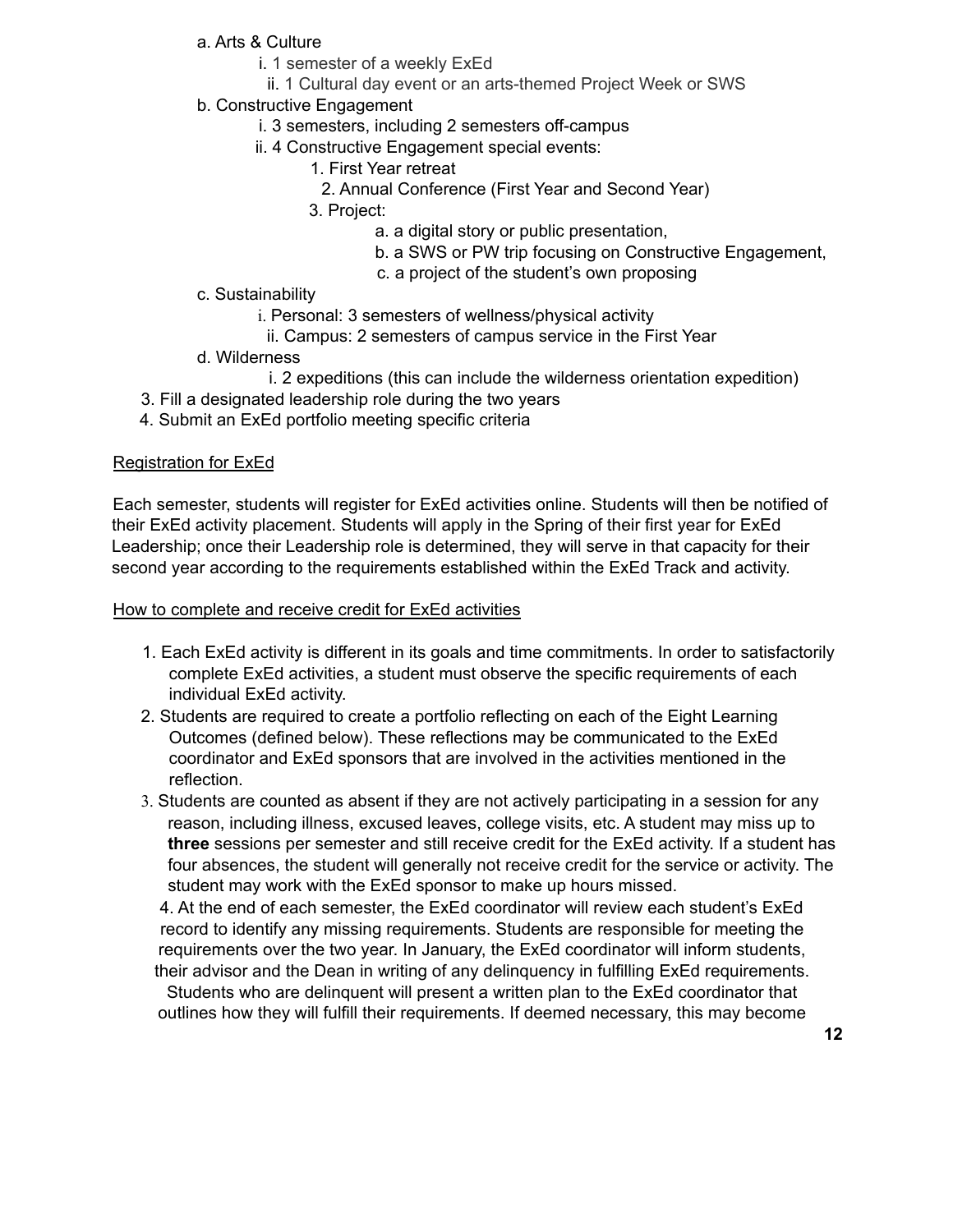a. Arts & Culture
    i. 1 semester of a weekly ExEd
    ii. 1 Cultural day event or an arts-themed Project Week or SWS
b. Constructive Engagement
    i. 3 semesters, including 2 semesters off-campus
    ii. 4 Constructive Engagement special events:
        1. First Year retreat
        2. Annual Conference (First Year and Second Year)
        3. Project:
            a. a digital story or public presentation,
            b. a SWS or PW trip focusing on Constructive Engagement,
            c. a project of the student's own proposing
c. Sustainability
    i. Personal: 3 semesters of wellness/physical activity
    ii. Campus: 2 semesters of campus service in the First Year
d. Wilderness
    i. 2 expeditions (this can include the wilderness orientation expedition)

3. Fill a designated leadership role during the two years
4. Submit an ExEd portfolio meeting specific criteria

<u>Registration for ExEd</u>

Each semester, students will register for ExEd activities online. Students will then be notified of their ExEd activity placement. Students will apply in the Spring of their first year for ExEd Leadership; once their Leadership role is determined, they will serve in that capacity for their second year according to the requirements established within the ExEd Track and activity.

<u>How to complete and receive credit for ExEd activities</u>

1. Each ExEd activity is different in its goals and time commitments. In order to satisfactorily complete ExEd activities, a student must observe the specific requirements of each individual ExEd activity.
2. Students are required to create a portfolio reflecting on each of the Eight Learning Outcomes (defined below). These reflections may be communicated to the ExEd coordinator and ExEd sponsors that are involved in the activities mentioned in the reflection.
3. Students are counted as absent if they are not actively participating in a session for any reason, including illness, excused leaves, college visits, etc. A student may miss up to **three** sessions per semester and still receive credit for the ExEd activity. If a student has four absences, the student will generally not receive credit for the service or activity. The student may work with the ExEd sponsor to make up hours missed.
4. At the end of each semester, the ExEd coordinator will review each student's ExEd record to identify any missing requirements. Students are responsible for meeting the requirements over the two year. In January, the ExEd coordinator will inform students, their advisor and the Dean in writing of any delinquency in fulfilling ExEd requirements. Students who are delinquent will present a written plan to the ExEd coordinator that outlines how they will fulfill their requirements. If deemed necessary, this may become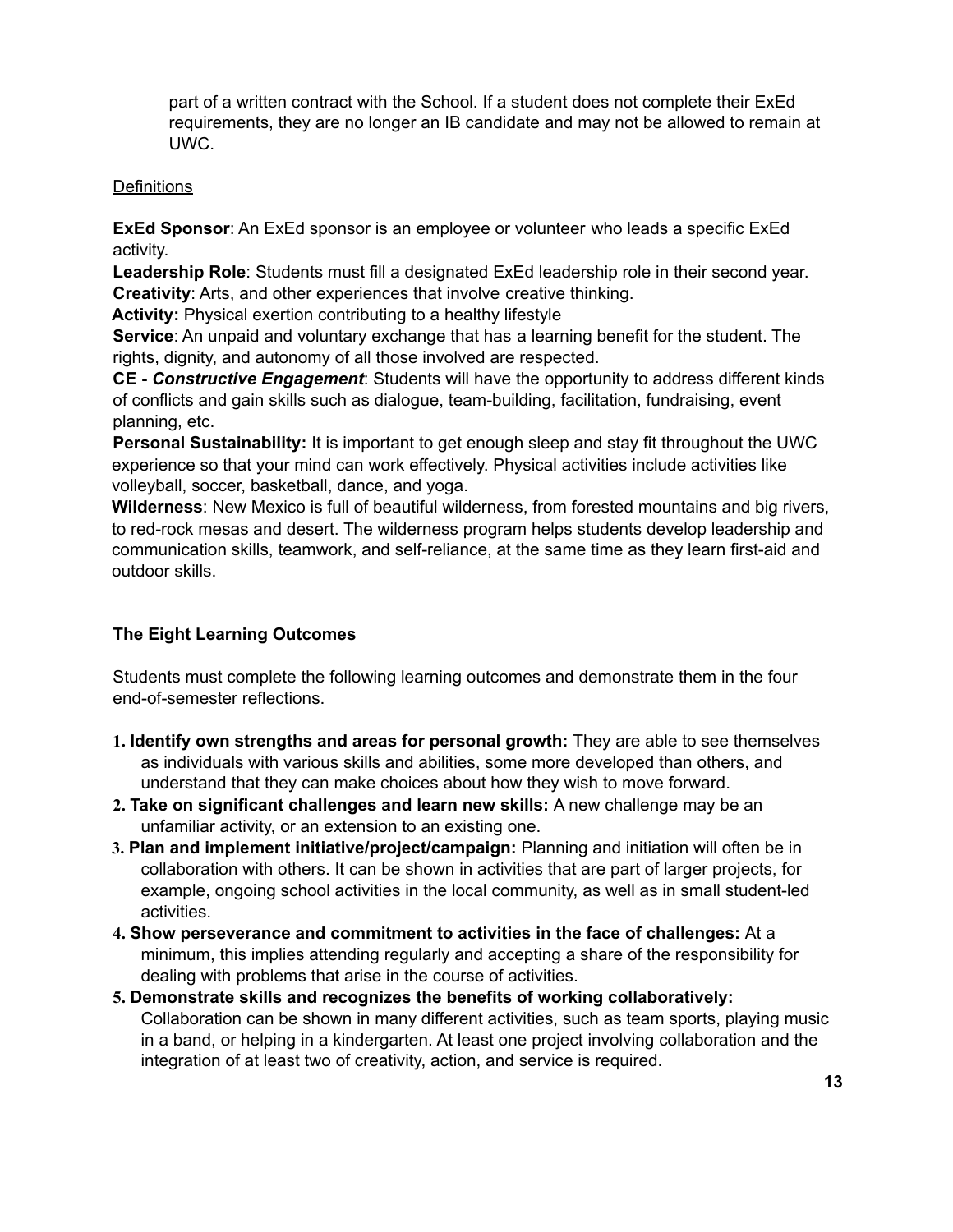part of a written contract with the School. If a student does not complete their ExEd requirements, they are no longer an IB candidate and may not be allowed to remain at UWC.

Definitions

**ExEd Sponsor**: An ExEd sponsor is an employee or volunteer who leads a specific ExEd activity.
**Leadership Role**: Students must fill a designated ExEd leadership role in their second year.
**Creativity**: Arts, and other experiences that involve creative thinking.
**Activity:** Physical exertion contributing to a healthy lifestyle
**Service**: An unpaid and voluntary exchange that has a learning benefit for the student. The rights, dignity, and autonomy of all those involved are respected.
**CE - *Constructive Engagement***: Students will have the opportunity to address different kinds of conflicts and gain skills such as dialogue, team-building, facilitation, fundraising, event planning, etc.
**Personal Sustainability:** It is important to get enough sleep and stay fit throughout the UWC experience so that your mind can work effectively. Physical activities include activities like volleyball, soccer, basketball, dance, and yoga.
**Wilderness**: New Mexico is full of beautiful wilderness, from forested mountains and big rivers, to red-rock mesas and desert. The wilderness program helps students develop leadership and communication skills, teamwork, and self-reliance, at the same time as they learn first-aid and outdoor skills.

**The Eight Learning Outcomes**

Students must complete the following learning outcomes and demonstrate them in the four end-of-semester reflections.

1. **Identify own strengths and areas for personal growth:** They are able to see themselves as individuals with various skills and abilities, some more developed than others, and understand that they can make choices about how they wish to move forward.
2. **Take on significant challenges and learn new skills:** A new challenge may be an unfamiliar activity, or an extension to an existing one.
3. **Plan and implement initiative/project/campaign:** Planning and initiation will often be in collaboration with others. It can be shown in activities that are part of larger projects, for example, ongoing school activities in the local community, as well as in small student-led activities.
4. **Show perseverance and commitment to activities in the face of challenges:** At a minimum, this implies attending regularly and accepting a share of the responsibility for dealing with problems that arise in the course of activities.
5. **Demonstrate skills and recognizes the benefits of working collaboratively:** Collaboration can be shown in many different activities, such as team sports, playing music in a band, or helping in a kindergarten. At least one project involving collaboration and the integration of at least two of creativity, action, and service is required.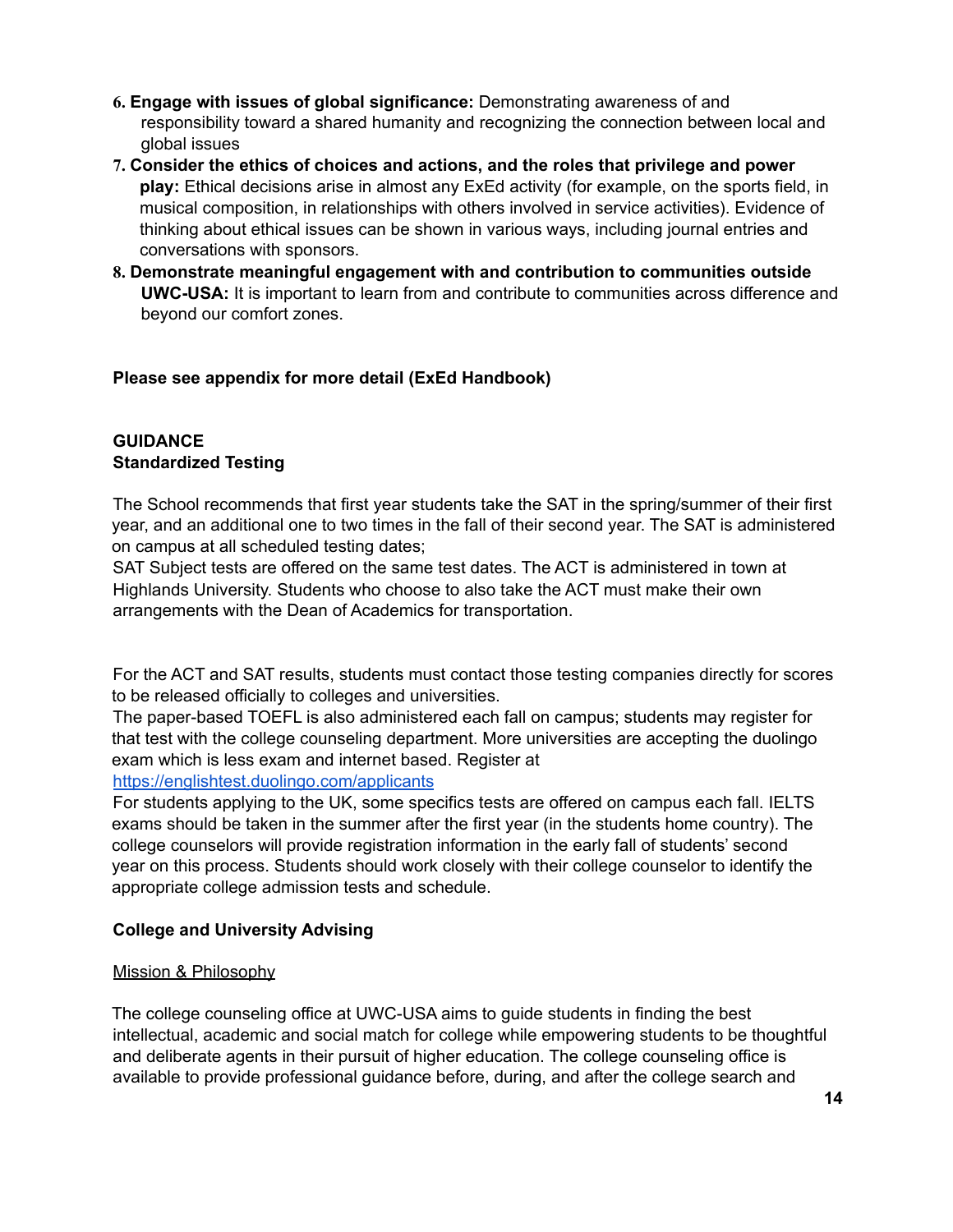6. **Engage with issues of global significance:** Demonstrating awareness of and responsibility toward a shared humanity and recognizing the connection between local and global issues
7. **Consider the ethics of choices and actions, and the roles that privilege and power play:** Ethical decisions arise in almost any ExEd activity (for example, on the sports field, in musical composition, in relationships with others involved in service activities). Evidence of thinking about ethical issues can be shown in various ways, including journal entries and conversations with sponsors.
8. **Demonstrate meaningful engagement with and contribution to communities outside UWC-USA:** It is important to learn from and contribute to communities across difference and beyond our comfort zones.

**Please see appendix for more detail (ExEd Handbook)**

## GUIDANCE

### Standardized Testing

The School recommends that first year students take the SAT in the spring/summer of their first year, and an additional one to two times in the fall of their second year. The SAT is administered on campus at all scheduled testing dates;
SAT Subject tests are offered on the same test dates. The ACT is administered in town at Highlands University. Students who choose to also take the ACT must make their own arrangements with the Dean of Academics for transportation.

For the ACT and SAT results, students must contact those testing companies directly for scores to be released officially to colleges and universities.
The paper-based TOEFL is also administered each fall on campus; students may register for that test with the college counseling department. More universities are accepting the duolingo exam which is less exam and internet based. Register at
[https://englishtest.duolingo.com/applicants](https://englishtest.duolingo.com/applicants)
For students applying to the UK, some specifics tests are offered on campus each fall. IELTS exams should be taken in the summer after the first year (in the students home country). The college counselors will provide registration information in the early fall of students' second year on this process. Students should work closely with their college counselor to identify the appropriate college admission tests and schedule.

### College and University Advising

Mission & Philosophy

The college counseling office at UWC-USA aims to guide students in finding the best intellectual, academic and social match for college while empowering students to be thoughtful and deliberate agents in their pursuit of higher education. The college counseling office is available to provide professional guidance before, during, and after the college search and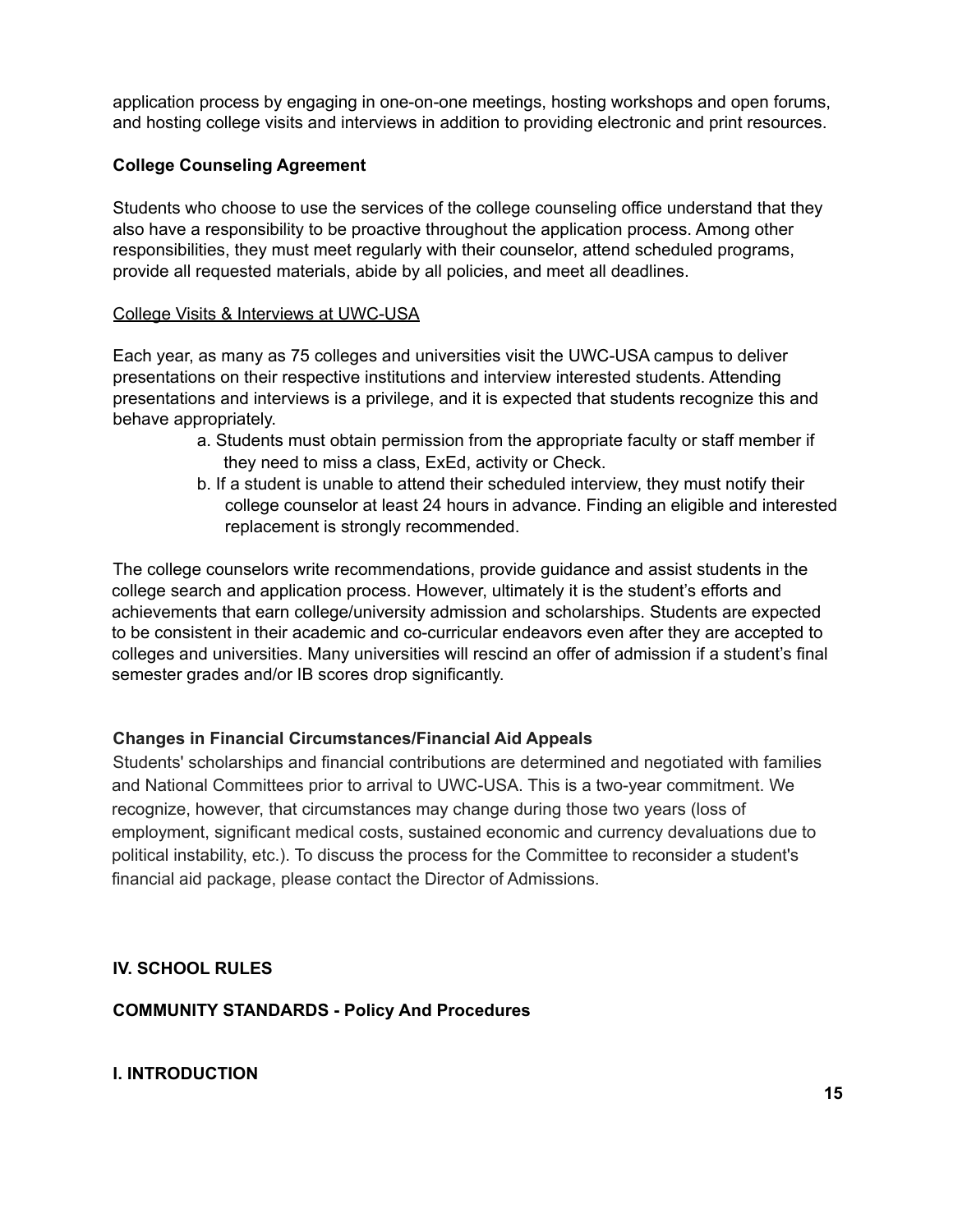application process by engaging in one-on-one meetings, hosting workshops and open forums, and hosting college visits and interviews in addition to providing electronic and print resources.

**College Counseling Agreement**

Students who choose to use the services of the college counseling office understand that they also have a responsibility to be proactive throughout the application process. Among other responsibilities, they must meet regularly with their counselor, attend scheduled programs, provide all requested materials, abide by all policies, and meet all deadlines.

<u>College Visits & Interviews at UWC-USA</u>

Each year, as many as 75 colleges and universities visit the UWC-USA campus to deliver presentations on their respective institutions and interview interested students. Attending presentations and interviews is a privilege, and it is expected that students recognize this and behave appropriately.

a. Students must obtain permission from the appropriate faculty or staff member if they need to miss a class, ExEd, activity or Check.
b. If a student is unable to attend their scheduled interview, they must notify their college counselor at least 24 hours in advance. Finding an eligible and interested replacement is strongly recommended.

The college counselors write recommendations, provide guidance and assist students in the college search and application process. However, ultimately it is the student's efforts and achievements that earn college/university admission and scholarships. Students are expected to be consistent in their academic and co-curricular endeavors even after they are accepted to colleges and universities. Many universities will rescind an offer of admission if a student's final semester grades and/or IB scores drop significantly.

**Changes in Financial Circumstances/Financial Aid Appeals**

Students' scholarships and financial contributions are determined and negotiated with families and National Committees prior to arrival to UWC-USA. This is a two-year commitment. We recognize, however, that circumstances may change during those two years (loss of employment, significant medical costs, sustained economic and currency devaluations due to political instability, etc.). To discuss the process for the Committee to reconsider a student's financial aid package, please contact the Director of Admissions.

## IV. SCHOOL RULES

### COMMUNITY STANDARDS - Policy And Procedures

### I. INTRODUCTION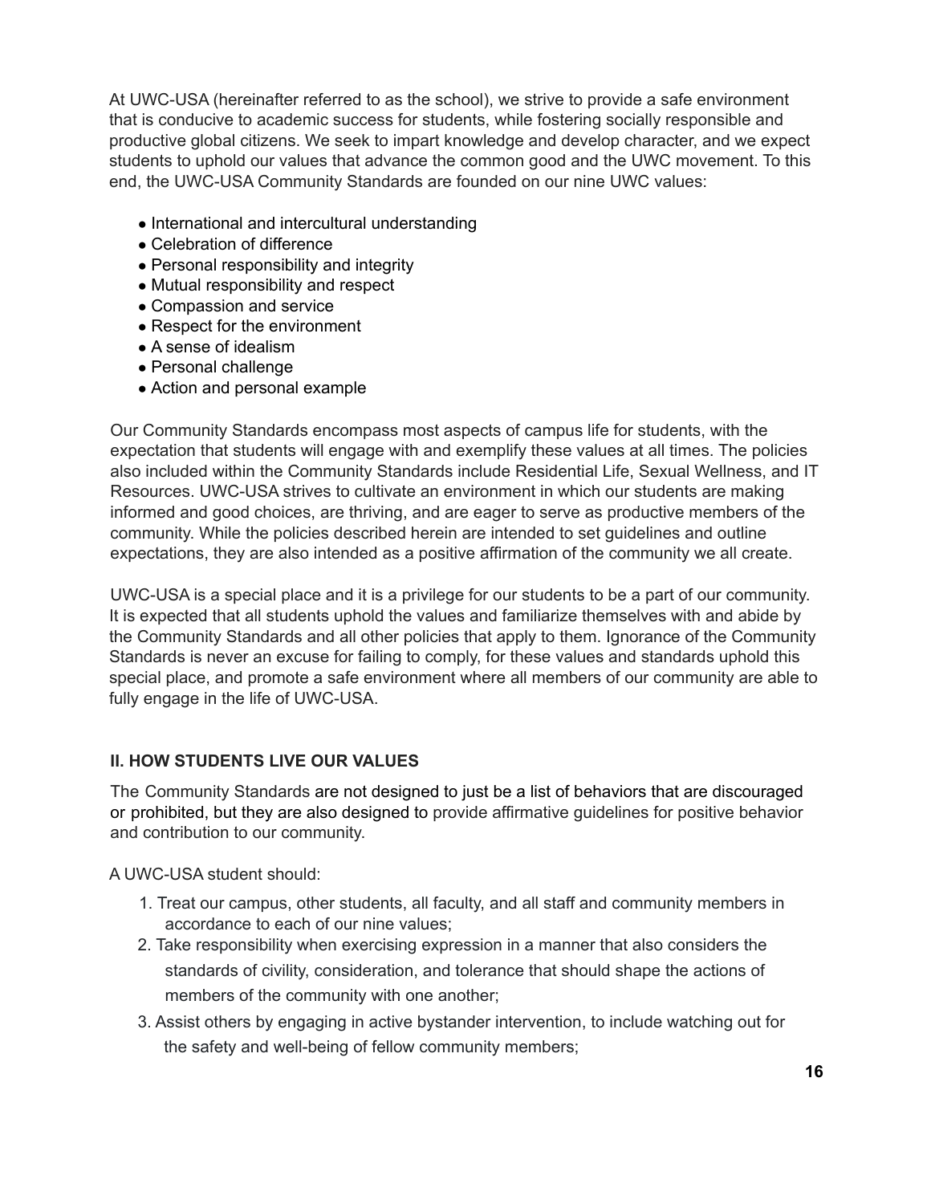At UWC-USA (hereinafter referred to as the school), we strive to provide a safe environment that is conducive to academic success for students, while fostering socially responsible and productive global citizens. We seek to impart knowledge and develop character, and we expect students to uphold our values that advance the common good and the UWC movement. To this end, the UWC-USA Community Standards are founded on our nine UWC values:

- International and intercultural understanding
- Celebration of difference
- Personal responsibility and integrity
- Mutual responsibility and respect
- Compassion and service
- Respect for the environment
- A sense of idealism
- Personal challenge
- Action and personal example

Our Community Standards encompass most aspects of campus life for students, with the expectation that students will engage with and exemplify these values at all times. The policies also included within the Community Standards include Residential Life, Sexual Wellness, and IT Resources. UWC-USA strives to cultivate an environment in which our students are making informed and good choices, are thriving, and are eager to serve as productive members of the community. While the policies described herein are intended to set guidelines and outline expectations, they are also intended as a positive affirmation of the community we all create.

UWC-USA is a special place and it is a privilege for our students to be a part of our community. It is expected that all students uphold the values and familiarize themselves with and abide by the Community Standards and all other policies that apply to them. Ignorance of the Community Standards is never an excuse for failing to comply, for these values and standards uphold this special place, and promote a safe environment where all members of our community are able to fully engage in the life of UWC-USA.

## II. HOW STUDENTS LIVE OUR VALUES

The Community Standards are not designed to just be a list of behaviors that are discouraged or prohibited, but they are also designed to provide affirmative guidelines for positive behavior and contribution to our community.

A UWC-USA student should:

1. Treat our campus, other students, all faculty, and all staff and community members in accordance to each of our nine values;
2. Take responsibility when exercising expression in a manner that also considers the standards of civility, consideration, and tolerance that should shape the actions of members of the community with one another;
3. Assist others by engaging in active bystander intervention, to include watching out for the safety and well-being of fellow community members;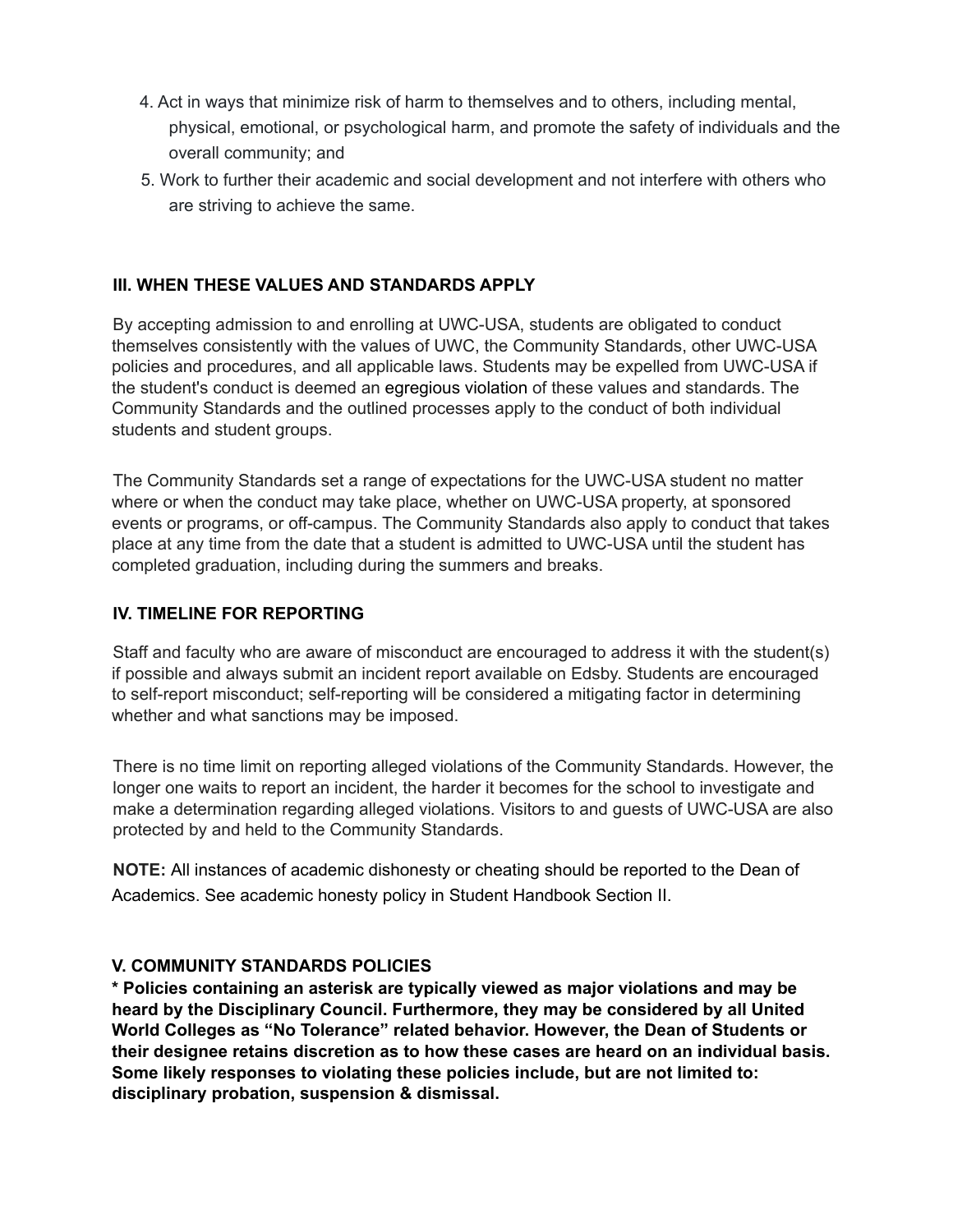4. Act in ways that minimize risk of harm to themselves and to others, including mental, physical, emotional, or psychological harm, and promote the safety of individuals and the overall community; and
5. Work to further their academic and social development and not interfere with others who are striving to achieve the same.

### III. WHEN THESE VALUES AND STANDARDS APPLY

By accepting admission to and enrolling at UWC-USA, students are obligated to conduct themselves consistently with the values of UWC, the Community Standards, other UWC-USA policies and procedures, and all applicable laws. Students may be expelled from UWC-USA if the student's conduct is deemed an egregious violation of these values and standards. The Community Standards and the outlined processes apply to the conduct of both individual students and student groups.

The Community Standards set a range of expectations for the UWC-USA student no matter where or when the conduct may take place, whether on UWC-USA property, at sponsored events or programs, or off-campus. The Community Standards also apply to conduct that takes place at any time from the date that a student is admitted to UWC-USA until the student has completed graduation, including during the summers and breaks.

### IV. TIMELINE FOR REPORTING

Staff and faculty who are aware of misconduct are encouraged to address it with the student(s) if possible and always submit an incident report available on Edsby. Students are encouraged to self-report misconduct; self-reporting will be considered a mitigating factor in determining whether and what sanctions may be imposed.

There is no time limit on reporting alleged violations of the Community Standards. However, the longer one waits to report an incident, the harder it becomes for the school to investigate and make a determination regarding alleged violations. Visitors to and guests of UWC-USA are also protected by and held to the Community Standards.

**NOTE:** All instances of academic dishonesty or cheating should be reported to the Dean of Academics. See academic honesty policy in Student Handbook Section II.

### V. COMMUNITY STANDARDS POLICIES

**\* Policies containing an asterisk are typically viewed as major violations and may be heard by the Disciplinary Council. Furthermore, they may be considered by all United World Colleges as "No Tolerance" related behavior. However, the Dean of Students or their designee retains discretion as to how these cases are heard on an individual basis. Some likely responses to violating these policies include, but are not limited to: disciplinary probation, suspension & dismissal.**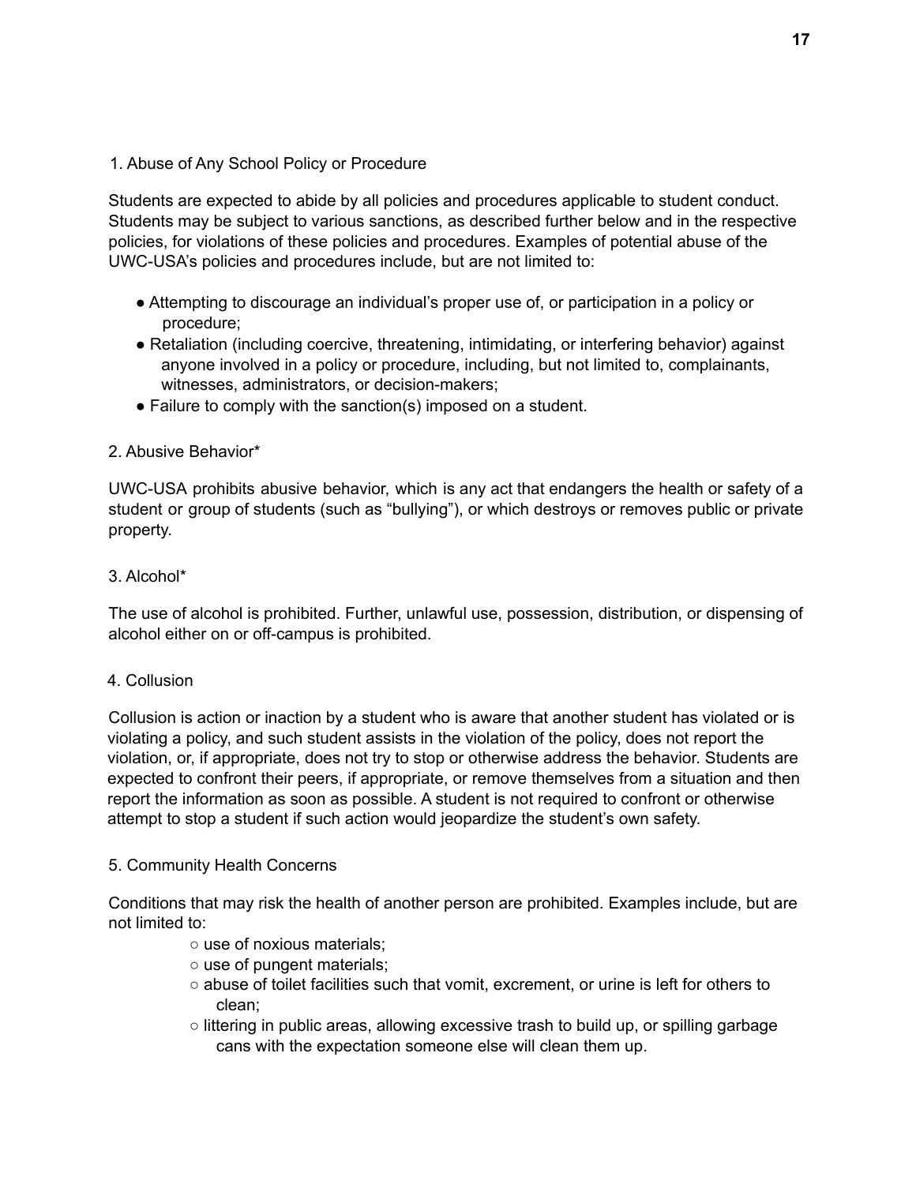### 1. Abuse of Any School Policy or Procedure

Students are expected to abide by all policies and procedures applicable to student conduct. Students may be subject to various sanctions, as described further below and in the respective policies, for violations of these policies and procedures. Examples of potential abuse of the UWC-USA's policies and procedures include, but are not limited to:

- Attempting to discourage an individual's proper use of, or participation in a policy or procedure;
- Retaliation (including coercive, threatening, intimidating, or interfering behavior) against anyone involved in a policy or procedure, including, but not limited to, complainants, witnesses, administrators, or decision-makers;
- Failure to comply with the sanction(s) imposed on a student.

### 2. Abusive Behavior*

UWC-USA prohibits abusive behavior, which is any act that endangers the health or safety of a student or group of students (such as "bullying"), or which destroys or removes public or private property.

### 3. Alcohol*

The use of alcohol is prohibited. Further, unlawful use, possession, distribution, or dispensing of alcohol either on or off-campus is prohibited.

### 4. Collusion

Collusion is action or inaction by a student who is aware that another student has violated or is violating a policy, and such student assists in the violation of the policy, does not report the violation, or, if appropriate, does not try to stop or otherwise address the behavior. Students are expected to confront their peers, if appropriate, or remove themselves from a situation and then report the information as soon as possible. A student is not required to confront or otherwise attempt to stop a student if such action would jeopardize the student's own safety.

### 5. Community Health Concerns

Conditions that may risk the health of another person are prohibited. Examples include, but are not limited to:

- use of noxious materials;
- use of pungent materials;
- abuse of toilet facilities such that vomit, excrement, or urine is left for others to clean;
- littering in public areas, allowing excessive trash to build up, or spilling garbage cans with the expectation someone else will clean them up.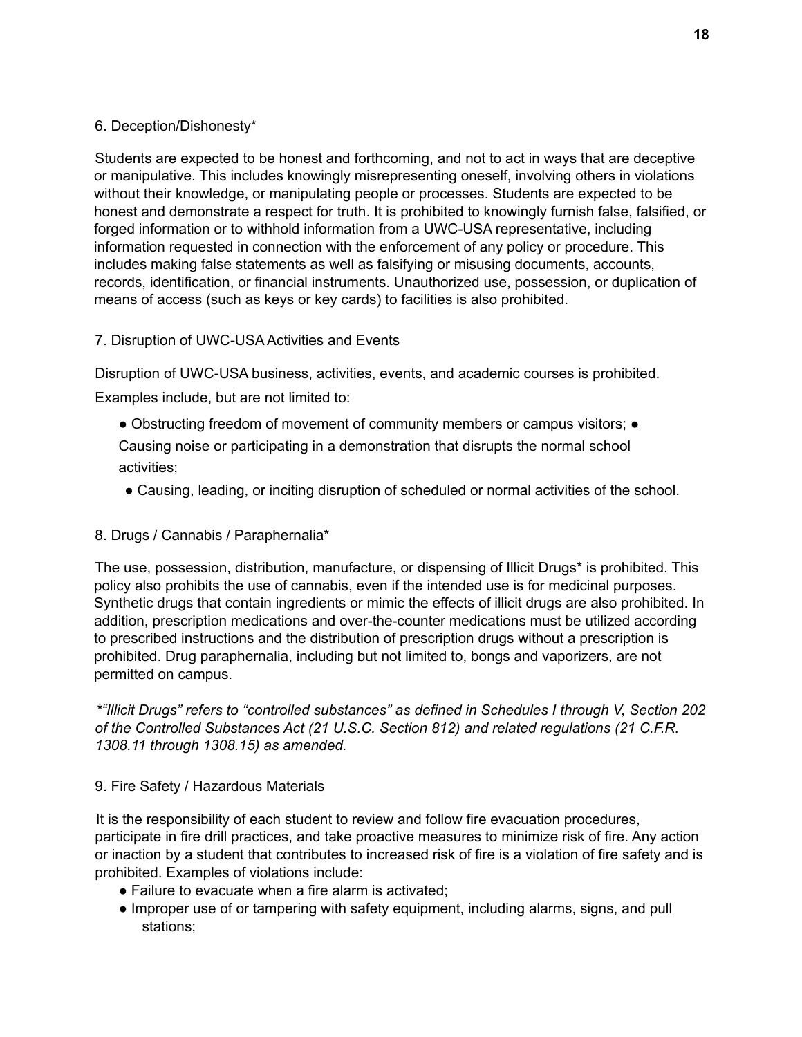6. Deception/Dishonesty*

Students are expected to be honest and forthcoming, and not to act in ways that are deceptive or manipulative. This includes knowingly misrepresenting oneself, involving others in violations without their knowledge, or manipulating people or processes. Students are expected to be honest and demonstrate a respect for truth. It is prohibited to knowingly furnish false, falsified, or forged information or to withhold information from a UWC-USA representative, including information requested in connection with the enforcement of any policy or procedure. This includes making false statements as well as falsifying or misusing documents, accounts, records, identification, or financial instruments. Unauthorized use, possession, or duplication of means of access (such as keys or key cards) to facilities is also prohibited.

7. Disruption of UWC-USA Activities and Events

Disruption of UWC-USA business, activities, events, and academic courses is prohibited.

Examples include, but are not limited to:

- Obstructing freedom of movement of community members or campus visitors;
- Causing noise or participating in a demonstration that disrupts the normal school activities;
- Causing, leading, or inciting disruption of scheduled or normal activities of the school.

8. Drugs / Cannabis / Paraphernalia*

The use, possession, distribution, manufacture, or dispensing of Illicit Drugs* is prohibited. This policy also prohibits the use of cannabis, even if the intended use is for medicinal purposes. Synthetic drugs that contain ingredients or mimic the effects of illicit drugs are also prohibited. In addition, prescription medications and over-the-counter medications must be utilized according to prescribed instructions and the distribution of prescription drugs without a prescription is prohibited. Drug paraphernalia, including but not limited to, bongs and vaporizers, are not permitted on campus.

*\*"Illicit Drugs" refers to "controlled substances" as defined in Schedules I through V, Section 202 of the Controlled Substances Act (21 U.S.C. Section 812) and related regulations (21 C.F.R. 1308.11 through 1308.15) as amended.*

9. Fire Safety / Hazardous Materials

It is the responsibility of each student to review and follow fire evacuation procedures, participate in fire drill practices, and take proactive measures to minimize risk of fire. Any action or inaction by a student that contributes to increased risk of fire is a violation of fire safety and is prohibited. Examples of violations include:

- Failure to evacuate when a fire alarm is activated;
- Improper use of or tampering with safety equipment, including alarms, signs, and pull stations;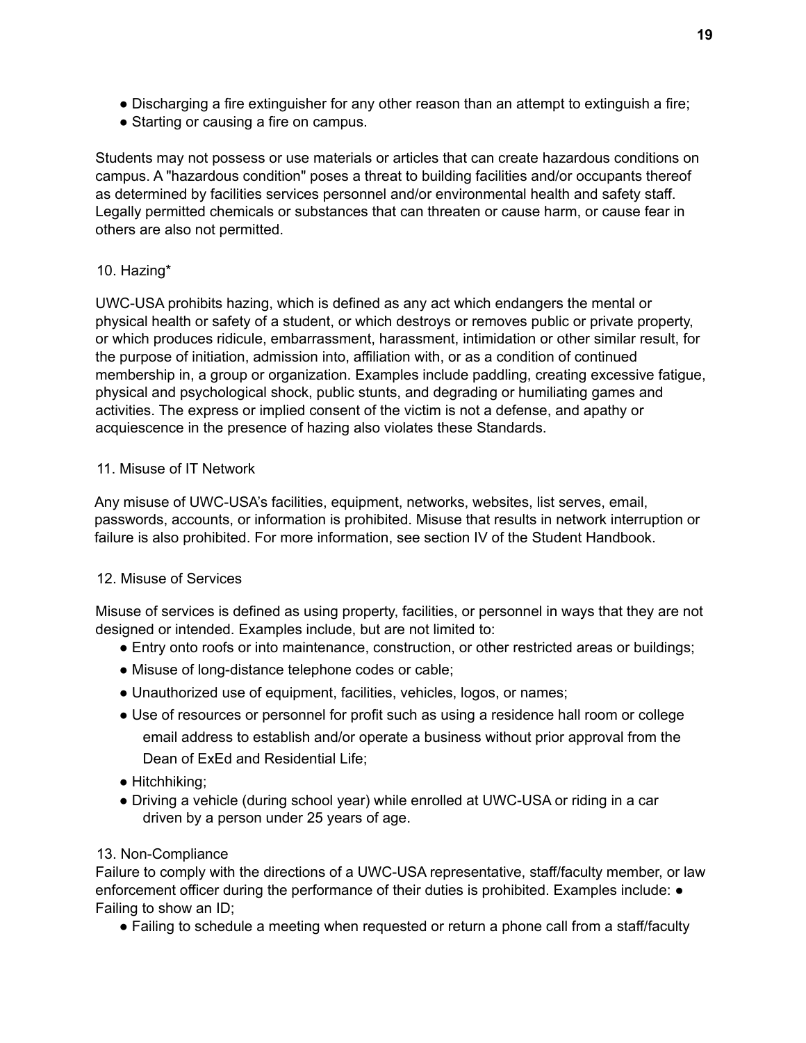- Discharging a fire extinguisher for any other reason than an attempt to extinguish a fire;
- Starting or causing a fire on campus.

Students may not possess or use materials or articles that can create hazardous conditions on campus. A "hazardous condition" poses a threat to building facilities and/or occupants thereof as determined by facilities services personnel and/or environmental health and safety staff. Legally permitted chemicals or substances that can threaten or cause harm, or cause fear in others are also not permitted.

10. Hazing*

UWC-USA prohibits hazing, which is defined as any act which endangers the mental or physical health or safety of a student, or which destroys or removes public or private property, or which produces ridicule, embarrassment, harassment, intimidation or other similar result, for the purpose of initiation, admission into, affiliation with, or as a condition of continued membership in, a group or organization. Examples include paddling, creating excessive fatigue, physical and psychological shock, public stunts, and degrading or humiliating games and activities. The express or implied consent of the victim is not a defense, and apathy or acquiescence in the presence of hazing also violates these Standards.

11. Misuse of IT Network

Any misuse of UWC-USA's facilities, equipment, networks, websites, list serves, email, passwords, accounts, or information is prohibited. Misuse that results in network interruption or failure is also prohibited. For more information, see section IV of the Student Handbook.

12. Misuse of Services

Misuse of services is defined as using property, facilities, or personnel in ways that they are not designed or intended. Examples include, but are not limited to:

- Entry onto roofs or into maintenance, construction, or other restricted areas or buildings;
- Misuse of long-distance telephone codes or cable;
- Unauthorized use of equipment, facilities, vehicles, logos, or names;
- Use of resources or personnel for profit such as using a residence hall room or college email address to establish and/or operate a business without prior approval from the Dean of ExEd and Residential Life;
- Hitchhiking;
- Driving a vehicle (during school year) while enrolled at UWC-USA or riding in a car driven by a person under 25 years of age.

13. Non-Compliance

Failure to comply with the directions of a UWC-USA representative, staff/faculty member, or law enforcement officer during the performance of their duties is prohibited. Examples include:

- Failing to show an ID;
- Failing to schedule a meeting when requested or return a phone call from a staff/faculty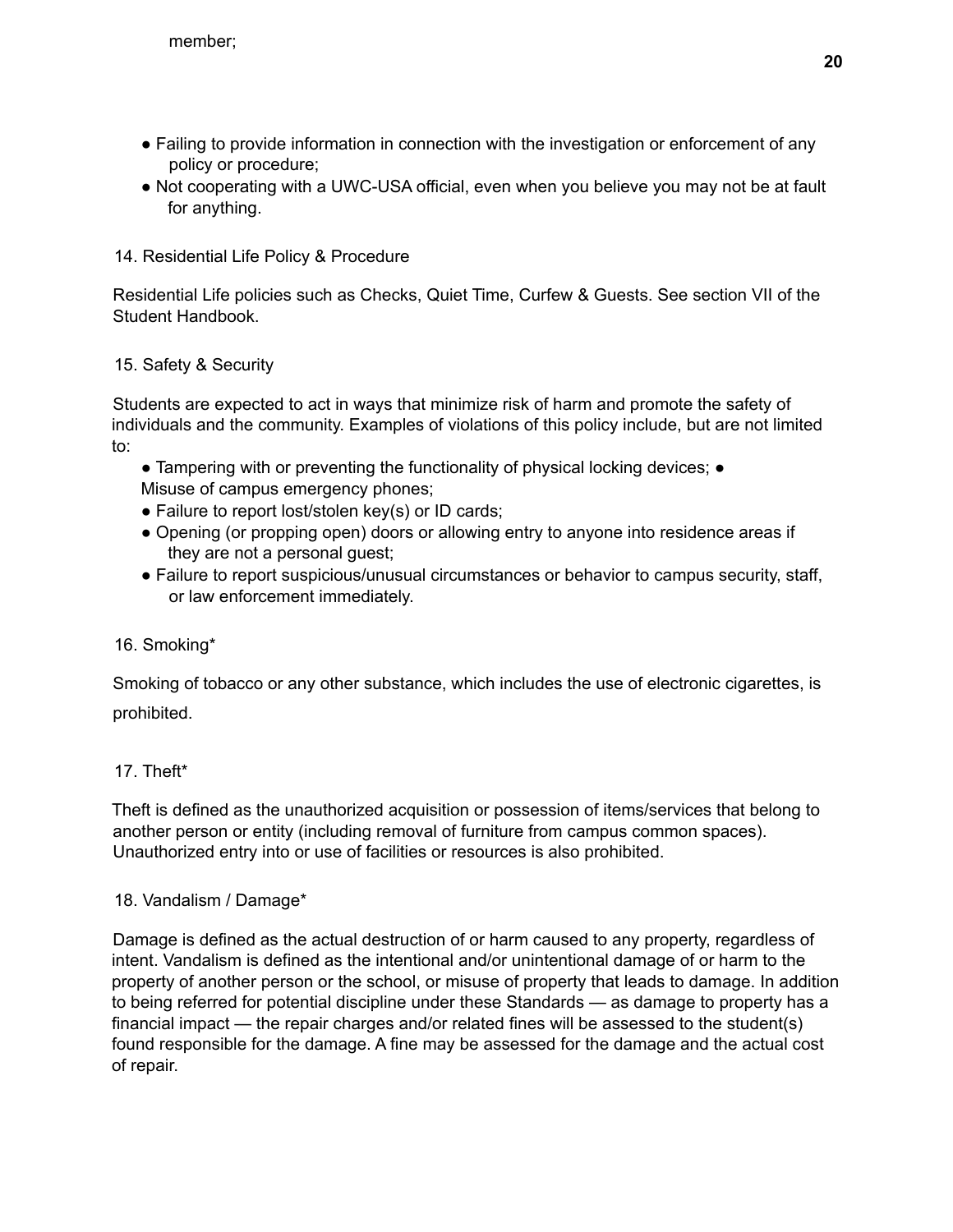member;

- Failing to provide information in connection with the investigation or enforcement of any policy or procedure;
- Not cooperating with a UWC-USA official, even when you believe you may not be at fault for anything.

### 14. Residential Life Policy & Procedure

Residential Life policies such as Checks, Quiet Time, Curfew & Guests. See section VII of the Student Handbook.

### 15. Safety & Security

Students are expected to act in ways that minimize risk of harm and promote the safety of individuals and the community. Examples of violations of this policy include, but are not limited to:

- Tampering with or preventing the functionality of physical locking devices;
- Misuse of campus emergency phones;
- Failure to report lost/stolen key(s) or ID cards;
- Opening (or propping open) doors or allowing entry to anyone into residence areas if they are not a personal guest;
- Failure to report suspicious/unusual circumstances or behavior to campus security, staff, or law enforcement immediately.

### 16. Smoking*

Smoking of tobacco or any other substance, which includes the use of electronic cigarettes, is prohibited.

### 17. Theft*

Theft is defined as the unauthorized acquisition or possession of items/services that belong to another person or entity (including removal of furniture from campus common spaces). Unauthorized entry into or use of facilities or resources is also prohibited.

### 18. Vandalism / Damage*

Damage is defined as the actual destruction of or harm caused to any property, regardless of intent. Vandalism is defined as the intentional and/or unintentional damage of or harm to the property of another person or the school, or misuse of property that leads to damage. In addition to being referred for potential discipline under these Standards — as damage to property has a financial impact — the repair charges and/or related fines will be assessed to the student(s) found responsible for the damage. A fine may be assessed for the damage and the actual cost of repair.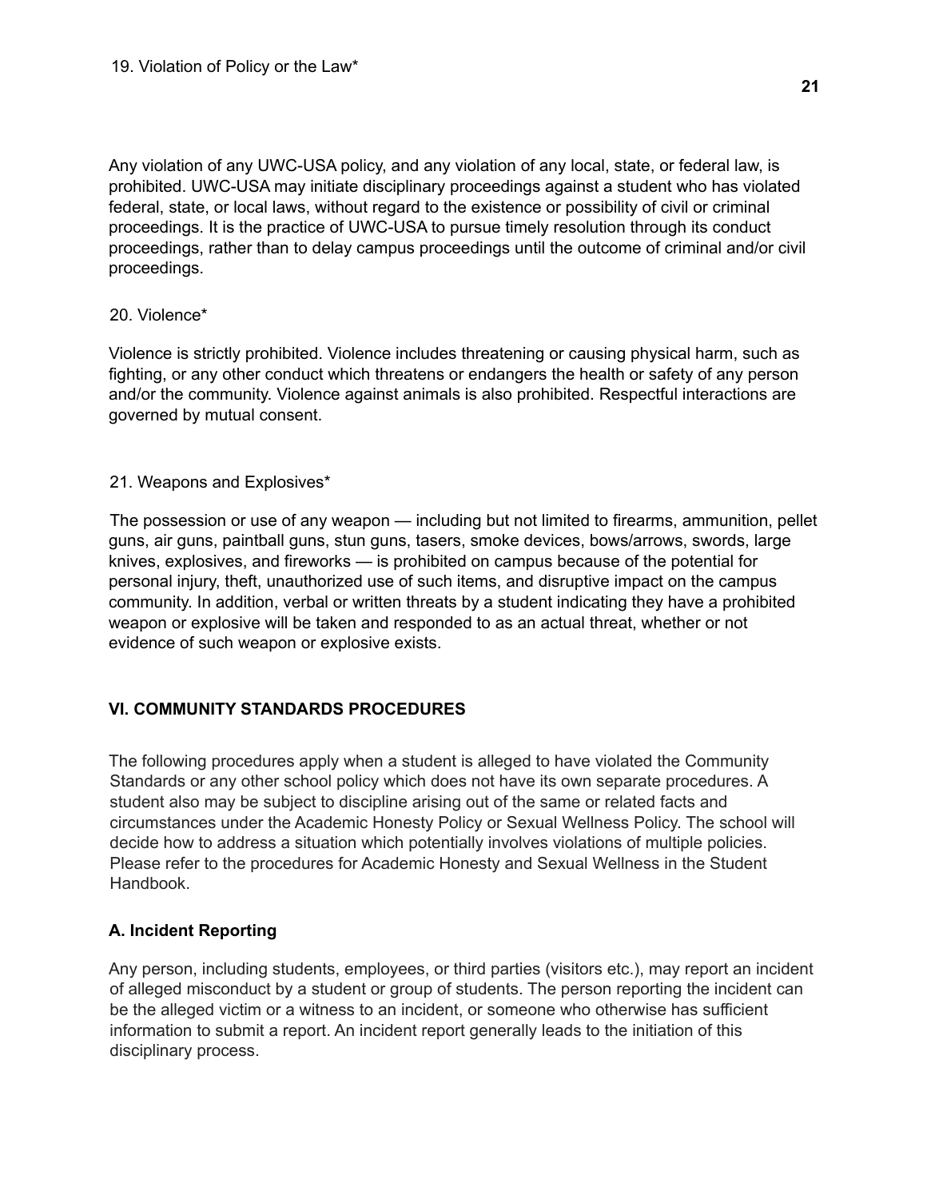19. Violation of Policy or the Law*

Any violation of any UWC-USA policy, and any violation of any local, state, or federal law, is prohibited. UWC-USA may initiate disciplinary proceedings against a student who has violated federal, state, or local laws, without regard to the existence or possibility of civil or criminal proceedings. It is the practice of UWC-USA to pursue timely resolution through its conduct proceedings, rather than to delay campus proceedings until the outcome of criminal and/or civil proceedings.

20. Violence*

Violence is strictly prohibited. Violence includes threatening or causing physical harm, such as fighting, or any other conduct which threatens or endangers the health or safety of any person and/or the community. Violence against animals is also prohibited. Respectful interactions are governed by mutual consent.

21. Weapons and Explosives*

The possession or use of any weapon — including but not limited to firearms, ammunition, pellet guns, air guns, paintball guns, stun guns, tasers, smoke devices, bows/arrows, swords, large knives, explosives, and fireworks — is prohibited on campus because of the potential for personal injury, theft, unauthorized use of such items, and disruptive impact on the campus community. In addition, verbal or written threats by a student indicating they have a prohibited weapon or explosive will be taken and responded to as an actual threat, whether or not evidence of such weapon or explosive exists.

## VI. COMMUNITY STANDARDS PROCEDURES

The following procedures apply when a student is alleged to have violated the Community Standards or any other school policy which does not have its own separate procedures. A student also may be subject to discipline arising out of the same or related facts and circumstances under the Academic Honesty Policy or Sexual Wellness Policy. The school will decide how to address a situation which potentially involves violations of multiple policies. Please refer to the procedures for Academic Honesty and Sexual Wellness in the Student Handbook.

### A. Incident Reporting

Any person, including students, employees, or third parties (visitors etc.), may report an incident of alleged misconduct by a student or group of students. The person reporting the incident can be the alleged victim or a witness to an incident, or someone who otherwise has sufficient information to submit a report. An incident report generally leads to the initiation of this disciplinary process.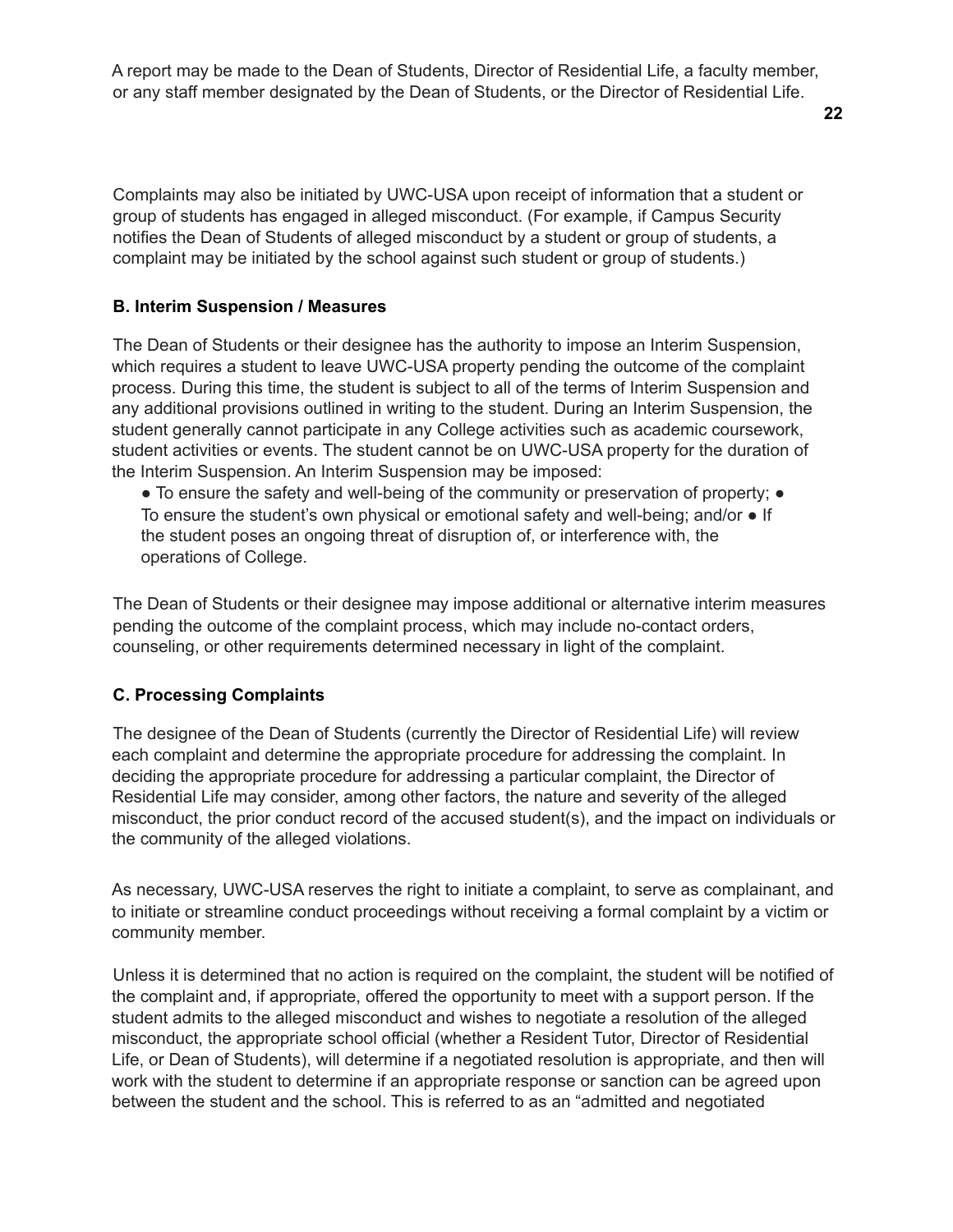A report may be made to the Dean of Students, Director of Residential Life, a faculty member, or any staff member designated by the Dean of Students, or the Director of Residential Life.

Complaints may also be initiated by UWC-USA upon receipt of information that a student or group of students has engaged in alleged misconduct. (For example, if Campus Security notifies the Dean of Students of alleged misconduct by a student or group of students, a complaint may be initiated by the school against such student or group of students.)

**B. Interim Suspension / Measures**

The Dean of Students or their designee has the authority to impose an Interim Suspension, which requires a student to leave UWC-USA property pending the outcome of the complaint process. During this time, the student is subject to all of the terms of Interim Suspension and any additional provisions outlined in writing to the student. During an Interim Suspension, the student generally cannot participate in any College activities such as academic coursework, student activities or events. The student cannot be on UWC-USA property for the duration of the Interim Suspension. An Interim Suspension may be imposed:

- To ensure the safety and well-being of the community or preservation of property;
- To ensure the student's own physical or emotional safety and well-being; and/or
- If the student poses an ongoing threat of disruption of, or interference with, the operations of College.

The Dean of Students or their designee may impose additional or alternative interim measures pending the outcome of the complaint process, which may include no-contact orders, counseling, or other requirements determined necessary in light of the complaint.

**C. Processing Complaints**

The designee of the Dean of Students (currently the Director of Residential Life) will review each complaint and determine the appropriate procedure for addressing the complaint. In deciding the appropriate procedure for addressing a particular complaint, the Director of Residential Life may consider, among other factors, the nature and severity of the alleged misconduct, the prior conduct record of the accused student(s), and the impact on individuals or the community of the alleged violations.

As necessary, UWC-USA reserves the right to initiate a complaint, to serve as complainant, and to initiate or streamline conduct proceedings without receiving a formal complaint by a victim or community member.

Unless it is determined that no action is required on the complaint, the student will be notified of the complaint and, if appropriate, offered the opportunity to meet with a support person. If the student admits to the alleged misconduct and wishes to negotiate a resolution of the alleged misconduct, the appropriate school official (whether a Resident Tutor, Director of Residential Life, or Dean of Students), will determine if a negotiated resolution is appropriate, and then will work with the student to determine if an appropriate response or sanction can be agreed upon between the student and the school. This is referred to as an "admitted and negotiated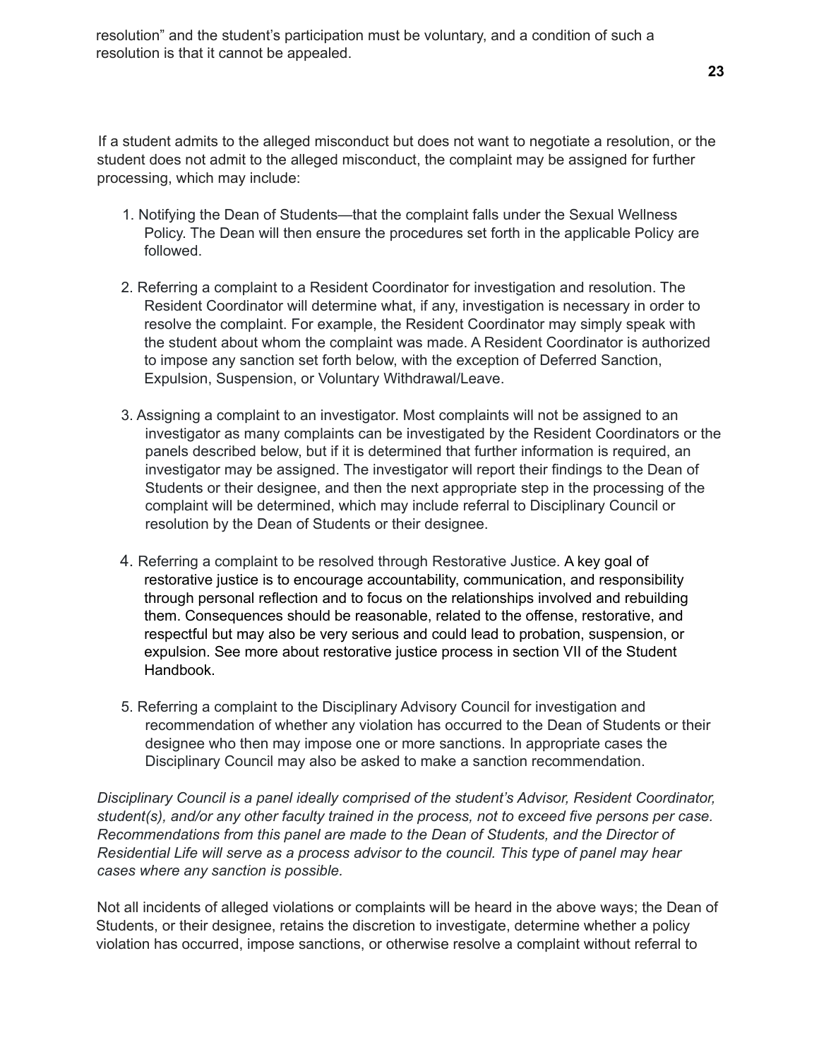resolution" and the student's participation must be voluntary, and a condition of such a resolution is that it cannot be appealed.

If a student admits to the alleged misconduct but does not want to negotiate a resolution, or the student does not admit to the alleged misconduct, the complaint may be assigned for further processing, which may include:

1. Notifying the Dean of Students—that the complaint falls under the Sexual Wellness Policy. The Dean will then ensure the procedures set forth in the applicable Policy are followed.

2. Referring a complaint to a Resident Coordinator for investigation and resolution. The Resident Coordinator will determine what, if any, investigation is necessary in order to resolve the complaint. For example, the Resident Coordinator may simply speak with the student about whom the complaint was made. A Resident Coordinator is authorized to impose any sanction set forth below, with the exception of Deferred Sanction, Expulsion, Suspension, or Voluntary Withdrawal/Leave.

3. Assigning a complaint to an investigator. Most complaints will not be assigned to an investigator as many complaints can be investigated by the Resident Coordinators or the panels described below, but if it is determined that further information is required, an investigator may be assigned. The investigator will report their findings to the Dean of Students or their designee, and then the next appropriate step in the processing of the complaint will be determined, which may include referral to Disciplinary Council or resolution by the Dean of Students or their designee.

4. Referring a complaint to be resolved through Restorative Justice. A key goal of restorative justice is to encourage accountability, communication, and responsibility through personal reflection and to focus on the relationships involved and rebuilding them. Consequences should be reasonable, related to the offense, restorative, and respectful but may also be very serious and could lead to probation, suspension, or expulsion. See more about restorative justice process in section VII of the Student Handbook.

5. Referring a complaint to the Disciplinary Advisory Council for investigation and recommendation of whether any violation has occurred to the Dean of Students or their designee who then may impose one or more sanctions. In appropriate cases the Disciplinary Council may also be asked to make a sanction recommendation.

*Disciplinary Council is a panel ideally comprised of the student's Advisor, Resident Coordinator, student(s), and/or any other faculty trained in the process, not to exceed five persons per case. Recommendations from this panel are made to the Dean of Students, and the Director of Residential Life will serve as a process advisor to the council. This type of panel may hear cases where any sanction is possible.*

Not all incidents of alleged violations or complaints will be heard in the above ways; the Dean of Students, or their designee, retains the discretion to investigate, determine whether a policy violation has occurred, impose sanctions, or otherwise resolve a complaint without referral to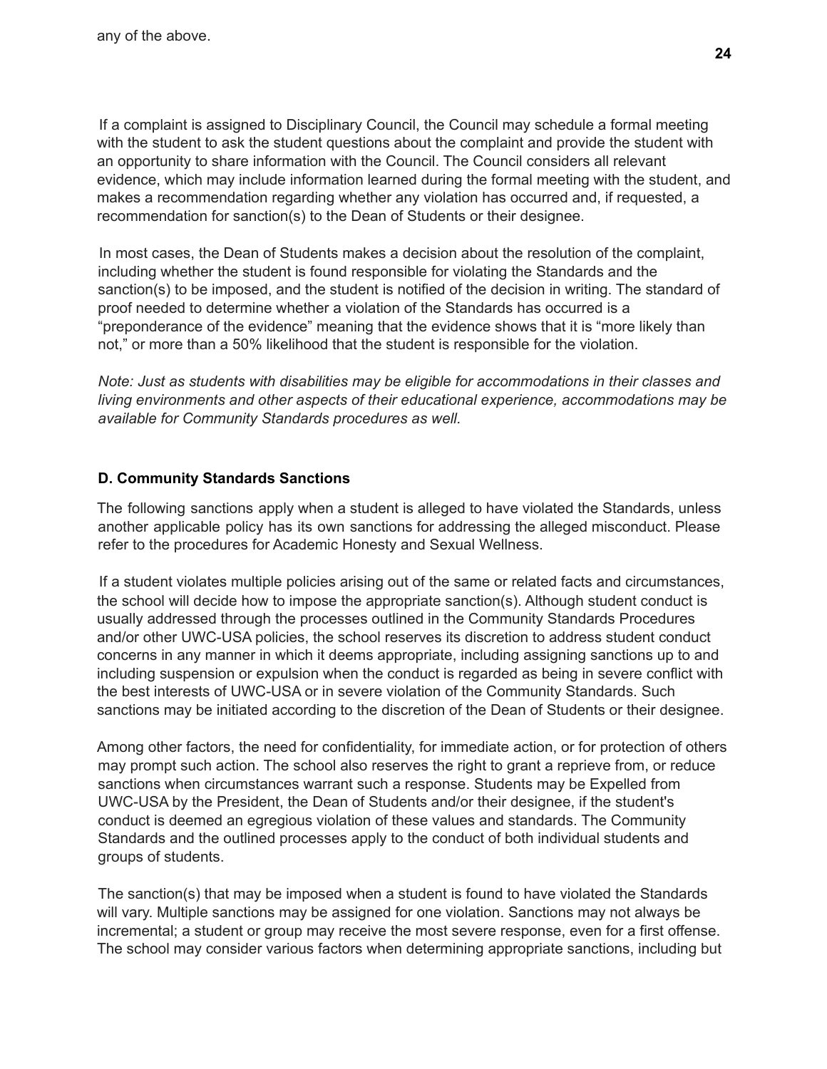any of the above.

If a complaint is assigned to Disciplinary Council, the Council may schedule a formal meeting with the student to ask the student questions about the complaint and provide the student with an opportunity to share information with the Council. The Council considers all relevant evidence, which may include information learned during the formal meeting with the student, and makes a recommendation regarding whether any violation has occurred and, if requested, a recommendation for sanction(s) to the Dean of Students or their designee.

In most cases, the Dean of Students makes a decision about the resolution of the complaint, including whether the student is found responsible for violating the Standards and the sanction(s) to be imposed, and the student is notified of the decision in writing. The standard of proof needed to determine whether a violation of the Standards has occurred is a "preponderance of the evidence" meaning that the evidence shows that it is "more likely than not," or more than a 50% likelihood that the student is responsible for the violation.

*Note: Just as students with disabilities may be eligible for accommodations in their classes and living environments and other aspects of their educational experience, accommodations may be available for Community Standards procedures as well.*

### D. Community Standards Sanctions

The following sanctions apply when a student is alleged to have violated the Standards, unless another applicable policy has its own sanctions for addressing the alleged misconduct. Please refer to the procedures for Academic Honesty and Sexual Wellness.

If a student violates multiple policies arising out of the same or related facts and circumstances, the school will decide how to impose the appropriate sanction(s). Although student conduct is usually addressed through the processes outlined in the Community Standards Procedures and/or other UWC-USA policies, the school reserves its discretion to address student conduct concerns in any manner in which it deems appropriate, including assigning sanctions up to and including suspension or expulsion when the conduct is regarded as being in severe conflict with the best interests of UWC-USA or in severe violation of the Community Standards. Such sanctions may be initiated according to the discretion of the Dean of Students or their designee.

Among other factors, the need for confidentiality, for immediate action, or for protection of others may prompt such action. The school also reserves the right to grant a reprieve from, or reduce sanctions when circumstances warrant such a response. Students may be Expelled from UWC-USA by the President, the Dean of Students and/or their designee, if the student's conduct is deemed an egregious violation of these values and standards. The Community Standards and the outlined processes apply to the conduct of both individual students and groups of students.

The sanction(s) that may be imposed when a student is found to have violated the Standards will vary. Multiple sanctions may be assigned for one violation. Sanctions may not always be incremental; a student or group may receive the most severe response, even for a first offense. The school may consider various factors when determining appropriate sanctions, including but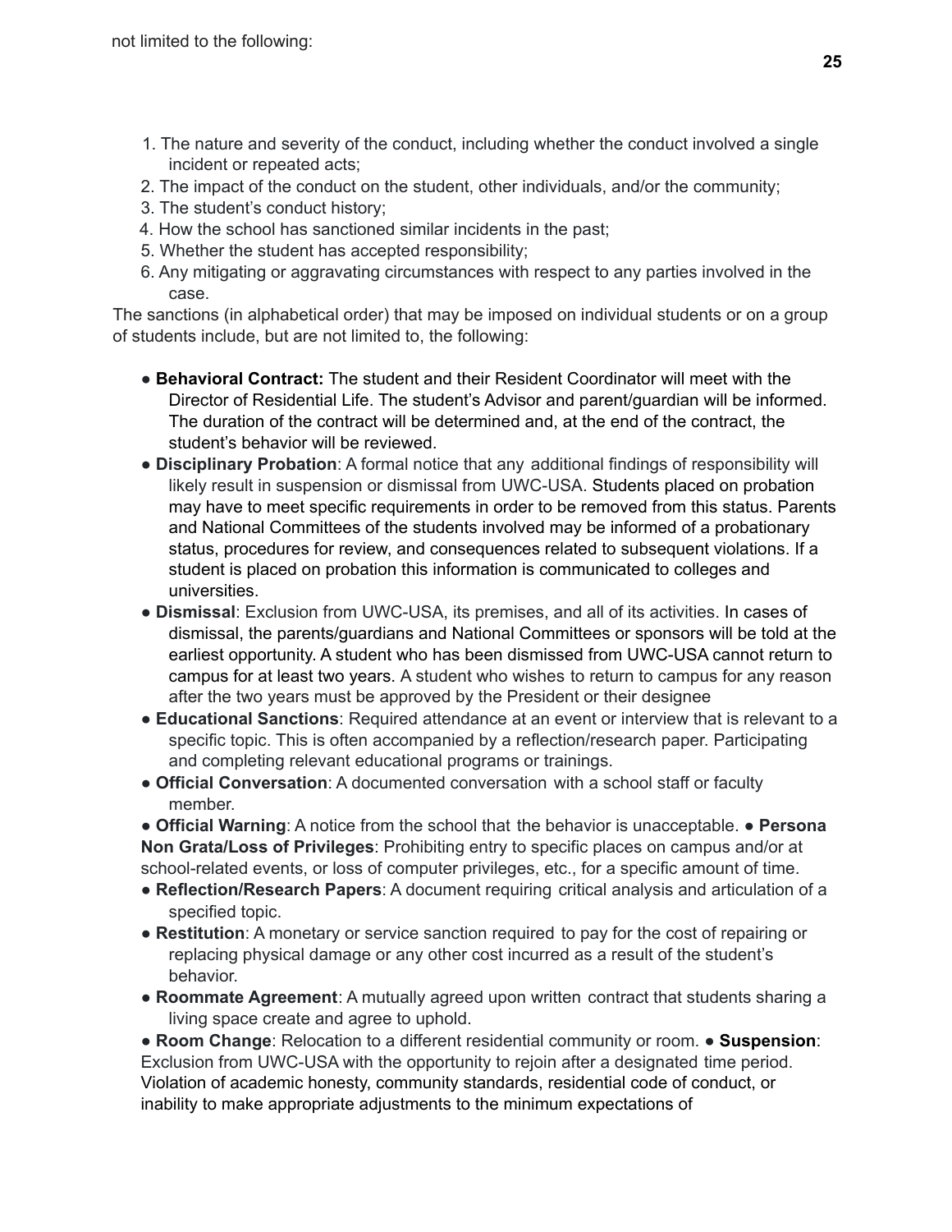not limited to the following:

1. The nature and severity of the conduct, including whether the conduct involved a single incident or repeated acts;
2. The impact of the conduct on the student, other individuals, and/or the community;
3. The student's conduct history;
4. How the school has sanctioned similar incidents in the past;
5. Whether the student has accepted responsibility;
6. Any mitigating or aggravating circumstances with respect to any parties involved in the case.

The sanctions (in alphabetical order) that may be imposed on individual students or on a group of students include, but are not limited to, the following:

- **Behavioral Contract:** The student and their Resident Coordinator will meet with the Director of Residential Life. The student's Advisor and parent/guardian will be informed. The duration of the contract will be determined and, at the end of the contract, the student's behavior will be reviewed.
- **Disciplinary Probation**: A formal notice that any additional findings of responsibility will likely result in suspension or dismissal from UWC-USA. Students placed on probation may have to meet specific requirements in order to be removed from this status. Parents and National Committees of the students involved may be informed of a probationary status, procedures for review, and consequences related to subsequent violations. If a student is placed on probation this information is communicated to colleges and universities.
- **Dismissal**: Exclusion from UWC-USA, its premises, and all of its activities. In cases of dismissal, the parents/guardians and National Committees or sponsors will be told at the earliest opportunity. A student who has been dismissed from UWC-USA cannot return to campus for at least two years. A student who wishes to return to campus for any reason after the two years must be approved by the President or their designee
- **Educational Sanctions**: Required attendance at an event or interview that is relevant to a specific topic. This is often accompanied by a reflection/research paper. Participating and completing relevant educational programs or trainings.
- **Official Conversation**: A documented conversation with a school staff or faculty member.
- **Official Warning**: A notice from the school that the behavior is unacceptable.
- **Persona Non Grata/Loss of Privileges**: Prohibiting entry to specific places on campus and/or at school-related events, or loss of computer privileges, etc., for a specific amount of time.
- **Reflection/Research Papers**: A document requiring critical analysis and articulation of a specified topic.
- **Restitution**: A monetary or service sanction required to pay for the cost of repairing or replacing physical damage or any other cost incurred as a result of the student's behavior.
- **Roommate Agreement**: A mutually agreed upon written contract that students sharing a living space create and agree to uphold.
- **Room Change**: Relocation to a different residential community or room.
- **Suspension**: Exclusion from UWC-USA with the opportunity to rejoin after a designated time period. Violation of academic honesty, community standards, residential code of conduct, or inability to make appropriate adjustments to the minimum expectations of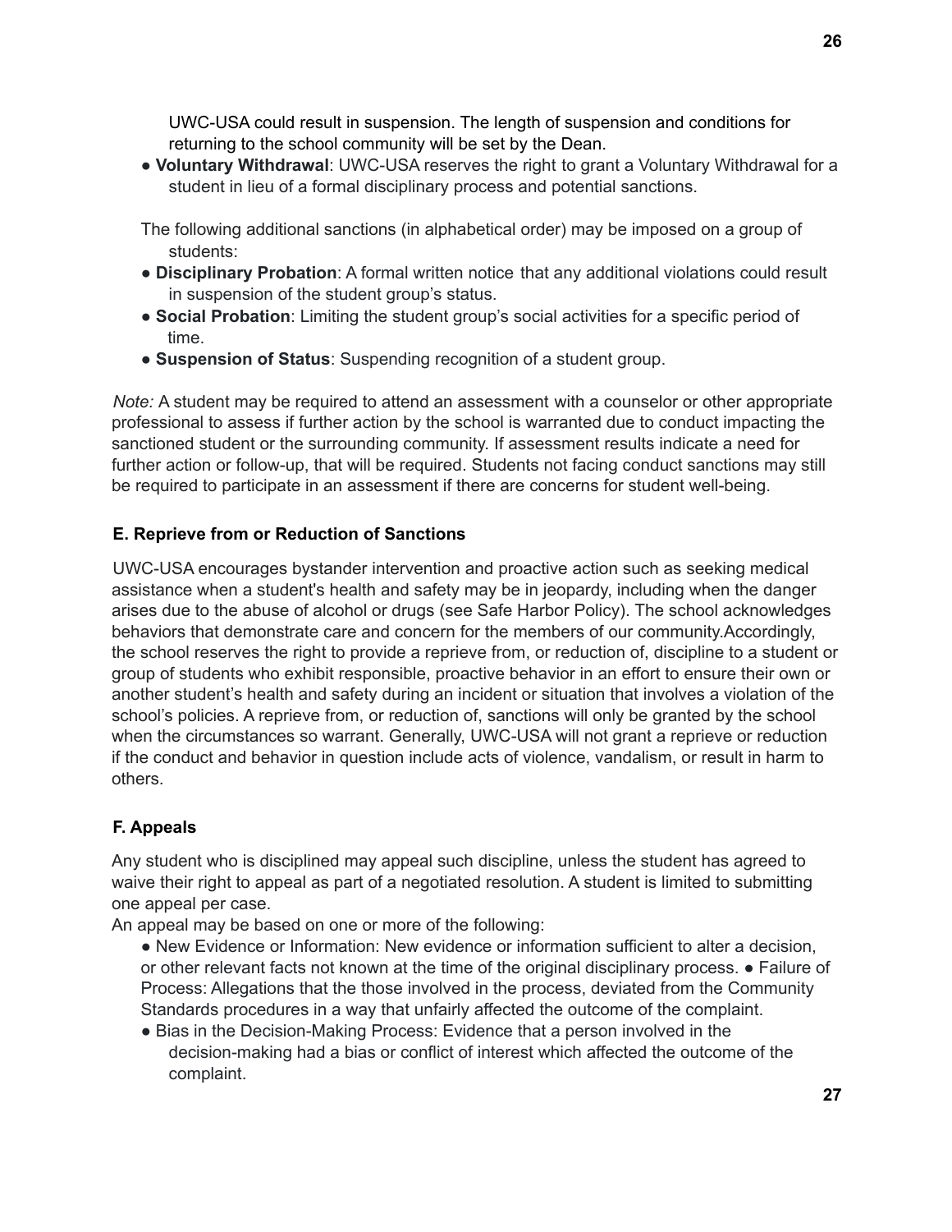UWC-USA could result in suspension. The length of suspension and conditions for returning to the school community will be set by the Dean.

- **Voluntary Withdrawal**: UWC-USA reserves the right to grant a Voluntary Withdrawal for a student in lieu of a formal disciplinary process and potential sanctions.

The following additional sanctions (in alphabetical order) may be imposed on a group of students:

- **Disciplinary Probation**: A formal written notice that any additional violations could result in suspension of the student group's status.
- **Social Probation**: Limiting the student group's social activities for a specific period of time.
- **Suspension of Status**: Suspending recognition of a student group.

*Note:* A student may be required to attend an assessment with a counselor or other appropriate professional to assess if further action by the school is warranted due to conduct impacting the sanctioned student or the surrounding community. If assessment results indicate a need for further action or follow-up, that will be required. Students not facing conduct sanctions may still be required to participate in an assessment if there are concerns for student well-being.

### E. Reprieve from or Reduction of Sanctions

UWC-USA encourages bystander intervention and proactive action such as seeking medical assistance when a student's health and safety may be in jeopardy, including when the danger arises due to the abuse of alcohol or drugs (see Safe Harbor Policy). The school acknowledges behaviors that demonstrate care and concern for the members of our community.Accordingly, the school reserves the right to provide a reprieve from, or reduction of, discipline to a student or group of students who exhibit responsible, proactive behavior in an effort to ensure their own or another student's health and safety during an incident or situation that involves a violation of the school's policies. A reprieve from, or reduction of, sanctions will only be granted by the school when the circumstances so warrant. Generally, UWC-USA will not grant a reprieve or reduction if the conduct and behavior in question include acts of violence, vandalism, or result in harm to others.

### F. Appeals

Any student who is disciplined may appeal such discipline, unless the student has agreed to waive their right to appeal as part of a negotiated resolution. A student is limited to submitting one appeal per case.

An appeal may be based on one or more of the following:

- New Evidence or Information: New evidence or information sufficient to alter a decision, or other relevant facts not known at the time of the original disciplinary process.
- Failure of Process: Allegations that the those involved in the process, deviated from the Community Standards procedures in a way that unfairly affected the outcome of the complaint.
- Bias in the Decision-Making Process: Evidence that a person involved in the decision-making had a bias or conflict of interest which affected the outcome of the complaint.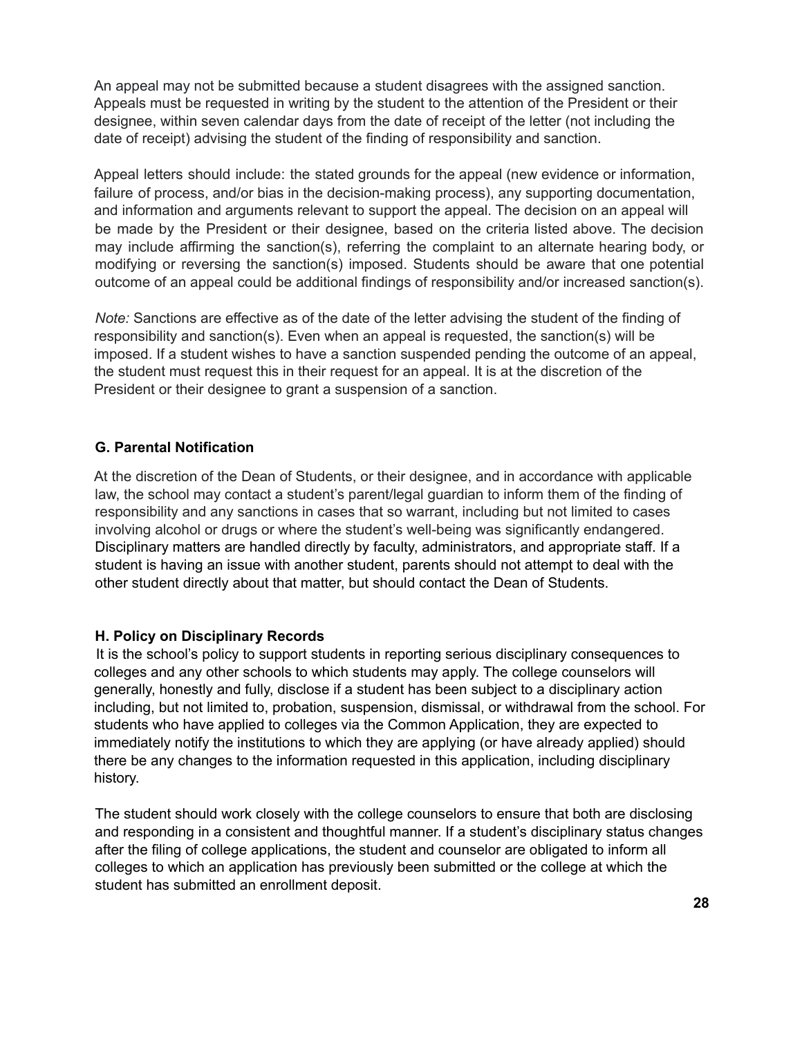An appeal may not be submitted because a student disagrees with the assigned sanction. Appeals must be requested in writing by the student to the attention of the President or their designee, within seven calendar days from the date of receipt of the letter (not including the date of receipt) advising the student of the finding of responsibility and sanction.

Appeal letters should include: the stated grounds for the appeal (new evidence or information, failure of process, and/or bias in the decision-making process), any supporting documentation, and information and arguments relevant to support the appeal. The decision on an appeal will be made by the President or their designee, based on the criteria listed above. The decision may include affirming the sanction(s), referring the complaint to an alternate hearing body, or modifying or reversing the sanction(s) imposed. Students should be aware that one potential outcome of an appeal could be additional findings of responsibility and/or increased sanction(s).

*Note:* Sanctions are effective as of the date of the letter advising the student of the finding of responsibility and sanction(s). Even when an appeal is requested, the sanction(s) will be imposed. If a student wishes to have a sanction suspended pending the outcome of an appeal, the student must request this in their request for an appeal. It is at the discretion of the President or their designee to grant a suspension of a sanction.

### G. Parental Notification

At the discretion of the Dean of Students, or their designee, and in accordance with applicable law, the school may contact a student's parent/legal guardian to inform them of the finding of responsibility and any sanctions in cases that so warrant, including but not limited to cases involving alcohol or drugs or where the student's well-being was significantly endangered. Disciplinary matters are handled directly by faculty, administrators, and appropriate staff. If a student is having an issue with another student, parents should not attempt to deal with the other student directly about that matter, but should contact the Dean of Students.

### H. Policy on Disciplinary Records

It is the school's policy to support students in reporting serious disciplinary consequences to colleges and any other schools to which students may apply. The college counselors will generally, honestly and fully, disclose if a student has been subject to a disciplinary action including, but not limited to, probation, suspension, dismissal, or withdrawal from the school. For students who have applied to colleges via the Common Application, they are expected to immediately notify the institutions to which they are applying (or have already applied) should there be any changes to the information requested in this application, including disciplinary history.

The student should work closely with the college counselors to ensure that both are disclosing and responding in a consistent and thoughtful manner. If a student's disciplinary status changes after the filing of college applications, the student and counselor are obligated to inform all colleges to which an application has previously been submitted or the college at which the student has submitted an enrollment deposit.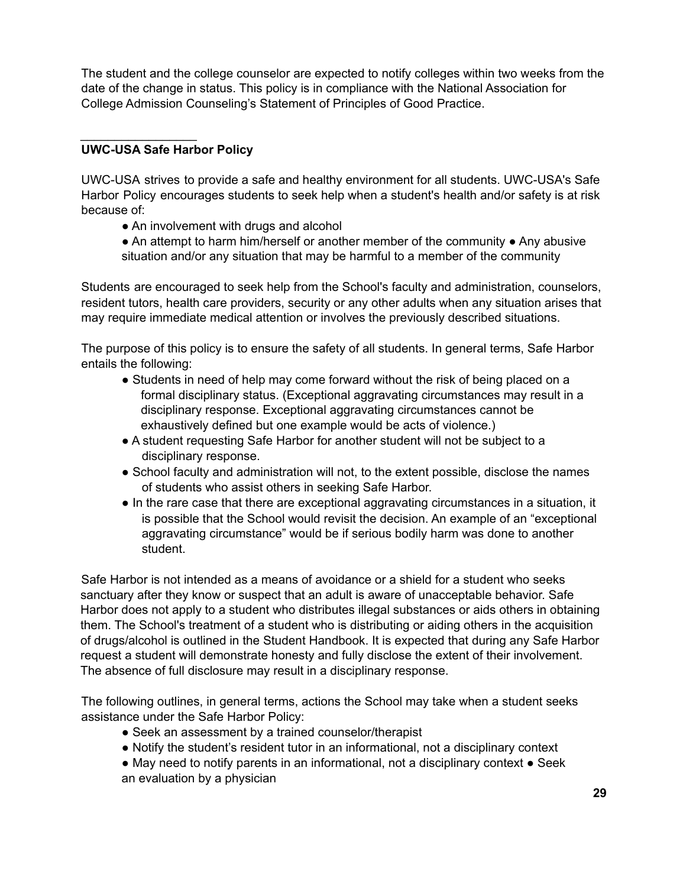The student and the college counselor are expected to notify colleges within two weeks from the date of the change in status. This policy is in compliance with the National Association for College Admission Counseling's Statement of Principles of Good Practice.

---

**UWC-USA Safe Harbor Policy**

UWC-USA strives to provide a safe and healthy environment for all students. UWC-USA's Safe Harbor Policy encourages students to seek help when a student's health and/or safety is at risk because of:

- An involvement with drugs and alcohol
- An attempt to harm him/herself or another member of the community
- Any abusive situation and/or any situation that may be harmful to a member of the community

Students are encouraged to seek help from the School's faculty and administration, counselors, resident tutors, health care providers, security or any other adults when any situation arises that may require immediate medical attention or involves the previously described situations.

The purpose of this policy is to ensure the safety of all students. In general terms, Safe Harbor entails the following:

- Students in need of help may come forward without the risk of being placed on a formal disciplinary status. (Exceptional aggravating circumstances may result in a disciplinary response. Exceptional aggravating circumstances cannot be exhaustively defined but one example would be acts of violence.)
- A student requesting Safe Harbor for another student will not be subject to a disciplinary response.
- School faculty and administration will not, to the extent possible, disclose the names of students who assist others in seeking Safe Harbor.
- In the rare case that there are exceptional aggravating circumstances in a situation, it is possible that the School would revisit the decision. An example of an "exceptional aggravating circumstance" would be if serious bodily harm was done to another student.

Safe Harbor is not intended as a means of avoidance or a shield for a student who seeks sanctuary after they know or suspect that an adult is aware of unacceptable behavior. Safe Harbor does not apply to a student who distributes illegal substances or aids others in obtaining them. The School's treatment of a student who is distributing or aiding others in the acquisition of drugs/alcohol is outlined in the Student Handbook. It is expected that during any Safe Harbor request a student will demonstrate honesty and fully disclose the extent of their involvement. The absence of full disclosure may result in a disciplinary response.

The following outlines, in general terms, actions the School may take when a student seeks assistance under the Safe Harbor Policy:

- Seek an assessment by a trained counselor/therapist
- Notify the student's resident tutor in an informational, not a disciplinary context
- May need to notify parents in an informational, not a disciplinary context
- Seek an evaluation by a physician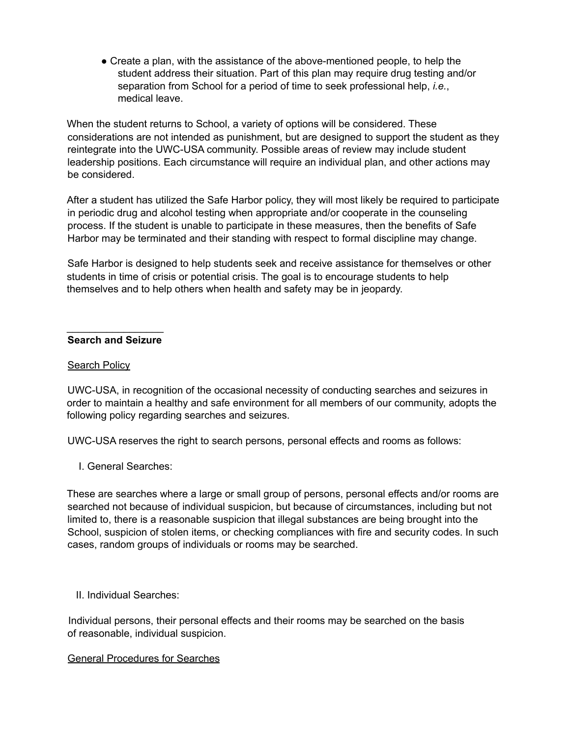- Create a plan, with the assistance of the above-mentioned people, to help the student address their situation. Part of this plan may require drug testing and/or separation from School for a period of time to seek professional help, *i.e.*, medical leave.

When the student returns to School, a variety of options will be considered. These considerations are not intended as punishment, but are designed to support the student as they reintegrate into the UWC-USA community. Possible areas of review may include student leadership positions. Each circumstance will require an individual plan, and other actions may be considered.

After a student has utilized the Safe Harbor policy, they will most likely be required to participate in periodic drug and alcohol testing when appropriate and/or cooperate in the counseling process. If the student is unable to participate in these measures, then the benefits of Safe Harbor may be terminated and their standing with respect to formal discipline may change.

Safe Harbor is designed to help students seek and receive assistance for themselves or other students in time of crisis or potential crisis. The goal is to encourage students to help themselves and to help others when health and safety may be in jeopardy.

## Search and Seizure

<u>Search Policy</u>

UWC-USA, in recognition of the occasional necessity of conducting searches and seizures in order to maintain a healthy and safe environment for all members of our community, adopts the following policy regarding searches and seizures.

UWC-USA reserves the right to search persons, personal effects and rooms as follows:

I. General Searches:

These are searches where a large or small group of persons, personal effects and/or rooms are searched not because of individual suspicion, but because of circumstances, including but not limited to, there is a reasonable suspicion that illegal substances are being brought into the School, suspicion of stolen items, or checking compliances with fire and security codes. In such cases, random groups of individuals or rooms may be searched.

II. Individual Searches:

Individual persons, their personal effects and their rooms may be searched on the basis of reasonable, individual suspicion.

<u>General Procedures for Searches</u>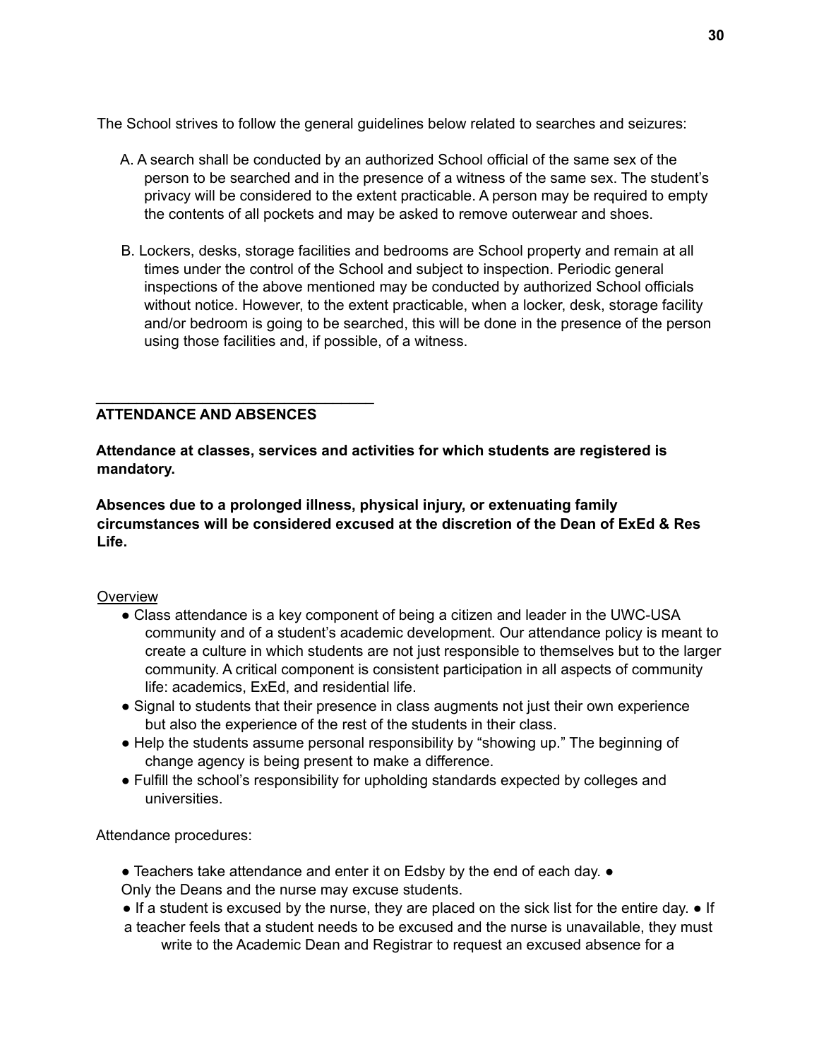The School strives to follow the general guidelines below related to searches and seizures:

A. A search shall be conducted by an authorized School official of the same sex of the person to be searched and in the presence of a witness of the same sex. The student's privacy will be considered to the extent practicable. A person may be required to empty the contents of all pockets and may be asked to remove outerwear and shoes.

B. Lockers, desks, storage facilities and bedrooms are School property and remain at all times under the control of the School and subject to inspection. Periodic general inspections of the above mentioned may be conducted by authorized School officials without notice. However, to the extent practicable, when a locker, desk, storage facility and/or bedroom is going to be searched, this will be done in the presence of the person using those facilities and, if possible, of a witness.

## ATTENDANCE AND ABSENCES

**Attendance at classes, services and activities for which students are registered is mandatory.**

**Absences due to a prolonged illness, physical injury, or extenuating family circumstances will be considered excused at the discretion of the Dean of ExEd & Res Life.**

Overview

- Class attendance is a key component of being a citizen and leader in the UWC-USA community and of a student's academic development. Our attendance policy is meant to create a culture in which students are not just responsible to themselves but to the larger community. A critical component is consistent participation in all aspects of community life: academics, ExEd, and residential life.
- Signal to students that their presence in class augments not just their own experience but also the experience of the rest of the students in their class.
- Help the students assume personal responsibility by "showing up." The beginning of change agency is being present to make a difference.
- Fulfill the school's responsibility for upholding standards expected by colleges and universities.

Attendance procedures:

- Teachers take attendance and enter it on Edsby by the end of each day.
- Only the Deans and the nurse may excuse students.
- If a student is excused by the nurse, they are placed on the sick list for the entire day.
- If a teacher feels that a student needs to be excused and the nurse is unavailable, they must write to the Academic Dean and Registrar to request an excused absence for a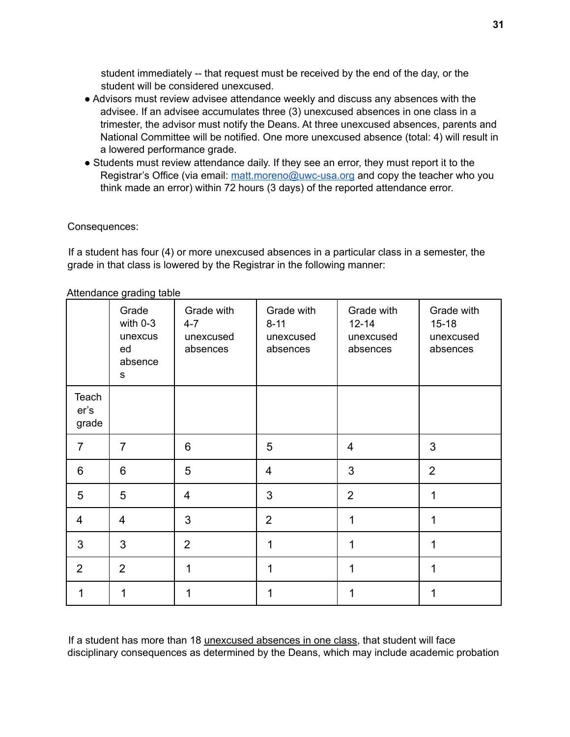student immediately -- that request must be received by the end of the day, or the student will be considered unexcused.

- Advisors must review advisee attendance weekly and discuss any absences with the advisee. If an advisee accumulates three (3) unexcused absences in one class in a trimester, the advisor must notify the Deans. At three unexcused absences, parents and National Committee will be notified. One more unexcused absence (total: 4) will result in a lowered performance grade.
- Students must review attendance daily. If they see an error, they must report it to the Registrar's Office (via email: [matt.moreno@uwc-usa.org](mailto:matt.moreno@uwc-usa.org) and copy the teacher who you think made an error) within 72 hours (3 days) of the reported attendance error.

Consequences:

If a student has four (4) or more unexcused absences in a particular class in a semester, the grade in that class is lowered by the Registrar in the following manner:

Attendance grading table

| | Grade with 0-3 unexcused absences | Grade with 4-7 unexcused absences | Grade with 8-11 unexcused absences | Grade with 12-14 unexcused absences | Grade with 15-18 unexcused absences |
|---|---|---|---|---|---|
| Teacher's grade | | | | | |
| 7 | 7 | 6 | 5 | 4 | 3 |
| 6 | 6 | 5 | 4 | 3 | 2 |
| 5 | 5 | 4 | 3 | 2 | 1 |
| 4 | 4 | 3 | 2 | 1 | 1 |
| 3 | 3 | 2 | 1 | 1 | 1 |
| 2 | 2 | 1 | 1 | 1 | 1 |
| 1 | 1 | 1 | 1 | 1 | 1 |

If a student has more than 18 unexcused absences in one class, that student will face disciplinary consequences as determined by the Deans, which may include academic probation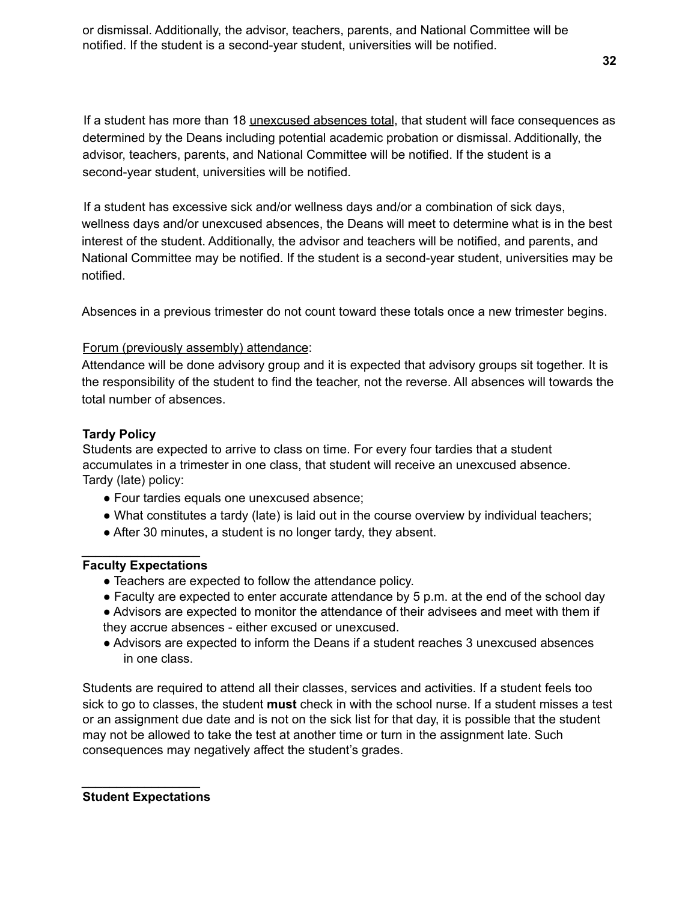or dismissal. Additionally, the advisor, teachers, parents, and National Committee will be notified. If the student is a second-year student, universities will be notified.

If a student has more than 18 <u>unexcused absences total</u>, that student will face consequences as determined by the Deans including potential academic probation or dismissal. Additionally, the advisor, teachers, parents, and National Committee will be notified. If the student is a second-year student, universities will be notified.

If a student has excessive sick and/or wellness days and/or a combination of sick days, wellness days and/or unexcused absences, the Deans will meet to determine what is in the best interest of the student. Additionally, the advisor and teachers will be notified, and parents, and National Committee may be notified. If the student is a second-year student, universities may be notified.

Absences in a previous trimester do not count toward these totals once a new trimester begins.

<u>Forum (previously assembly) attendance</u>:
Attendance will be done advisory group and it is expected that advisory groups sit together. It is the responsibility of the student to find the teacher, not the reverse. All absences will towards the total number of absences.

**Tardy Policy**
Students are expected to arrive to class on time. For every four tardies that a student accumulates in a trimester in one class, that student will receive an unexcused absence.
Tardy (late) policy:

- Four tardies equals one unexcused absence;
- What constitutes a tardy (late) is laid out in the course overview by individual teachers;
- After 30 minutes, a student is no longer tardy, they absent.

---

**Faculty Expectations**

- Teachers are expected to follow the attendance policy.
- Faculty are expected to enter accurate attendance by 5 p.m. at the end of the school day
- Advisors are expected to monitor the attendance of their advisees and meet with them if they accrue absences - either excused or unexcused.
- Advisors are expected to inform the Deans if a student reaches 3 unexcused absences in one class.

Students are required to attend all their classes, services and activities. If a student feels too sick to go to classes, the student **must** check in with the school nurse. If a student misses a test or an assignment due date and is not on the sick list for that day, it is possible that the student may not be allowed to take the test at another time or turn in the assignment late. Such consequences may negatively affect the student's grades.

---

**Student Expectations**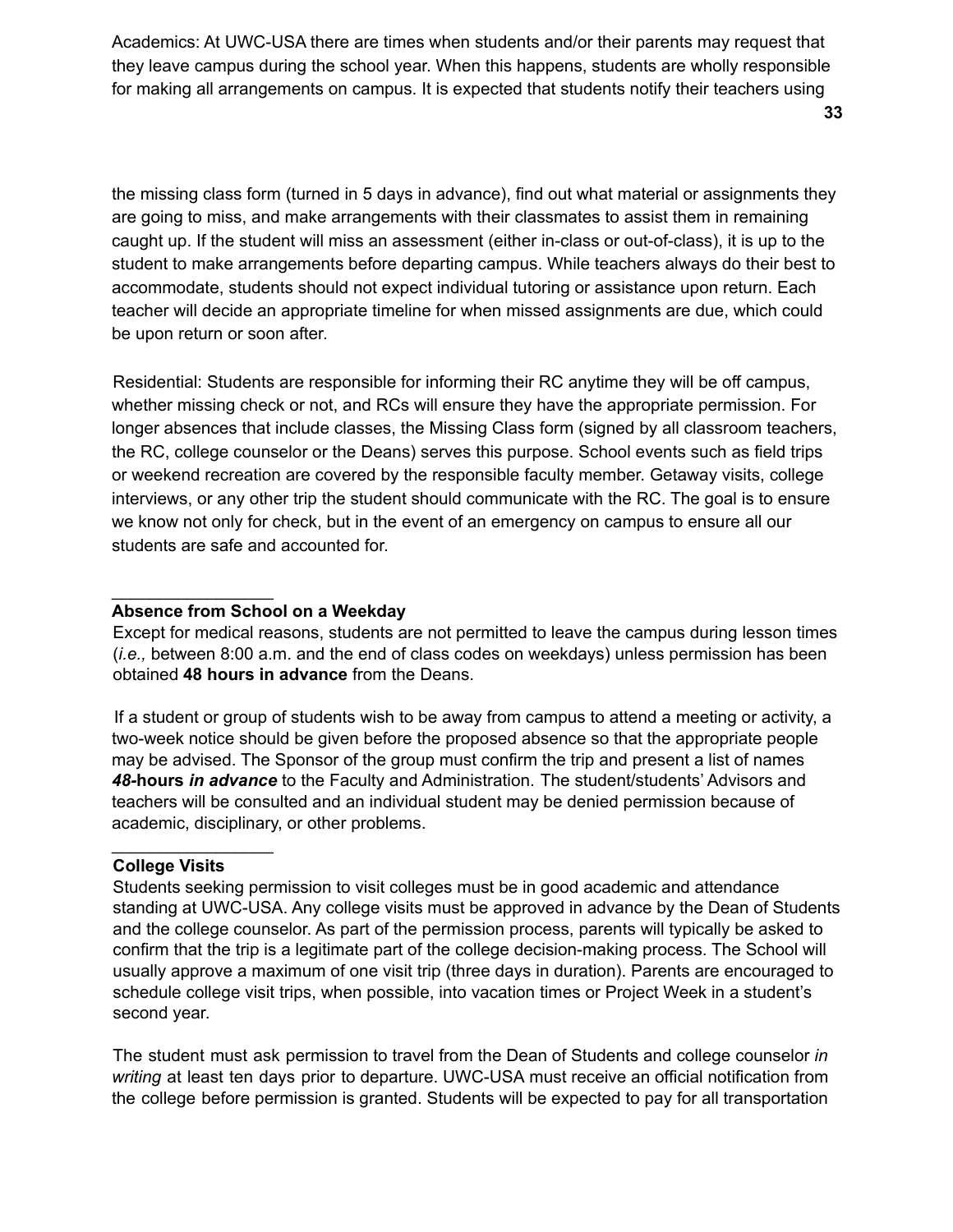Academics: At UWC-USA there are times when students and/or their parents may request that they leave campus during the school year. When this happens, students are wholly responsible for making all arrangements on campus. It is expected that students notify their teachers using the missing class form (turned in 5 days in advance), find out what material or assignments they are going to miss, and make arrangements with their classmates to assist them in remaining caught up. If the student will miss an assessment (either in-class or out-of-class), it is up to the student to make arrangements before departing campus. While teachers always do their best to accommodate, students should not expect individual tutoring or assistance upon return. Each teacher will decide an appropriate timeline for when missed assignments are due, which could be upon return or soon after.

Residential: Students are responsible for informing their RC anytime they will be off campus, whether missing check or not, and RCs will ensure they have the appropriate permission. For longer absences that include classes, the Missing Class form (signed by all classroom teachers, the RC, college counselor or the Deans) serves this purpose. School events such as field trips or weekend recreation are covered by the responsible faculty member. Getaway visits, college interviews, or any other trip the student should communicate with the RC. The goal is to ensure we know not only for check, but in the event of an emergency on campus to ensure all our students are safe and accounted for.

## Absence from School on a Weekday

Except for medical reasons, students are not permitted to leave the campus during lesson times (*i.e.,* between 8:00 a.m. and the end of class codes on weekdays) unless permission has been obtained **48 hours in advance** from the Deans.

If a student or group of students wish to be away from campus to attend a meeting or activity, a two-week notice should be given before the proposed absence so that the appropriate people may be advised. The Sponsor of the group must confirm the trip and present a list of names ***48*-hours *in advance*** to the Faculty and Administration. The student/students' Advisors and teachers will be consulted and an individual student may be denied permission because of academic, disciplinary, or other problems.

## College Visits

Students seeking permission to visit colleges must be in good academic and attendance standing at UWC-USA. Any college visits must be approved in advance by the Dean of Students and the college counselor. As part of the permission process, parents will typically be asked to confirm that the trip is a legitimate part of the college decision-making process. The School will usually approve a maximum of one visit trip (three days in duration). Parents are encouraged to schedule college visit trips, when possible, into vacation times or Project Week in a student's second year.

The student must ask permission to travel from the Dean of Students and college counselor *in writing* at least ten days prior to departure. UWC-USA must receive an official notification from the college before permission is granted. Students will be expected to pay for all transportation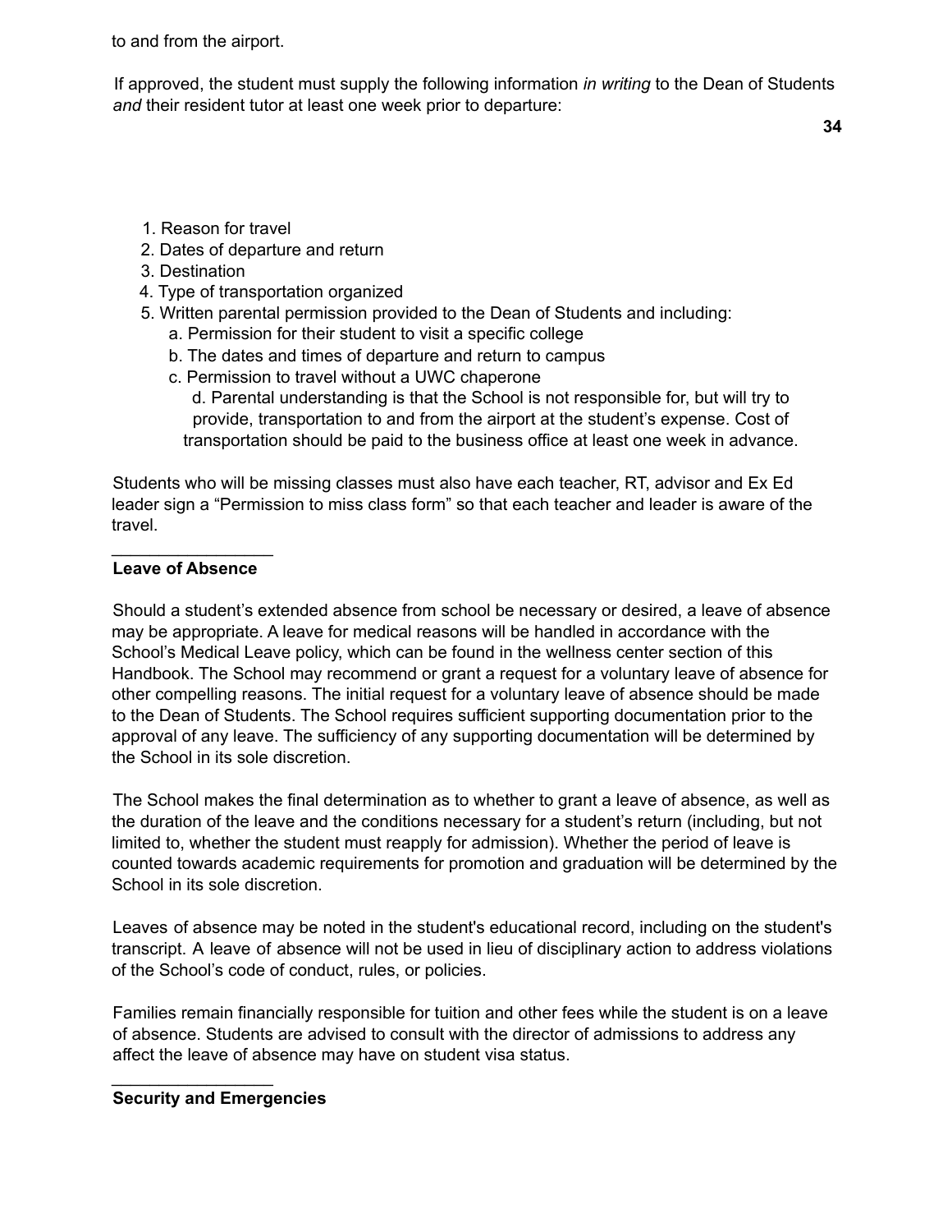to and from the airport.

If approved, the student must supply the following information *in writing* to the Dean of Students *and* their resident tutor at least one week prior to departure:

1. Reason for travel
2. Dates of departure and return
3. Destination
4. Type of transportation organized
5. Written parental permission provided to the Dean of Students and including:
    a. Permission for their student to visit a specific college
    b. The dates and times of departure and return to campus
    c. Permission to travel without a UWC chaperone
    d. Parental understanding is that the School is not responsible for, but will try to provide, transportation to and from the airport at the student's expense. Cost of transportation should be paid to the business office at least one week in advance.

Students who will be missing classes must also have each teacher, RT, advisor and Ex Ed leader sign a "Permission to miss class form" so that each teacher and leader is aware of the travel.

## Leave of Absence

Should a student's extended absence from school be necessary or desired, a leave of absence may be appropriate. A leave for medical reasons will be handled in accordance with the School's Medical Leave policy, which can be found in the wellness center section of this Handbook. The School may recommend or grant a request for a voluntary leave of absence for other compelling reasons. The initial request for a voluntary leave of absence should be made to the Dean of Students. The School requires sufficient supporting documentation prior to the approval of any leave. The sufficiency of any supporting documentation will be determined by the School in its sole discretion.

The School makes the final determination as to whether to grant a leave of absence, as well as the duration of the leave and the conditions necessary for a student's return (including, but not limited to, whether the student must reapply for admission). Whether the period of leave is counted towards academic requirements for promotion and graduation will be determined by the School in its sole discretion.

Leaves of absence may be noted in the student's educational record, including on the student's transcript. A leave of absence will not be used in lieu of disciplinary action to address violations of the School's code of conduct, rules, or policies.

Families remain financially responsible for tuition and other fees while the student is on a leave of absence. Students are advised to consult with the director of admissions to address any affect the leave of absence may have on student visa status.

## Security and Emergencies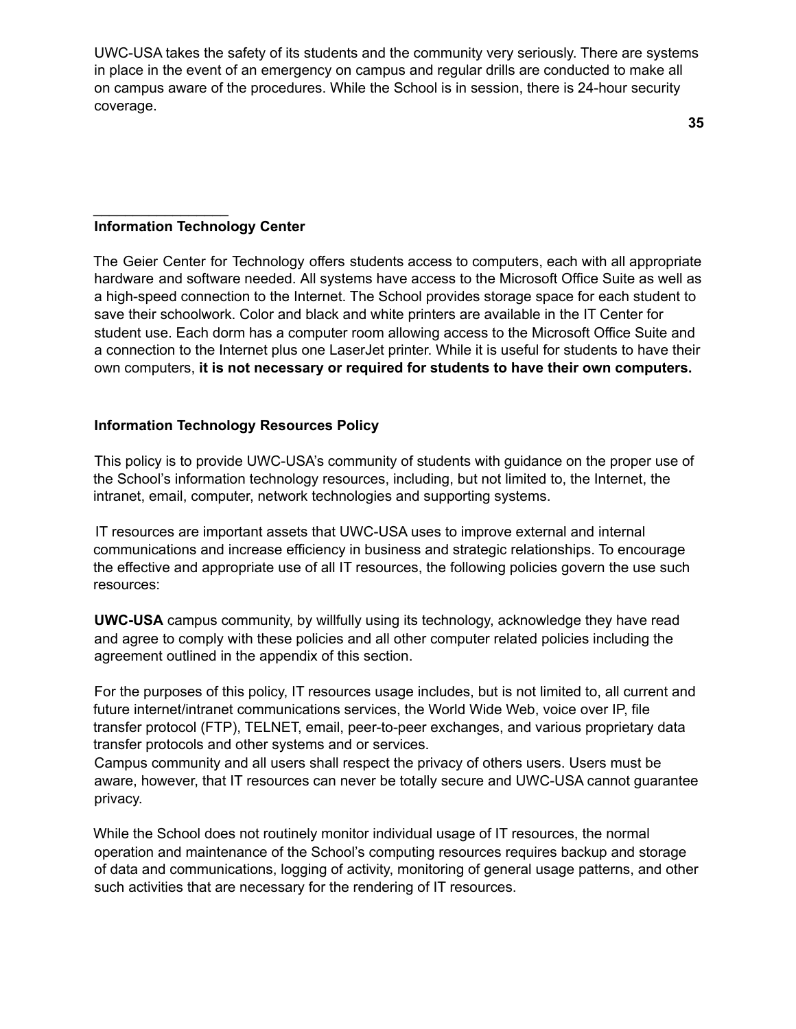UWC-USA takes the safety of its students and the community very seriously. There are systems in place in the event of an emergency on campus and regular drills are conducted to make all on campus aware of the procedures. While the School is in session, there is 24-hour security coverage.

## Information Technology Center

The Geier Center for Technology offers students access to computers, each with all appropriate hardware and software needed. All systems have access to the Microsoft Office Suite as well as a high-speed connection to the Internet. The School provides storage space for each student to save their schoolwork. Color and black and white printers are available in the IT Center for student use. Each dorm has a computer room allowing access to the Microsoft Office Suite and a connection to the Internet plus one LaserJet printer. While it is useful for students to have their own computers, **it is not necessary or required for students to have their own computers.**

## Information Technology Resources Policy

This policy is to provide UWC-USA's community of students with guidance on the proper use of the School's information technology resources, including, but not limited to, the Internet, the intranet, email, computer, network technologies and supporting systems.

IT resources are important assets that UWC-USA uses to improve external and internal communications and increase efficiency in business and strategic relationships. To encourage the effective and appropriate use of all IT resources, the following policies govern the use such resources:

**UWC-USA** campus community, by willfully using its technology, acknowledge they have read and agree to comply with these policies and all other computer related policies including the agreement outlined in the appendix of this section.

For the purposes of this policy, IT resources usage includes, but is not limited to, all current and future internet/intranet communications services, the World Wide Web, voice over IP, file transfer protocol (FTP), TELNET, email, peer-to-peer exchanges, and various proprietary data transfer protocols and other systems and or services.
Campus community and all users shall respect the privacy of others users. Users must be aware, however, that IT resources can never be totally secure and UWC-USA cannot guarantee privacy.

While the School does not routinely monitor individual usage of IT resources, the normal operation and maintenance of the School's computing resources requires backup and storage of data and communications, logging of activity, monitoring of general usage patterns, and other such activities that are necessary for the rendering of IT resources.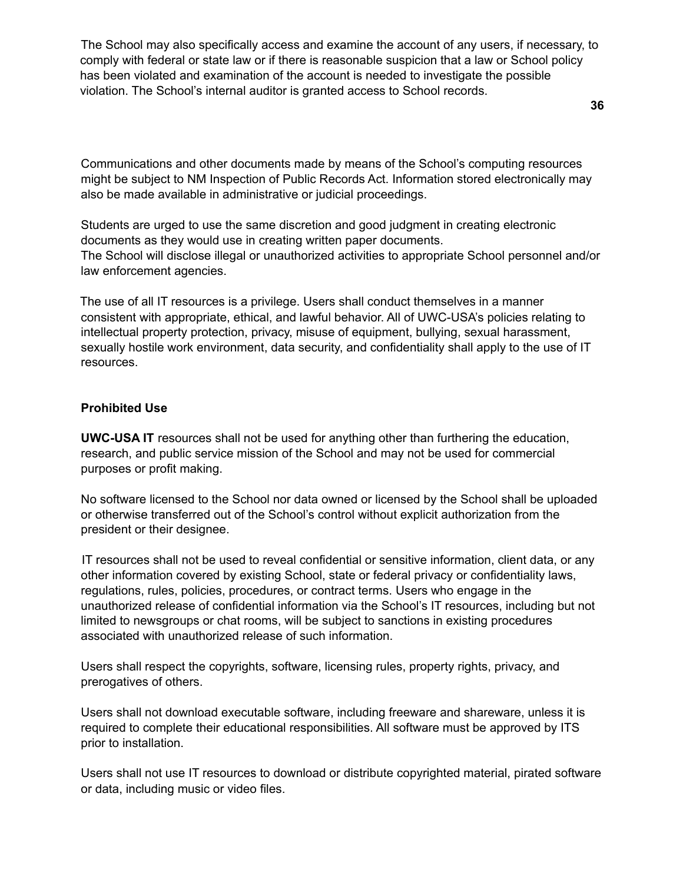The School may also specifically access and examine the account of any users, if necessary, to comply with federal or state law or if there is reasonable suspicion that a law or School policy has been violated and examination of the account is needed to investigate the possible violation. The School's internal auditor is granted access to School records.

Communications and other documents made by means of the School's computing resources might be subject to NM Inspection of Public Records Act. Information stored electronically may also be made available in administrative or judicial proceedings.

Students are urged to use the same discretion and good judgment in creating electronic documents as they would use in creating written paper documents.
The School will disclose illegal or unauthorized activities to appropriate School personnel and/or law enforcement agencies.

The use of all IT resources is a privilege. Users shall conduct themselves in a manner consistent with appropriate, ethical, and lawful behavior. All of UWC-USA's policies relating to intellectual property protection, privacy, misuse of equipment, bullying, sexual harassment, sexually hostile work environment, data security, and confidentiality shall apply to the use of IT resources.

**Prohibited Use**

**UWC-USA IT** resources shall not be used for anything other than furthering the education, research, and public service mission of the School and may not be used for commercial purposes or profit making.

No software licensed to the School nor data owned or licensed by the School shall be uploaded or otherwise transferred out of the School's control without explicit authorization from the president or their designee.

IT resources shall not be used to reveal confidential or sensitive information, client data, or any other information covered by existing School, state or federal privacy or confidentiality laws, regulations, rules, policies, procedures, or contract terms. Users who engage in the unauthorized release of confidential information via the School's IT resources, including but not limited to newsgroups or chat rooms, will be subject to sanctions in existing procedures associated with unauthorized release of such information.

Users shall respect the copyrights, software, licensing rules, property rights, privacy, and prerogatives of others.

Users shall not download executable software, including freeware and shareware, unless it is required to complete their educational responsibilities. All software must be approved by ITS prior to installation.

Users shall not use IT resources to download or distribute copyrighted material, pirated software or data, including music or video files.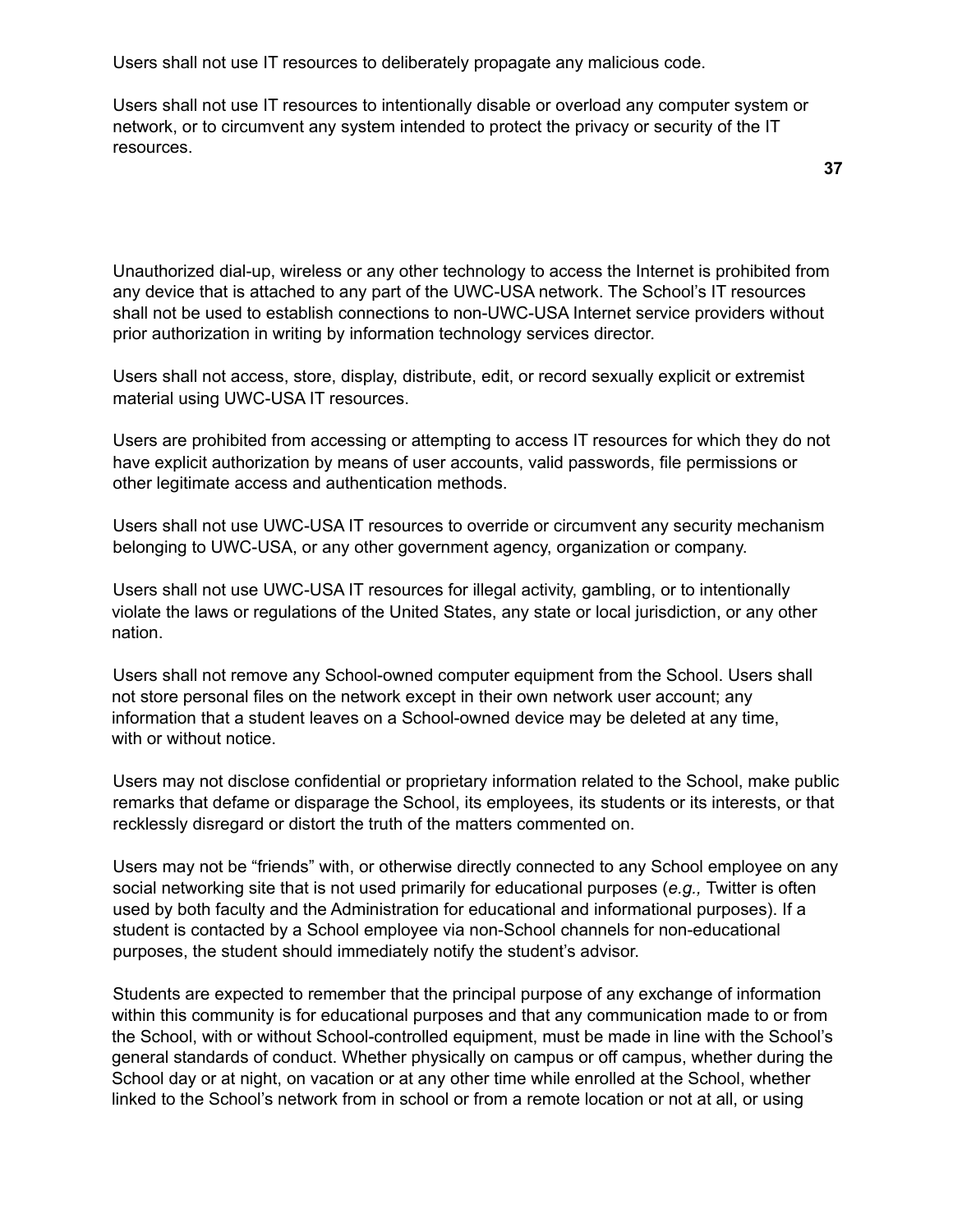Users shall not use IT resources to deliberately propagate any malicious code.

Users shall not use IT resources to intentionally disable or overload any computer system or network, or to circumvent any system intended to protect the privacy or security of the IT resources.

Unauthorized dial-up, wireless or any other technology to access the Internet is prohibited from any device that is attached to any part of the UWC-USA network. The School's IT resources shall not be used to establish connections to non-UWC-USA Internet service providers without prior authorization in writing by information technology services director.

Users shall not access, store, display, distribute, edit, or record sexually explicit or extremist material using UWC-USA IT resources.

Users are prohibited from accessing or attempting to access IT resources for which they do not have explicit authorization by means of user accounts, valid passwords, file permissions or other legitimate access and authentication methods.

Users shall not use UWC-USA IT resources to override or circumvent any security mechanism belonging to UWC-USA, or any other government agency, organization or company.

Users shall not use UWC-USA IT resources for illegal activity, gambling, or to intentionally violate the laws or regulations of the United States, any state or local jurisdiction, or any other nation.

Users shall not remove any School-owned computer equipment from the School. Users shall not store personal files on the network except in their own network user account; any information that a student leaves on a School-owned device may be deleted at any time, with or without notice.

Users may not disclose confidential or proprietary information related to the School, make public remarks that defame or disparage the School, its employees, its students or its interests, or that recklessly disregard or distort the truth of the matters commented on.

Users may not be "friends" with, or otherwise directly connected to any School employee on any social networking site that is not used primarily for educational purposes (*e.g.,* Twitter is often used by both faculty and the Administration for educational and informational purposes). If a student is contacted by a School employee via non-School channels for non-educational purposes, the student should immediately notify the student's advisor.

Students are expected to remember that the principal purpose of any exchange of information within this community is for educational purposes and that any communication made to or from the School, with or without School-controlled equipment, must be made in line with the School's general standards of conduct. Whether physically on campus or off campus, whether during the School day or at night, on vacation or at any other time while enrolled at the School, whether linked to the School's network from in school or from a remote location or not at all, or using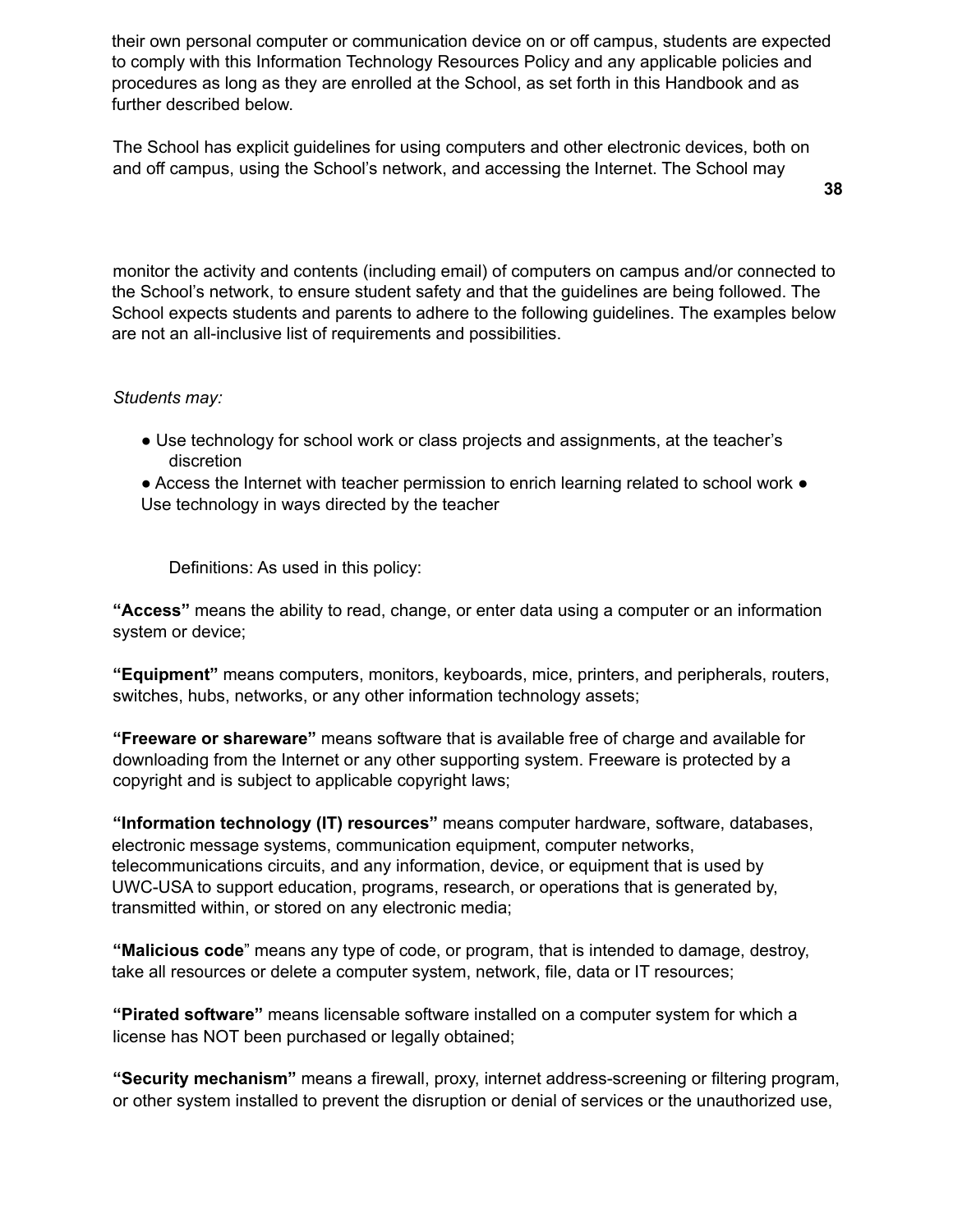their own personal computer or communication device on or off campus, students are expected to comply with this Information Technology Resources Policy and any applicable policies and procedures as long as they are enrolled at the School, as set forth in this Handbook and as further described below.

The School has explicit guidelines for using computers and other electronic devices, both on and off campus, using the School's network, and accessing the Internet. The School may monitor the activity and contents (including email) of computers on campus and/or connected to the School's network, to ensure student safety and that the guidelines are being followed. The School expects students and parents to adhere to the following guidelines. The examples below are not an all-inclusive list of requirements and possibilities.

*Students may:*

- Use technology for school work or class projects and assignments, at the teacher's discretion
- Access the Internet with teacher permission to enrich learning related to school work
- Use technology in ways directed by the teacher

Definitions: As used in this policy:

**"Access"** means the ability to read, change, or enter data using a computer or an information system or device;

**"Equipment"** means computers, monitors, keyboards, mice, printers, and peripherals, routers, switches, hubs, networks, or any other information technology assets;

**"Freeware or shareware"** means software that is available free of charge and available for downloading from the Internet or any other supporting system. Freeware is protected by a copyright and is subject to applicable copyright laws;

**"Information technology (IT) resources"** means computer hardware, software, databases, electronic message systems, communication equipment, computer networks, telecommunications circuits, and any information, device, or equipment that is used by UWC-USA to support education, programs, research, or operations that is generated by, transmitted within, or stored on any electronic media;

**"Malicious code"** means any type of code, or program, that is intended to damage, destroy, take all resources or delete a computer system, network, file, data or IT resources;

**"Pirated software"** means licensable software installed on a computer system for which a license has NOT been purchased or legally obtained;

**"Security mechanism"** means a firewall, proxy, internet address-screening or filtering program, or other system installed to prevent the disruption or denial of services or the unauthorized use,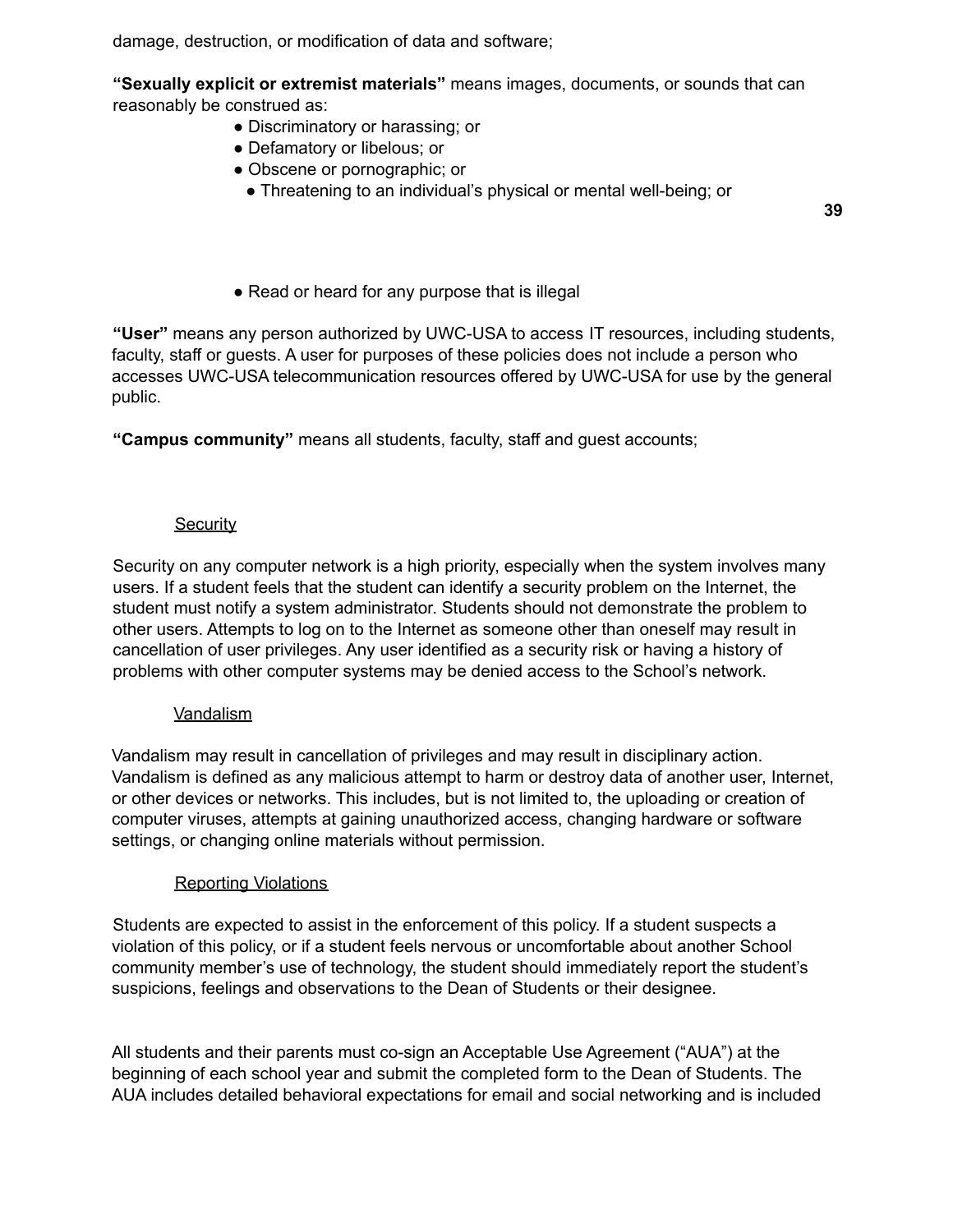damage, destruction, or modification of data and software;

**"Sexually explicit or extremist materials"** means images, documents, or sounds that can reasonably be construed as:

- Discriminatory or harassing; or
- Defamatory or libelous; or
- Obscene or pornographic; or
- Threatening to an individual's physical or mental well-being; or
- Read or heard for any purpose that is illegal

**"User"** means any person authorized by UWC-USA to access IT resources, including students, faculty, staff or guests. A user for purposes of these policies does not include a person who accesses UWC-USA telecommunication resources offered by UWC-USA for use by the general public.

**"Campus community"** means all students, faculty, staff and guest accounts;

<u>Security</u>

Security on any computer network is a high priority, especially when the system involves many users. If a student feels that the student can identify a security problem on the Internet, the student must notify a system administrator. Students should not demonstrate the problem to other users. Attempts to log on to the Internet as someone other than oneself may result in cancellation of user privileges. Any user identified as a security risk or having a history of problems with other computer systems may be denied access to the School's network.

<u>Vandalism</u>

Vandalism may result in cancellation of privileges and may result in disciplinary action. Vandalism is defined as any malicious attempt to harm or destroy data of another user, Internet, or other devices or networks. This includes, but is not limited to, the uploading or creation of computer viruses, attempts at gaining unauthorized access, changing hardware or software settings, or changing online materials without permission.

<u>Reporting Violations</u>

Students are expected to assist in the enforcement of this policy. If a student suspects a violation of this policy, or if a student feels nervous or uncomfortable about another School community member's use of technology, the student should immediately report the student's suspicions, feelings and observations to the Dean of Students or their designee.

All students and their parents must co-sign an Acceptable Use Agreement ("AUA") at the beginning of each school year and submit the completed form to the Dean of Students. The AUA includes detailed behavioral expectations for email and social networking and is included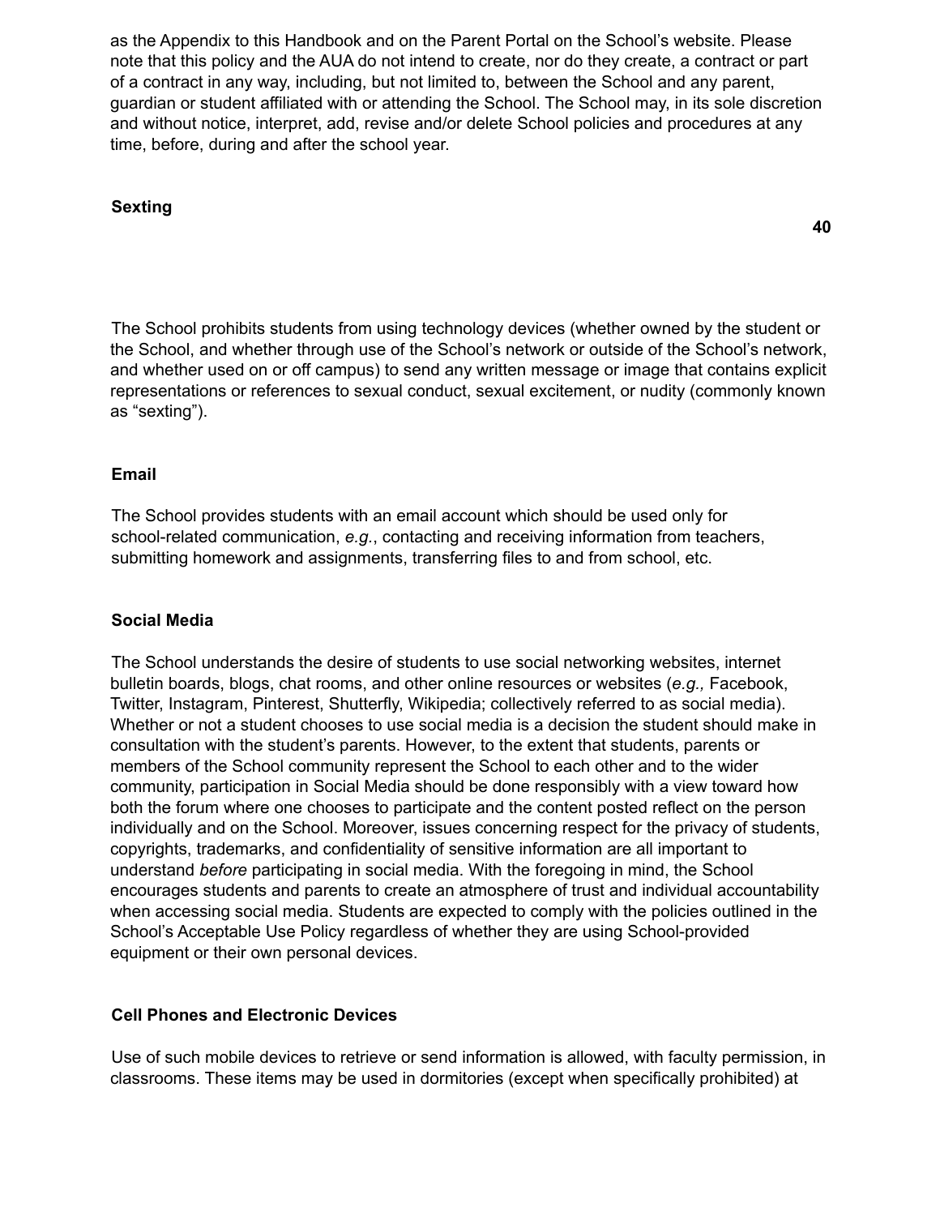as the Appendix to this Handbook and on the Parent Portal on the School's website. Please note that this policy and the AUA do not intend to create, nor do they create, a contract or part of a contract in any way, including, but not limited to, between the School and any parent, guardian or student affiliated with or attending the School. The School may, in its sole discretion and without notice, interpret, add, revise and/or delete School policies and procedures at any time, before, during and after the school year.

**Sexting**

The School prohibits students from using technology devices (whether owned by the student or the School, and whether through use of the School's network or outside of the School's network, and whether used on or off campus) to send any written message or image that contains explicit representations or references to sexual conduct, sexual excitement, or nudity (commonly known as "sexting").

**Email**

The School provides students with an email account which should be used only for school-related communication, *e.g.*, contacting and receiving information from teachers, submitting homework and assignments, transferring files to and from school, etc.

**Social Media**

The School understands the desire of students to use social networking websites, internet bulletin boards, blogs, chat rooms, and other online resources or websites (*e.g.,* Facebook, Twitter, Instagram, Pinterest, Shutterfly, Wikipedia; collectively referred to as social media). Whether or not a student chooses to use social media is a decision the student should make in consultation with the student's parents. However, to the extent that students, parents or members of the School community represent the School to each other and to the wider community, participation in Social Media should be done responsibly with a view toward how both the forum where one chooses to participate and the content posted reflect on the person individually and on the School. Moreover, issues concerning respect for the privacy of students, copyrights, trademarks, and confidentiality of sensitive information are all important to understand *before* participating in social media. With the foregoing in mind, the School encourages students and parents to create an atmosphere of trust and individual accountability when accessing social media. Students are expected to comply with the policies outlined in the School's Acceptable Use Policy regardless of whether they are using School-provided equipment or their own personal devices.

**Cell Phones and Electronic Devices**

Use of such mobile devices to retrieve or send information is allowed, with faculty permission, in classrooms. These items may be used in dormitories (except when specifically prohibited) at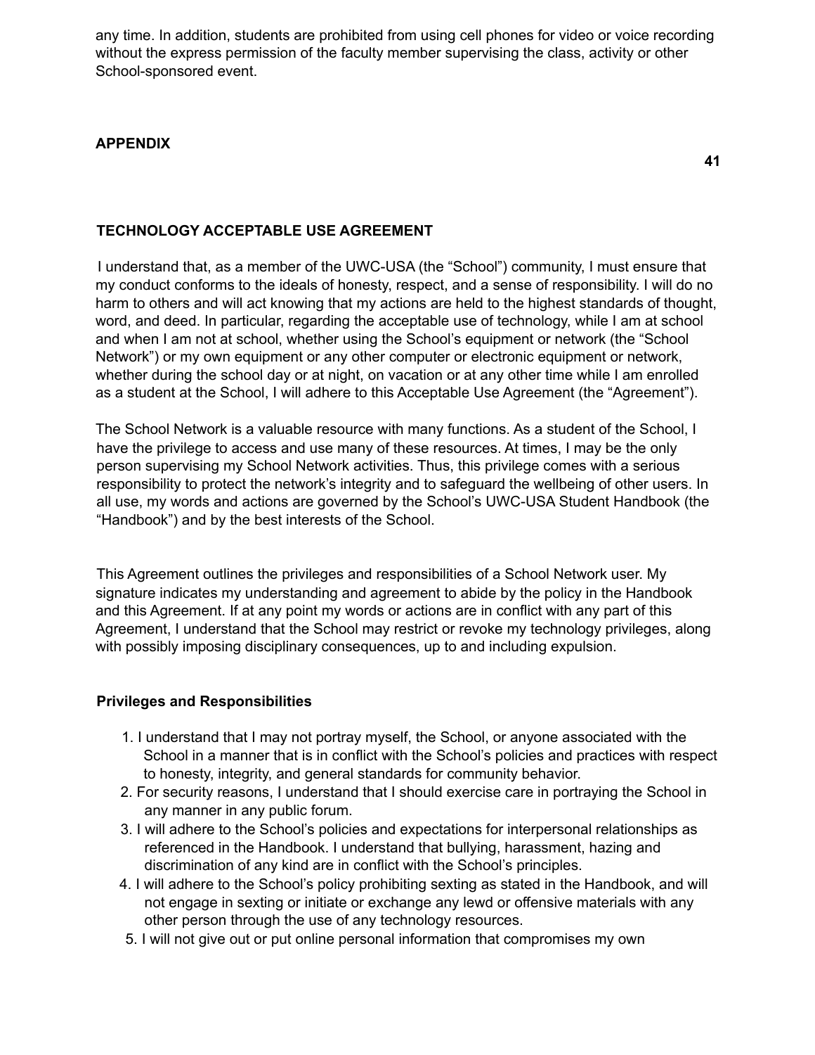any time. In addition, students are prohibited from using cell phones for video or voice recording without the express permission of the faculty member supervising the class, activity or other School-sponsored event.

## APPENDIX

### TECHNOLOGY ACCEPTABLE USE AGREEMENT

I understand that, as a member of the UWC-USA (the "School") community, I must ensure that my conduct conforms to the ideals of honesty, respect, and a sense of responsibility. I will do no harm to others and will act knowing that my actions are held to the highest standards of thought, word, and deed. In particular, regarding the acceptable use of technology, while I am at school and when I am not at school, whether using the School's equipment or network (the "School Network") or my own equipment or any other computer or electronic equipment or network, whether during the school day or at night, on vacation or at any other time while I am enrolled as a student at the School, I will adhere to this Acceptable Use Agreement (the "Agreement").

The School Network is a valuable resource with many functions. As a student of the School, I have the privilege to access and use many of these resources. At times, I may be the only person supervising my School Network activities. Thus, this privilege comes with a serious responsibility to protect the network's integrity and to safeguard the wellbeing of other users. In all use, my words and actions are governed by the School's UWC-USA Student Handbook (the "Handbook") and by the best interests of the School.

This Agreement outlines the privileges and responsibilities of a School Network user. My signature indicates my understanding and agreement to abide by the policy in the Handbook and this Agreement. If at any point my words or actions are in conflict with any part of this Agreement, I understand that the School may restrict or revoke my technology privileges, along with possibly imposing disciplinary consequences, up to and including expulsion.

#### Privileges and Responsibilities

1. I understand that I may not portray myself, the School, or anyone associated with the School in a manner that is in conflict with the School's policies and practices with respect to honesty, integrity, and general standards for community behavior.
2. For security reasons, I understand that I should exercise care in portraying the School in any manner in any public forum.
3. I will adhere to the School's policies and expectations for interpersonal relationships as referenced in the Handbook. I understand that bullying, harassment, hazing and discrimination of any kind are in conflict with the School's principles.
4. I will adhere to the School's policy prohibiting sexting as stated in the Handbook, and will not engage in sexting or initiate or exchange any lewd or offensive materials with any other person through the use of any technology resources.
5. I will not give out or put online personal information that compromises my own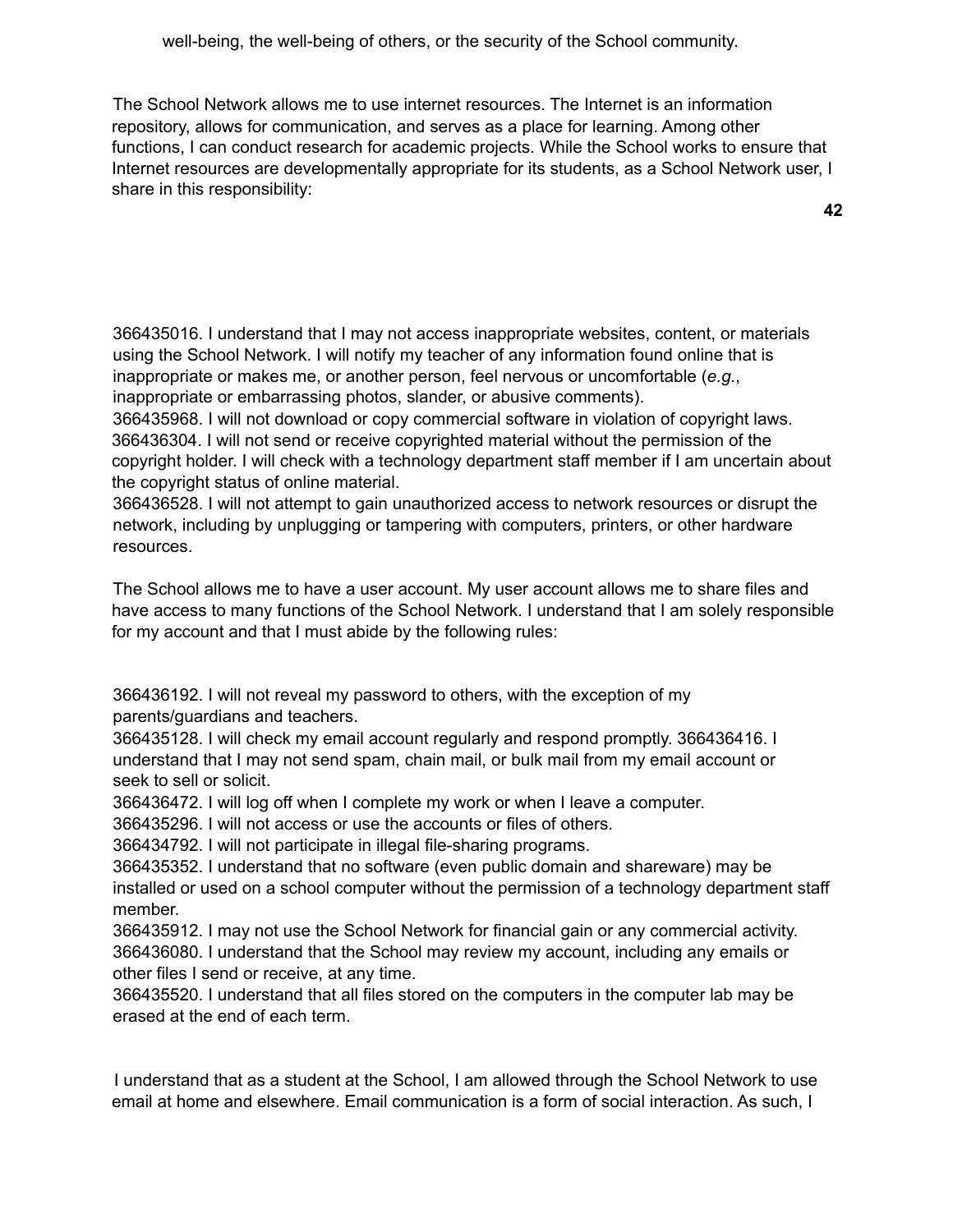well-being, the well-being of others, or the security of the School community.

The School Network allows me to use internet resources. The Internet is an information repository, allows for communication, and serves as a place for learning. Among other functions, I can conduct research for academic projects. While the School works to ensure that Internet resources are developmentally appropriate for its students, as a School Network user, I share in this responsibility:

366435016. I understand that I may not access inappropriate websites, content, or materials using the School Network. I will notify my teacher of any information found online that is inappropriate or makes me, or another person, feel nervous or uncomfortable (*e.g.*, inappropriate or embarrassing photos, slander, or abusive comments).
366435968. I will not download or copy commercial software in violation of copyright laws.
366436304. I will not send or receive copyrighted material without the permission of the copyright holder. I will check with a technology department staff member if I am uncertain about the copyright status of online material.
366436528. I will not attempt to gain unauthorized access to network resources or disrupt the network, including by unplugging or tampering with computers, printers, or other hardware resources.

The School allows me to have a user account. My user account allows me to share files and have access to many functions of the School Network. I understand that I am solely responsible for my account and that I must abide by the following rules:

366436192. I will not reveal my password to others, with the exception of my parents/guardians and teachers.
366435128. I will check my email account regularly and respond promptly. 366436416. I understand that I may not send spam, chain mail, or bulk mail from my email account or seek to sell or solicit.
366436472. I will log off when I complete my work or when I leave a computer.
366435296. I will not access or use the accounts or files of others.
366434792. I will not participate in illegal file-sharing programs.
366435352. I understand that no software (even public domain and shareware) may be installed or used on a school computer without the permission of a technology department staff member.
366435912. I may not use the School Network for financial gain or any commercial activity.
366436080. I understand that the School may review my account, including any emails or other files I send or receive, at any time.
366435520. I understand that all files stored on the computers in the computer lab may be erased at the end of each term.

I understand that as a student at the School, I am allowed through the School Network to use email at home and elsewhere. Email communication is a form of social interaction. As such, I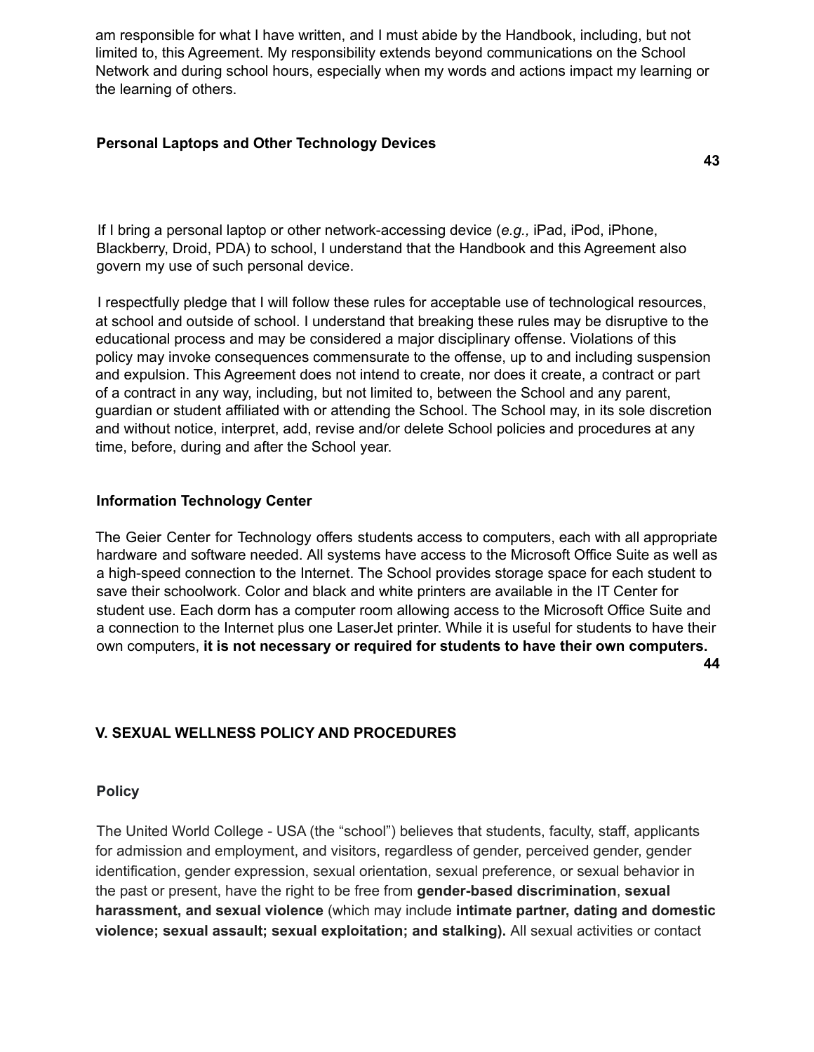am responsible for what I have written, and I must abide by the Handbook, including, but not limited to, this Agreement. My responsibility extends beyond communications on the School Network and during school hours, especially when my words and actions impact my learning or the learning of others.

### Personal Laptops and Other Technology Devices

If I bring a personal laptop or other network-accessing device (*e.g.,* iPad, iPod, iPhone, Blackberry, Droid, PDA) to school, I understand that the Handbook and this Agreement also govern my use of such personal device.

I respectfully pledge that I will follow these rules for acceptable use of technological resources, at school and outside of school. I understand that breaking these rules may be disruptive to the educational process and may be considered a major disciplinary offense. Violations of this policy may invoke consequences commensurate to the offense, up to and including suspension and expulsion. This Agreement does not intend to create, nor does it create, a contract or part of a contract in any way, including, but not limited to, between the School and any parent, guardian or student affiliated with or attending the School. The School may, in its sole discretion and without notice, interpret, add, revise and/or delete School policies and procedures at any time, before, during and after the School year.

### Information Technology Center

The Geier Center for Technology offers students access to computers, each with all appropriate hardware and software needed. All systems have access to the Microsoft Office Suite as well as a high-speed connection to the Internet. The School provides storage space for each student to save their schoolwork. Color and black and white printers are available in the IT Center for student use. Each dorm has a computer room allowing access to the Microsoft Office Suite and a connection to the Internet plus one LaserJet printer. While it is useful for students to have their own computers, **it is not necessary or required for students to have their own computers.**

## V. SEXUAL WELLNESS POLICY AND PROCEDURES

### Policy

The United World College - USA (the “school”) believes that students, faculty, staff, applicants for admission and employment, and visitors, regardless of gender, perceived gender, gender identification, gender expression, sexual orientation, sexual preference, or sexual behavior in the past or present, have the right to be free from **gender-based discrimination**, **sexual harassment, and sexual violence** (which may include **intimate partner, dating and domestic violence; sexual assault; sexual exploitation; and stalking).** All sexual activities or contact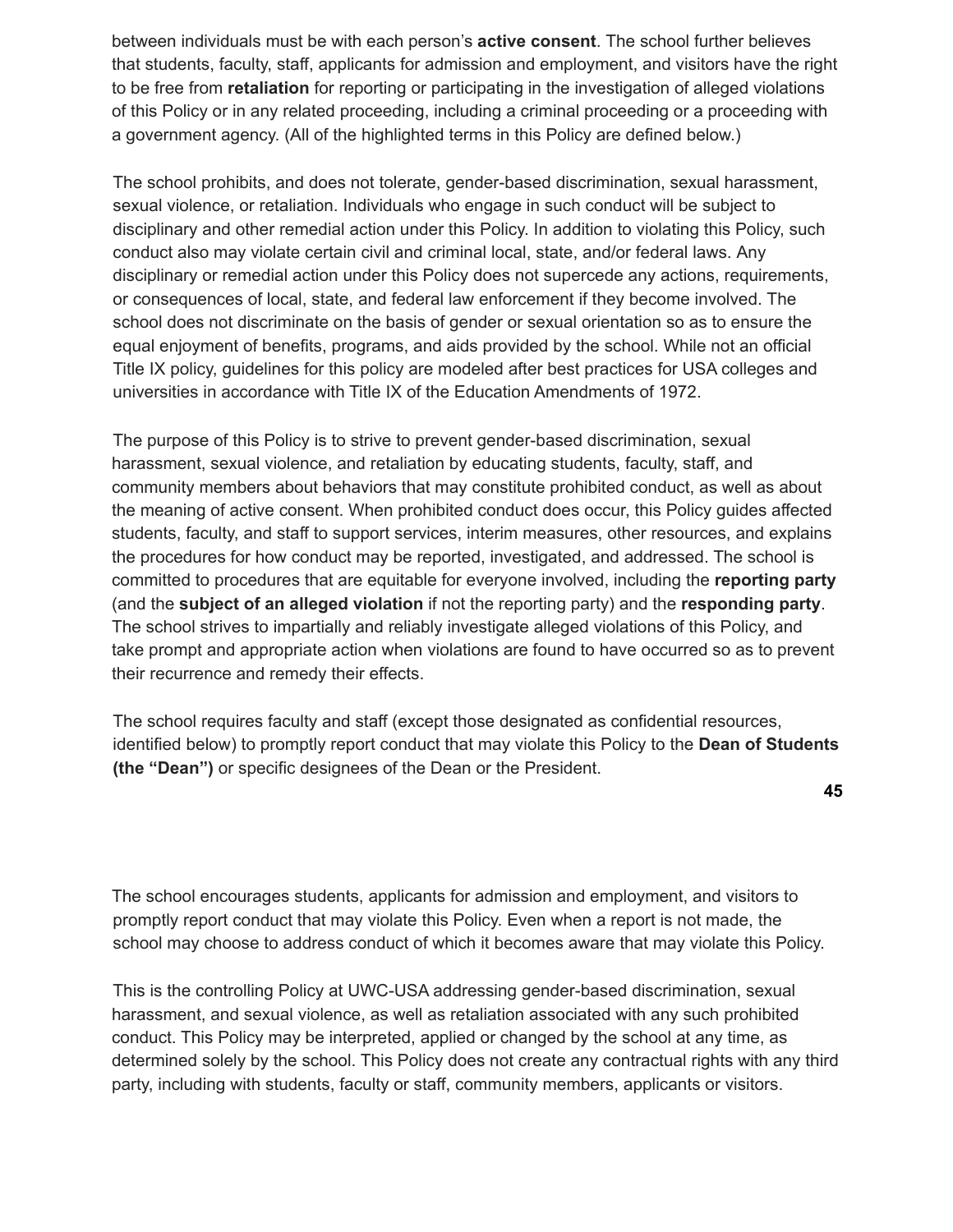between individuals must be with each person's **active consent**. The school further believes that students, faculty, staff, applicants for admission and employment, and visitors have the right to be free from **retaliation** for reporting or participating in the investigation of alleged violations of this Policy or in any related proceeding, including a criminal proceeding or a proceeding with a government agency. (All of the highlighted terms in this Policy are defined below.)

The school prohibits, and does not tolerate, gender-based discrimination, sexual harassment, sexual violence, or retaliation. Individuals who engage in such conduct will be subject to disciplinary and other remedial action under this Policy. In addition to violating this Policy, such conduct also may violate certain civil and criminal local, state, and/or federal laws. Any disciplinary or remedial action under this Policy does not supercede any actions, requirements, or consequences of local, state, and federal law enforcement if they become involved. The school does not discriminate on the basis of gender or sexual orientation so as to ensure the equal enjoyment of benefits, programs, and aids provided by the school. While not an official Title IX policy, guidelines for this policy are modeled after best practices for USA colleges and universities in accordance with Title IX of the Education Amendments of 1972.

The purpose of this Policy is to strive to prevent gender-based discrimination, sexual harassment, sexual violence, and retaliation by educating students, faculty, staff, and community members about behaviors that may constitute prohibited conduct, as well as about the meaning of active consent. When prohibited conduct does occur, this Policy guides affected students, faculty, and staff to support services, interim measures, other resources, and explains the procedures for how conduct may be reported, investigated, and addressed. The school is committed to procedures that are equitable for everyone involved, including the **reporting party** (and the **subject of an alleged violation** if not the reporting party) and the **responding party**. The school strives to impartially and reliably investigate alleged violations of this Policy, and take prompt and appropriate action when violations are found to have occurred so as to prevent their recurrence and remedy their effects.

The school requires faculty and staff (except those designated as confidential resources, identified below) to promptly report conduct that may violate this Policy to the **Dean of Students (the "Dean")** or specific designees of the Dean or the President.

The school encourages students, applicants for admission and employment, and visitors to promptly report conduct that may violate this Policy. Even when a report is not made, the school may choose to address conduct of which it becomes aware that may violate this Policy.

This is the controlling Policy at UWC-USA addressing gender-based discrimination, sexual harassment, and sexual violence, as well as retaliation associated with any such prohibited conduct. This Policy may be interpreted, applied or changed by the school at any time, as determined solely by the school. This Policy does not create any contractual rights with any third party, including with students, faculty or staff, community members, applicants or visitors.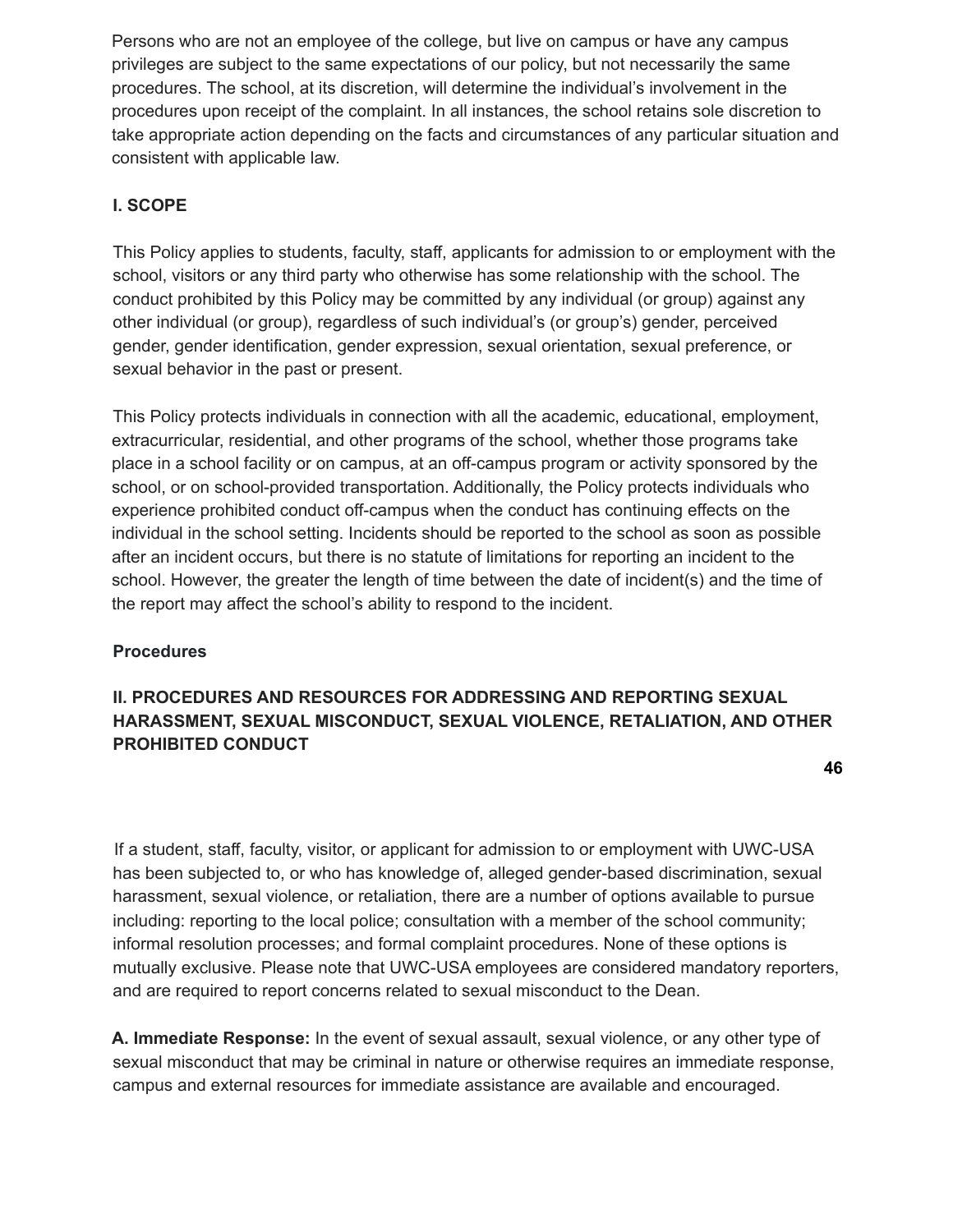Persons who are not an employee of the college, but live on campus or have any campus privileges are subject to the same expectations of our policy, but not necessarily the same procedures. The school, at its discretion, will determine the individual's involvement in the procedures upon receipt of the complaint. In all instances, the school retains sole discretion to take appropriate action depending on the facts and circumstances of any particular situation and consistent with applicable law.

**I. SCOPE**

This Policy applies to students, faculty, staff, applicants for admission to or employment with the school, visitors or any third party who otherwise has some relationship with the school. The conduct prohibited by this Policy may be committed by any individual (or group) against any other individual (or group), regardless of such individual's (or group's) gender, perceived gender, gender identification, gender expression, sexual orientation, sexual preference, or sexual behavior in the past or present.

This Policy protects individuals in connection with all the academic, educational, employment, extracurricular, residential, and other programs of the school, whether those programs take place in a school facility or on campus, at an off-campus program or activity sponsored by the school, or on school-provided transportation. Additionally, the Policy protects individuals who experience prohibited conduct off-campus when the conduct has continuing effects on the individual in the school setting. Incidents should be reported to the school as soon as possible after an incident occurs, but there is no statute of limitations for reporting an incident to the school. However, the greater the length of time between the date of incident(s) and the time of the report may affect the school's ability to respond to the incident.

**Procedures**

**II. PROCEDURES AND RESOURCES FOR ADDRESSING AND REPORTING SEXUAL HARASSMENT, SEXUAL MISCONDUCT, SEXUAL VIOLENCE, RETALIATION, AND OTHER PROHIBITED CONDUCT**

If a student, staff, faculty, visitor, or applicant for admission to or employment with UWC-USA has been subjected to, or who has knowledge of, alleged gender-based discrimination, sexual harassment, sexual violence, or retaliation, there are a number of options available to pursue including: reporting to the local police; consultation with a member of the school community; informal resolution processes; and formal complaint procedures. None of these options is mutually exclusive. Please note that UWC-USA employees are considered mandatory reporters, and are required to report concerns related to sexual misconduct to the Dean.

**A. Immediate Response:** In the event of sexual assault, sexual violence, or any other type of sexual misconduct that may be criminal in nature or otherwise requires an immediate response, campus and external resources for immediate assistance are available and encouraged.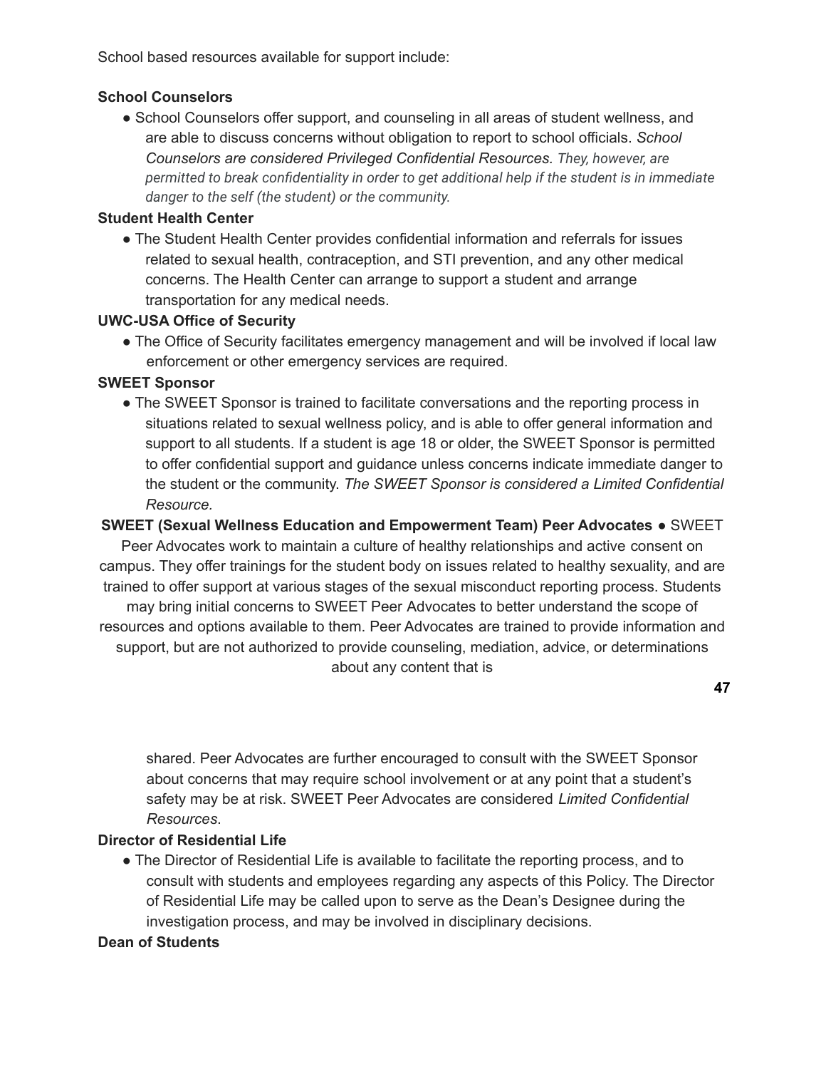School based resources available for support include:

**School Counselors**

- School Counselors offer support, and counseling in all areas of student wellness, and are able to discuss concerns without obligation to report to school officials. *School Counselors are considered Privileged Confidential Resources. They, however, are permitted to break confidentiality in order to get additional help if the student is in immediate danger to the self (the student) or the community.*

**Student Health Center**

- The Student Health Center provides confidential information and referrals for issues related to sexual health, contraception, and STI prevention, and any other medical concerns. The Health Center can arrange to support a student and arrange transportation for any medical needs.

**UWC-USA Office of Security**

- The Office of Security facilitates emergency management and will be involved if local law enforcement or other emergency services are required.

**SWEET Sponsor**

- The SWEET Sponsor is trained to facilitate conversations and the reporting process in situations related to sexual wellness policy, and is able to offer general information and support to all students. If a student is age 18 or older, the SWEET Sponsor is permitted to offer confidential support and guidance unless concerns indicate immediate danger to the student or the community. *The SWEET Sponsor is considered a Limited Confidential Resource.*

**SWEET (Sexual Wellness Education and Empowerment Team) Peer Advocates**

- SWEET Peer Advocates work to maintain a culture of healthy relationships and active consent on campus. They offer trainings for the student body on issues related to healthy sexuality, and are trained to offer support at various stages of the sexual misconduct reporting process. Students may bring initial concerns to SWEET Peer Advocates to better understand the scope of resources and options available to them. Peer Advocates are trained to provide information and support, but are not authorized to provide counseling, mediation, advice, or determinations about any content that is shared. Peer Advocates are further encouraged to consult with the SWEET Sponsor about concerns that may require school involvement or at any point that a student's safety may be at risk. SWEET Peer Advocates are considered *Limited Confidential Resources*.

**Director of Residential Life**

- The Director of Residential Life is available to facilitate the reporting process, and to consult with students and employees regarding any aspects of this Policy. The Director of Residential Life may be called upon to serve as the Dean's Designee during the investigation process, and may be involved in disciplinary decisions.

**Dean of Students**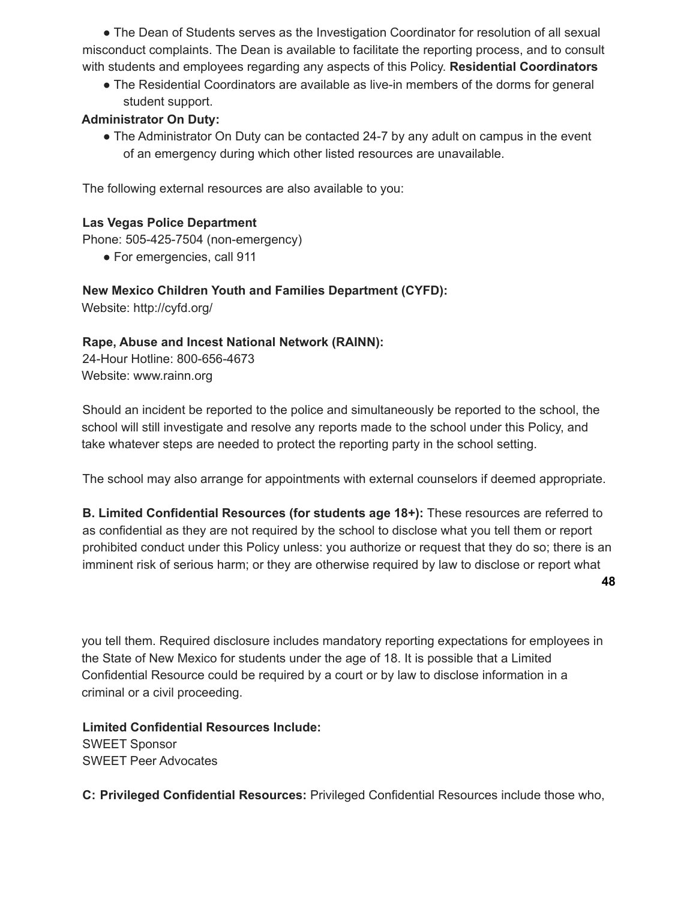- The Dean of Students serves as the Investigation Coordinator for resolution of all sexual misconduct complaints. The Dean is available to facilitate the reporting process, and to consult with students and employees regarding any aspects of this Policy.

**Residential Coordinators**

- The Residential Coordinators are available as live-in members of the dorms for general student support.

**Administrator On Duty:**

- The Administrator On Duty can be contacted 24-7 by any adult on campus in the event of an emergency during which other listed resources are unavailable.

The following external resources are also available to you:

**Las Vegas Police Department**
Phone: 505-425-7504 (non-emergency)

- For emergencies, call 911

**New Mexico Children Youth and Families Department (CYFD):**
Website: http://cyfd.org/

**Rape, Abuse and Incest National Network (RAINN):**
24-Hour Hotline: 800-656-4673
Website: www.rainn.org

Should an incident be reported to the police and simultaneously be reported to the school, the school will still investigate and resolve any reports made to the school under this Policy, and take whatever steps are needed to protect the reporting party in the school setting.

The school may also arrange for appointments with external counselors if deemed appropriate.

**B. Limited Confidential Resources (for students age 18+):** These resources are referred to as confidential as they are not required by the school to disclose what you tell them or report prohibited conduct under this Policy unless: you authorize or request that they do so; there is an imminent risk of serious harm; or they are otherwise required by law to disclose or report what you tell them. Required disclosure includes mandatory reporting expectations for employees in the State of New Mexico for students under the age of 18. It is possible that a Limited Confidential Resource could be required by a court or by law to disclose information in a criminal or a civil proceeding.

**Limited Confidential Resources Include:**
SWEET Sponsor
SWEET Peer Advocates

**C: Privileged Confidential Resources:** Privileged Confidential Resources include those who,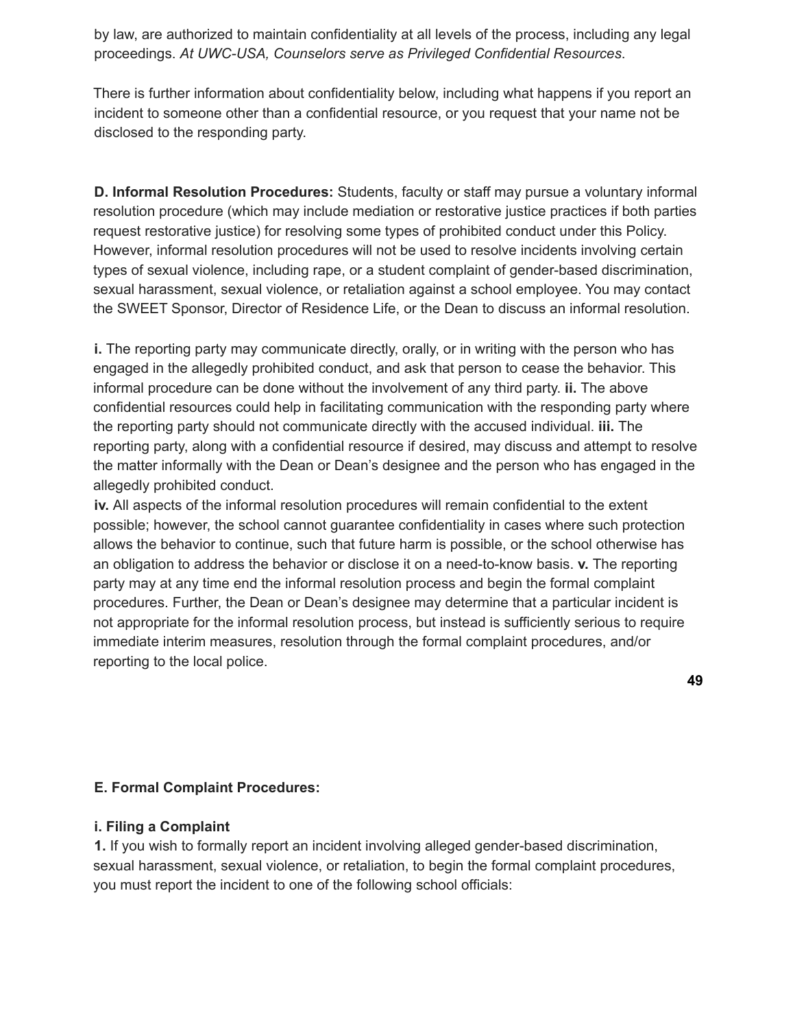by law, are authorized to maintain confidentiality at all levels of the process, including any legal proceedings. *At UWC-USA, Counselors serve as Privileged Confidential Resources*.

There is further information about confidentiality below, including what happens if you report an incident to someone other than a confidential resource, or you request that your name not be disclosed to the responding party.

**D. Informal Resolution Procedures:** Students, faculty or staff may pursue a voluntary informal resolution procedure (which may include mediation or restorative justice practices if both parties request restorative justice) for resolving some types of prohibited conduct under this Policy. However, informal resolution procedures will not be used to resolve incidents involving certain types of sexual violence, including rape, or a student complaint of gender-based discrimination, sexual harassment, sexual violence, or retaliation against a school employee. You may contact the SWEET Sponsor, Director of Residence Life, or the Dean to discuss an informal resolution.

**i.** The reporting party may communicate directly, orally, or in writing with the person who has engaged in the allegedly prohibited conduct, and ask that person to cease the behavior. This informal procedure can be done without the involvement of any third party. **ii.** The above confidential resources could help in facilitating communication with the responding party where the reporting party should not communicate directly with the accused individual. **iii.** The reporting party, along with a confidential resource if desired, may discuss and attempt to resolve the matter informally with the Dean or Dean's designee and the person who has engaged in the allegedly prohibited conduct.
**iv.** All aspects of the informal resolution procedures will remain confidential to the extent possible; however, the school cannot guarantee confidentiality in cases where such protection allows the behavior to continue, such that future harm is possible, or the school otherwise has an obligation to address the behavior or disclose it on a need-to-know basis. **v.** The reporting party may at any time end the informal resolution process and begin the formal complaint procedures. Further, the Dean or Dean's designee may determine that a particular incident is not appropriate for the informal resolution process, but instead is sufficiently serious to require immediate interim measures, resolution through the formal complaint procedures, and/or reporting to the local police.

**E. Formal Complaint Procedures:**

**i. Filing a Complaint**

**1.** If you wish to formally report an incident involving alleged gender-based discrimination, sexual harassment, sexual violence, or retaliation, to begin the formal complaint procedures, you must report the incident to one of the following school officials: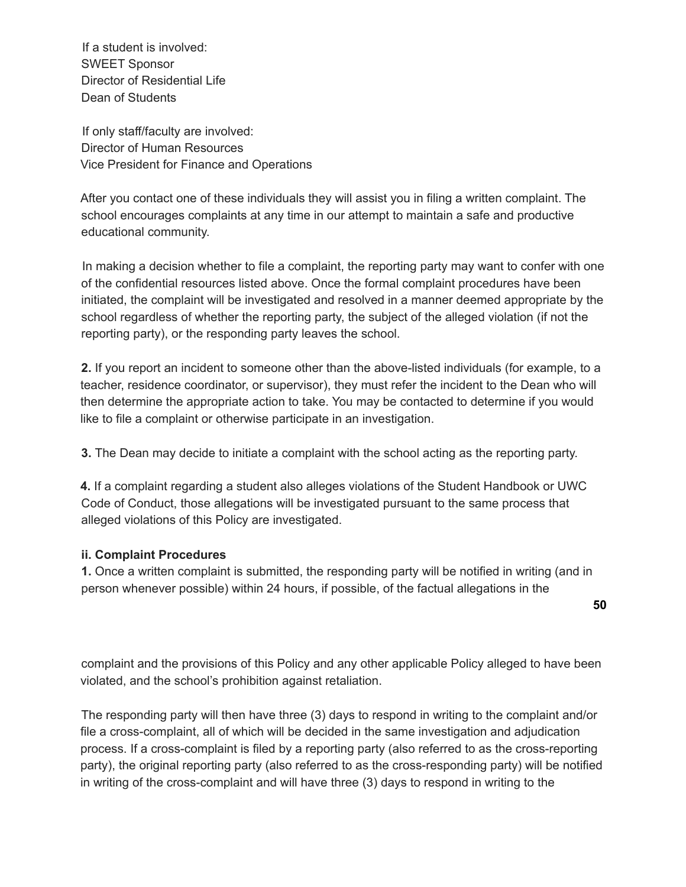If a student is involved:
SWEET Sponsor
Director of Residential Life
Dean of Students

If only staff/faculty are involved:
Director of Human Resources
Vice President for Finance and Operations

After you contact one of these individuals they will assist you in filing a written complaint. The school encourages complaints at any time in our attempt to maintain a safe and productive educational community.

In making a decision whether to file a complaint, the reporting party may want to confer with one of the confidential resources listed above. Once the formal complaint procedures have been initiated, the complaint will be investigated and resolved in a manner deemed appropriate by the school regardless of whether the reporting party, the subject of the alleged violation (if not the reporting party), or the responding party leaves the school.

**2.** If you report an incident to someone other than the above-listed individuals (for example, to a teacher, residence coordinator, or supervisor), they must refer the incident to the Dean who will then determine the appropriate action to take. You may be contacted to determine if you would like to file a complaint or otherwise participate in an investigation.

**3.** The Dean may decide to initiate a complaint with the school acting as the reporting party.

**4.** If a complaint regarding a student also alleges violations of the Student Handbook or UWC Code of Conduct, those allegations will be investigated pursuant to the same process that alleged violations of this Policy are investigated.

**ii. Complaint Procedures**

**1.** Once a written complaint is submitted, the responding party will be notified in writing (and in person whenever possible) within 24 hours, if possible, of the factual allegations in the complaint and the provisions of this Policy and any other applicable Policy alleged to have been violated, and the school's prohibition against retaliation.

The responding party will then have three (3) days to respond in writing to the complaint and/or file a cross-complaint, all of which will be decided in the same investigation and adjudication process. If a cross-complaint is filed by a reporting party (also referred to as the cross-reporting party), the original reporting party (also referred to as the cross-responding party) will be notified in writing of the cross-complaint and will have three (3) days to respond in writing to the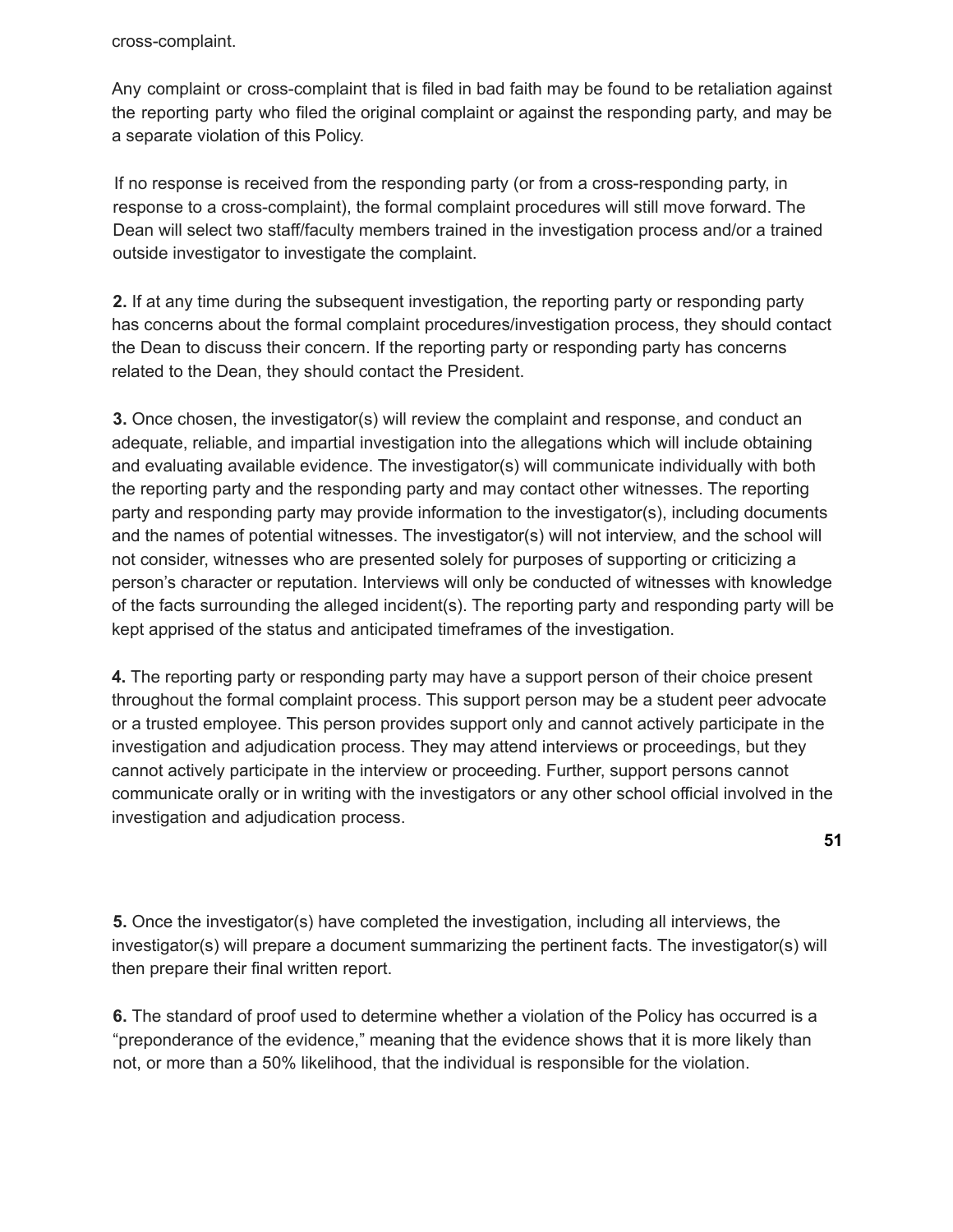cross-complaint.

Any complaint or cross-complaint that is filed in bad faith may be found to be retaliation against the reporting party who filed the original complaint or against the responding party, and may be a separate violation of this Policy.

If no response is received from the responding party (or from a cross-responding party, in response to a cross-complaint), the formal complaint procedures will still move forward. The Dean will select two staff/faculty members trained in the investigation process and/or a trained outside investigator to investigate the complaint.

**2.** If at any time during the subsequent investigation, the reporting party or responding party has concerns about the formal complaint procedures/investigation process, they should contact the Dean to discuss their concern. If the reporting party or responding party has concerns related to the Dean, they should contact the President.

**3.** Once chosen, the investigator(s) will review the complaint and response, and conduct an adequate, reliable, and impartial investigation into the allegations which will include obtaining and evaluating available evidence. The investigator(s) will communicate individually with both the reporting party and the responding party and may contact other witnesses. The reporting party and responding party may provide information to the investigator(s), including documents and the names of potential witnesses. The investigator(s) will not interview, and the school will not consider, witnesses who are presented solely for purposes of supporting or criticizing a person's character or reputation. Interviews will only be conducted of witnesses with knowledge of the facts surrounding the alleged incident(s). The reporting party and responding party will be kept apprised of the status and anticipated timeframes of the investigation.

**4.** The reporting party or responding party may have a support person of their choice present throughout the formal complaint process. This support person may be a student peer advocate or a trusted employee. This person provides support only and cannot actively participate in the investigation and adjudication process. They may attend interviews or proceedings, but they cannot actively participate in the interview or proceeding. Further, support persons cannot communicate orally or in writing with the investigators or any other school official involved in the investigation and adjudication process.

**5.** Once the investigator(s) have completed the investigation, including all interviews, the investigator(s) will prepare a document summarizing the pertinent facts. The investigator(s) will then prepare their final written report.

**6.** The standard of proof used to determine whether a violation of the Policy has occurred is a "preponderance of the evidence," meaning that the evidence shows that it is more likely than not, or more than a 50% likelihood, that the individual is responsible for the violation.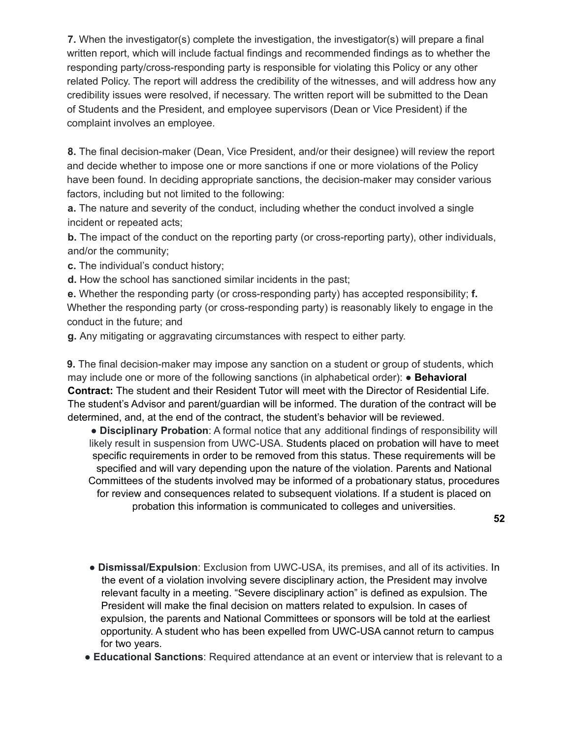**7.** When the investigator(s) complete the investigation, the investigator(s) will prepare a final written report, which will include factual findings and recommended findings as to whether the responding party/cross-responding party is responsible for violating this Policy or any other related Policy. The report will address the credibility of the witnesses, and will address how any credibility issues were resolved, if necessary. The written report will be submitted to the Dean of Students and the President, and employee supervisors (Dean or Vice President) if the complaint involves an employee.

**8.** The final decision-maker (Dean, Vice President, and/or their designee) will review the report and decide whether to impose one or more sanctions if one or more violations of the Policy have been found. In deciding appropriate sanctions, the decision-maker may consider various factors, including but not limited to the following:

**a.** The nature and severity of the conduct, including whether the conduct involved a single incident or repeated acts;

**b.** The impact of the conduct on the reporting party (or cross-reporting party), other individuals, and/or the community;

**c.** The individual's conduct history;

**d.** How the school has sanctioned similar incidents in the past;

**e.** Whether the responding party (or cross-responding party) has accepted responsibility; **f.** Whether the responding party (or cross-responding party) is reasonably likely to engage in the conduct in the future; and

**g.** Any mitigating or aggravating circumstances with respect to either party.

**9.** The final decision-maker may impose any sanction on a student or group of students, which may include one or more of the following sanctions (in alphabetical order):

- **Behavioral Contract:** The student and their Resident Tutor will meet with the Director of Residential Life. The student's Advisor and parent/guardian will be informed. The duration of the contract will be determined, and, at the end of the contract, the student's behavior will be reviewed.
- **Disciplinary Probation**: A formal notice that any additional findings of responsibility will likely result in suspension from UWC-USA. Students placed on probation will have to meet specific requirements in order to be removed from this status. These requirements will be specified and will vary depending upon the nature of the violation. Parents and National Committees of the students involved may be informed of a probationary status, procedures for review and consequences related to subsequent violations. If a student is placed on probation this information is communicated to colleges and universities.
- **Dismissal/Expulsion**: Exclusion from UWC-USA, its premises, and all of its activities. In the event of a violation involving severe disciplinary action, the President may involve relevant faculty in a meeting. "Severe disciplinary action" is defined as expulsion. The President will make the final decision on matters related to expulsion. In cases of expulsion, the parents and National Committees or sponsors will be told at the earliest opportunity. A student who has been expelled from UWC-USA cannot return to campus for two years.
- **Educational Sanctions**: Required attendance at an event or interview that is relevant to a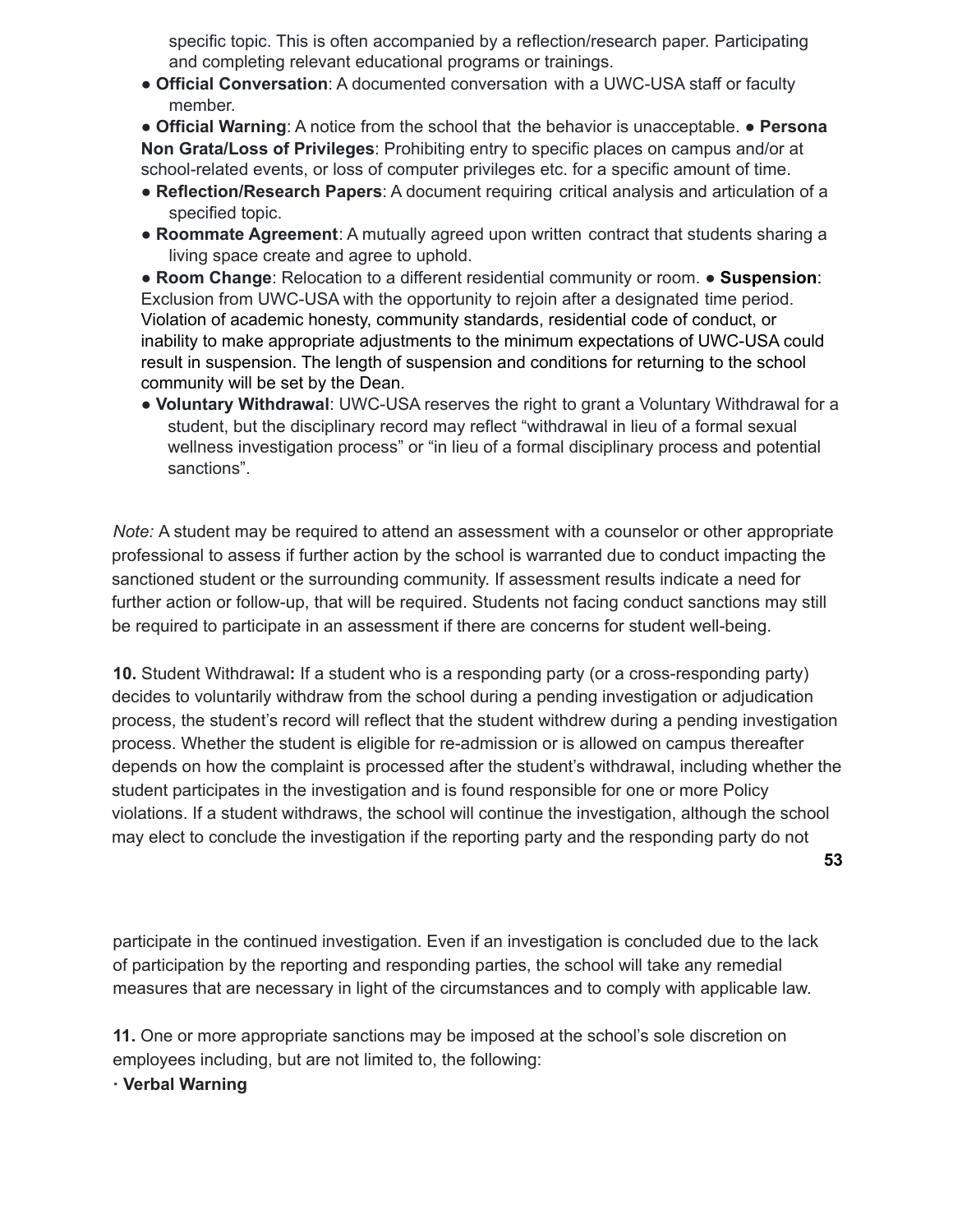specific topic. This is often accompanied by a reflection/research paper. Participating and completing relevant educational programs or trainings.

- **Official Conversation**: A documented conversation with a UWC-USA staff or faculty member.
- **Official Warning**: A notice from the school that the behavior is unacceptable.
- **Persona Non Grata/Loss of Privileges**: Prohibiting entry to specific places on campus and/or at school-related events, or loss of computer privileges etc. for a specific amount of time.
- **Reflection/Research Papers**: A document requiring critical analysis and articulation of a specified topic.
- **Roommate Agreement**: A mutually agreed upon written contract that students sharing a living space create and agree to uphold.
- **Room Change**: Relocation to a different residential community or room.
- **Suspension**: Exclusion from UWC-USA with the opportunity to rejoin after a designated time period. Violation of academic honesty, community standards, residential code of conduct, or inability to make appropriate adjustments to the minimum expectations of UWC-USA could result in suspension. The length of suspension and conditions for returning to the school community will be set by the Dean.
- **Voluntary Withdrawal**: UWC-USA reserves the right to grant a Voluntary Withdrawal for a student, but the disciplinary record may reflect "withdrawal in lieu of a formal sexual wellness investigation process" or "in lieu of a formal disciplinary process and potential sanctions".

*Note:* A student may be required to attend an assessment with a counselor or other appropriate professional to assess if further action by the school is warranted due to conduct impacting the sanctioned student or the surrounding community. If assessment results indicate a need for further action or follow-up, that will be required. Students not facing conduct sanctions may still be required to participate in an assessment if there are concerns for student well-being.

**10.** Student Withdrawal**:** If a student who is a responding party (or a cross-responding party) decides to voluntarily withdraw from the school during a pending investigation or adjudication process, the student's record will reflect that the student withdrew during a pending investigation process. Whether the student is eligible for re-admission or is allowed on campus thereafter depends on how the complaint is processed after the student's withdrawal, including whether the student participates in the investigation and is found responsible for one or more Policy violations. If a student withdraws, the school will continue the investigation, although the school may elect to conclude the investigation if the reporting party and the responding party do not participate in the continued investigation. Even if an investigation is concluded due to the lack of participation by the reporting and responding parties, the school will take any remedial measures that are necessary in light of the circumstances and to comply with applicable law.

**11.** One or more appropriate sanctions may be imposed at the school's sole discretion on employees including, but are not limited to, the following:

· **Verbal Warning**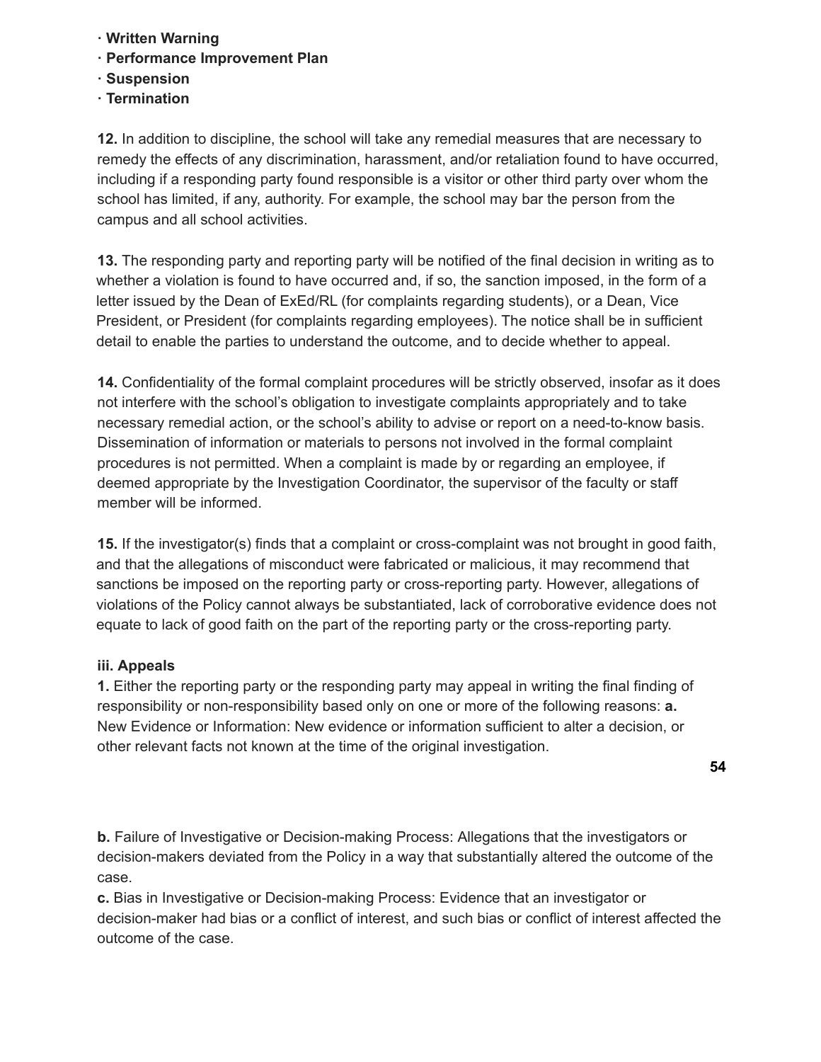- **Written Warning**
- **Performance Improvement Plan**
- **Suspension**
- **Termination**

**12.** In addition to discipline, the school will take any remedial measures that are necessary to remedy the effects of any discrimination, harassment, and/or retaliation found to have occurred, including if a responding party found responsible is a visitor or other third party over whom the school has limited, if any, authority. For example, the school may bar the person from the campus and all school activities.

**13.** The responding party and reporting party will be notified of the final decision in writing as to whether a violation is found to have occurred and, if so, the sanction imposed, in the form of a letter issued by the Dean of ExEd/RL (for complaints regarding students), or a Dean, Vice President, or President (for complaints regarding employees). The notice shall be in sufficient detail to enable the parties to understand the outcome, and to decide whether to appeal.

**14.** Confidentiality of the formal complaint procedures will be strictly observed, insofar as it does not interfere with the school's obligation to investigate complaints appropriately and to take necessary remedial action, or the school's ability to advise or report on a need-to-know basis. Dissemination of information or materials to persons not involved in the formal complaint procedures is not permitted. When a complaint is made by or regarding an employee, if deemed appropriate by the Investigation Coordinator, the supervisor of the faculty or staff member will be informed.

**15.** If the investigator(s) finds that a complaint or cross-complaint was not brought in good faith, and that the allegations of misconduct were fabricated or malicious, it may recommend that sanctions be imposed on the reporting party or cross-reporting party. However, allegations of violations of the Policy cannot always be substantiated, lack of corroborative evidence does not equate to lack of good faith on the part of the reporting party or the cross-reporting party.

**iii. Appeals**

**1.** Either the reporting party or the responding party may appeal in writing the final finding of responsibility or non-responsibility based only on one or more of the following reasons: **a.** New Evidence or Information: New evidence or information sufficient to alter a decision, or other relevant facts not known at the time of the original investigation.

**b.** Failure of Investigative or Decision-making Process: Allegations that the investigators or decision-makers deviated from the Policy in a way that substantially altered the outcome of the case.

**c.** Bias in Investigative or Decision-making Process: Evidence that an investigator or decision-maker had bias or a conflict of interest, and such bias or conflict of interest affected the outcome of the case.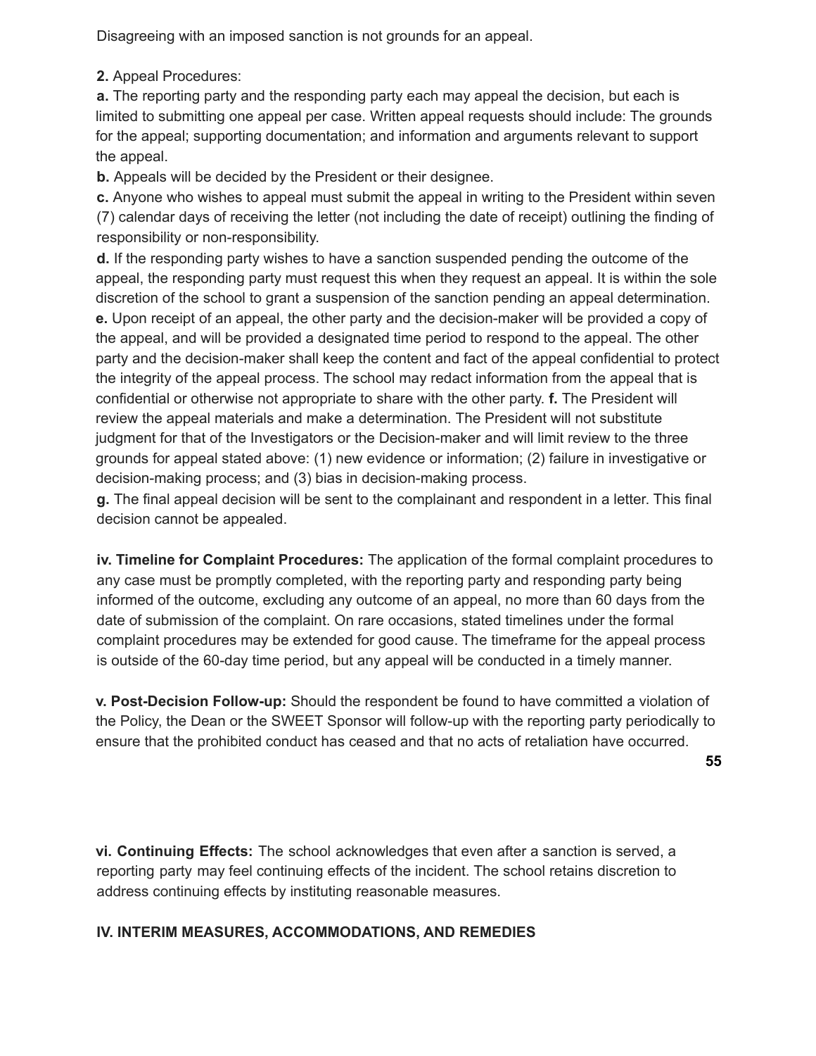Disagreeing with an imposed sanction is not grounds for an appeal.

**2.** Appeal Procedures:

**a.** The reporting party and the responding party each may appeal the decision, but each is limited to submitting one appeal per case. Written appeal requests should include: The grounds for the appeal; supporting documentation; and information and arguments relevant to support the appeal.

**b.** Appeals will be decided by the President or their designee.

**c.** Anyone who wishes to appeal must submit the appeal in writing to the President within seven (7) calendar days of receiving the letter (not including the date of receipt) outlining the finding of responsibility or non-responsibility.

**d.** If the responding party wishes to have a sanction suspended pending the outcome of the appeal, the responding party must request this when they request an appeal. It is within the sole discretion of the school to grant a suspension of the sanction pending an appeal determination.

**e.** Upon receipt of an appeal, the other party and the decision-maker will be provided a copy of the appeal, and will be provided a designated time period to respond to the appeal. The other party and the decision-maker shall keep the content and fact of the appeal confidential to protect the integrity of the appeal process. The school may redact information from the appeal that is confidential or otherwise not appropriate to share with the other party. **f.** The President will review the appeal materials and make a determination. The President will not substitute judgment for that of the Investigators or the Decision-maker and will limit review to the three grounds for appeal stated above: (1) new evidence or information; (2) failure in investigative or decision-making process; and (3) bias in decision-making process.

**g.** The final appeal decision will be sent to the complainant and respondent in a letter. This final decision cannot be appealed.

**iv. Timeline for Complaint Procedures:** The application of the formal complaint procedures to any case must be promptly completed, with the reporting party and responding party being informed of the outcome, excluding any outcome of an appeal, no more than 60 days from the date of submission of the complaint. On rare occasions, stated timelines under the formal complaint procedures may be extended for good cause. The timeframe for the appeal process is outside of the 60-day time period, but any appeal will be conducted in a timely manner.

**v. Post-Decision Follow-up:** Should the respondent be found to have committed a violation of the Policy, the Dean or the SWEET Sponsor will follow-up with the reporting party periodically to ensure that the prohibited conduct has ceased and that no acts of retaliation have occurred.

**vi. Continuing Effects:** The school acknowledges that even after a sanction is served, a reporting party may feel continuing effects of the incident. The school retains discretion to address continuing effects by instituting reasonable measures.

## IV. INTERIM MEASURES, ACCOMMODATIONS, AND REMEDIES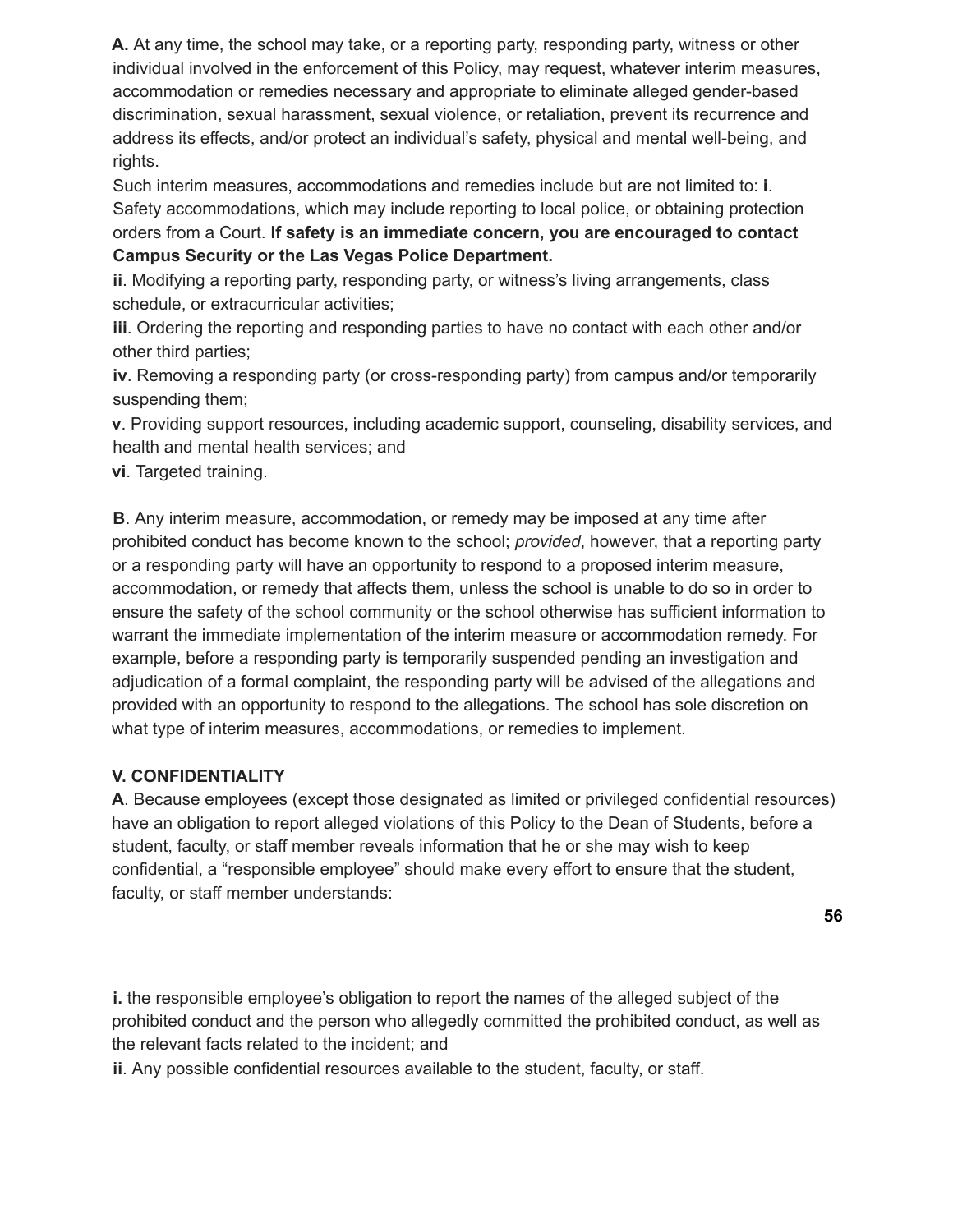**A.** At any time, the school may take, or a reporting party, responding party, witness or other individual involved in the enforcement of this Policy, may request, whatever interim measures, accommodation or remedies necessary and appropriate to eliminate alleged gender-based discrimination, sexual harassment, sexual violence, or retaliation, prevent its recurrence and address its effects, and/or protect an individual's safety, physical and mental well-being, and rights.

Such interim measures, accommodations and remedies include but are not limited to: **i**. Safety accommodations, which may include reporting to local police, or obtaining protection orders from a Court. **If safety is an immediate concern, you are encouraged to contact Campus Security or the Las Vegas Police Department.**

**ii**. Modifying a reporting party, responding party, or witness's living arrangements, class schedule, or extracurricular activities;

**iii**. Ordering the reporting and responding parties to have no contact with each other and/or other third parties;

**iv**. Removing a responding party (or cross-responding party) from campus and/or temporarily suspending them;

**v**. Providing support resources, including academic support, counseling, disability services, and health and mental health services; and

**vi**. Targeted training.

**B**. Any interim measure, accommodation, or remedy may be imposed at any time after prohibited conduct has become known to the school; *provided*, however, that a reporting party or a responding party will have an opportunity to respond to a proposed interim measure, accommodation, or remedy that affects them, unless the school is unable to do so in order to ensure the safety of the school community or the school otherwise has sufficient information to warrant the immediate implementation of the interim measure or accommodation remedy. For example, before a responding party is temporarily suspended pending an investigation and adjudication of a formal complaint, the responding party will be advised of the allegations and provided with an opportunity to respond to the allegations. The school has sole discretion on what type of interim measures, accommodations, or remedies to implement.

**V. CONFIDENTIALITY**

**A**. Because employees (except those designated as limited or privileged confidential resources) have an obligation to report alleged violations of this Policy to the Dean of Students, before a student, faculty, or staff member reveals information that he or she may wish to keep confidential, a "responsible employee" should make every effort to ensure that the student, faculty, or staff member understands:

**i.** the responsible employee's obligation to report the names of the alleged subject of the prohibited conduct and the person who allegedly committed the prohibited conduct, as well as the relevant facts related to the incident; and

**ii**. Any possible confidential resources available to the student, faculty, or staff.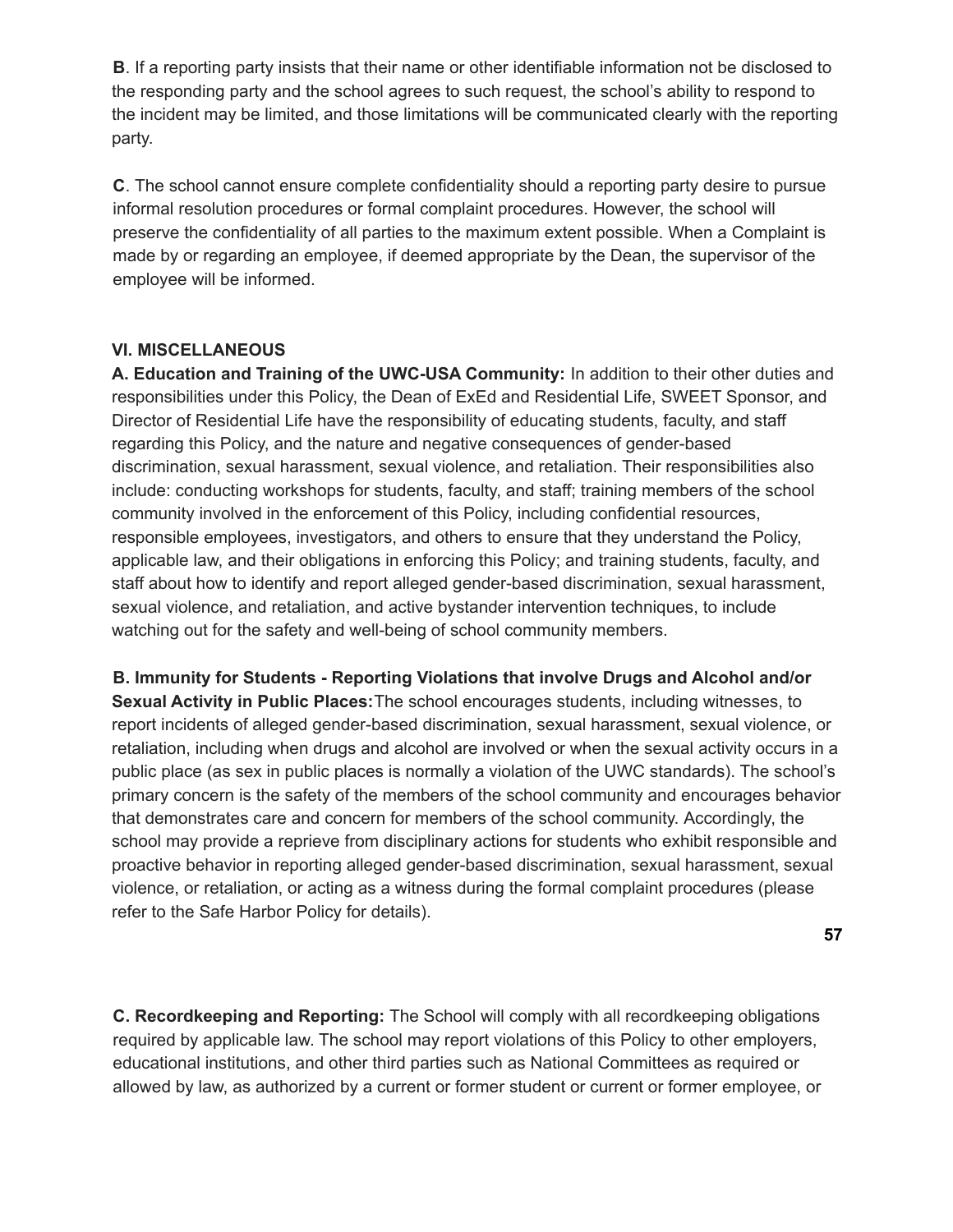**B**. If a reporting party insists that their name or other identifiable information not be disclosed to the responding party and the school agrees to such request, the school's ability to respond to the incident may be limited, and those limitations will be communicated clearly with the reporting party.

**C**. The school cannot ensure complete confidentiality should a reporting party desire to pursue informal resolution procedures or formal complaint procedures. However, the school will preserve the confidentiality of all parties to the maximum extent possible. When a Complaint is made by or regarding an employee, if deemed appropriate by the Dean, the supervisor of the employee will be informed.

**VI. MISCELLANEOUS**

**A. Education and Training of the UWC-USA Community:** In addition to their other duties and responsibilities under this Policy, the Dean of ExEd and Residential Life, SWEET Sponsor, and Director of Residential Life have the responsibility of educating students, faculty, and staff regarding this Policy, and the nature and negative consequences of gender-based discrimination, sexual harassment, sexual violence, and retaliation. Their responsibilities also include: conducting workshops for students, faculty, and staff; training members of the school community involved in the enforcement of this Policy, including confidential resources, responsible employees, investigators, and others to ensure that they understand the Policy, applicable law, and their obligations in enforcing this Policy; and training students, faculty, and staff about how to identify and report alleged gender-based discrimination, sexual harassment, sexual violence, and retaliation, and active bystander intervention techniques, to include watching out for the safety and well-being of school community members.

**B. Immunity for Students - Reporting Violations that involve Drugs and Alcohol and/or Sexual Activity in Public Places:** The school encourages students, including witnesses, to report incidents of alleged gender-based discrimination, sexual harassment, sexual violence, or retaliation, including when drugs and alcohol are involved or when the sexual activity occurs in a public place (as sex in public places is normally a violation of the UWC standards). The school's primary concern is the safety of the members of the school community and encourages behavior that demonstrates care and concern for members of the school community. Accordingly, the school may provide a reprieve from disciplinary actions for students who exhibit responsible and proactive behavior in reporting alleged gender-based discrimination, sexual harassment, sexual violence, or retaliation, or acting as a witness during the formal complaint procedures (please refer to the Safe Harbor Policy for details).

**C. Recordkeeping and Reporting:** The School will comply with all recordkeeping obligations required by applicable law. The school may report violations of this Policy to other employers, educational institutions, and other third parties such as National Committees as required or allowed by law, as authorized by a current or former student or current or former employee, or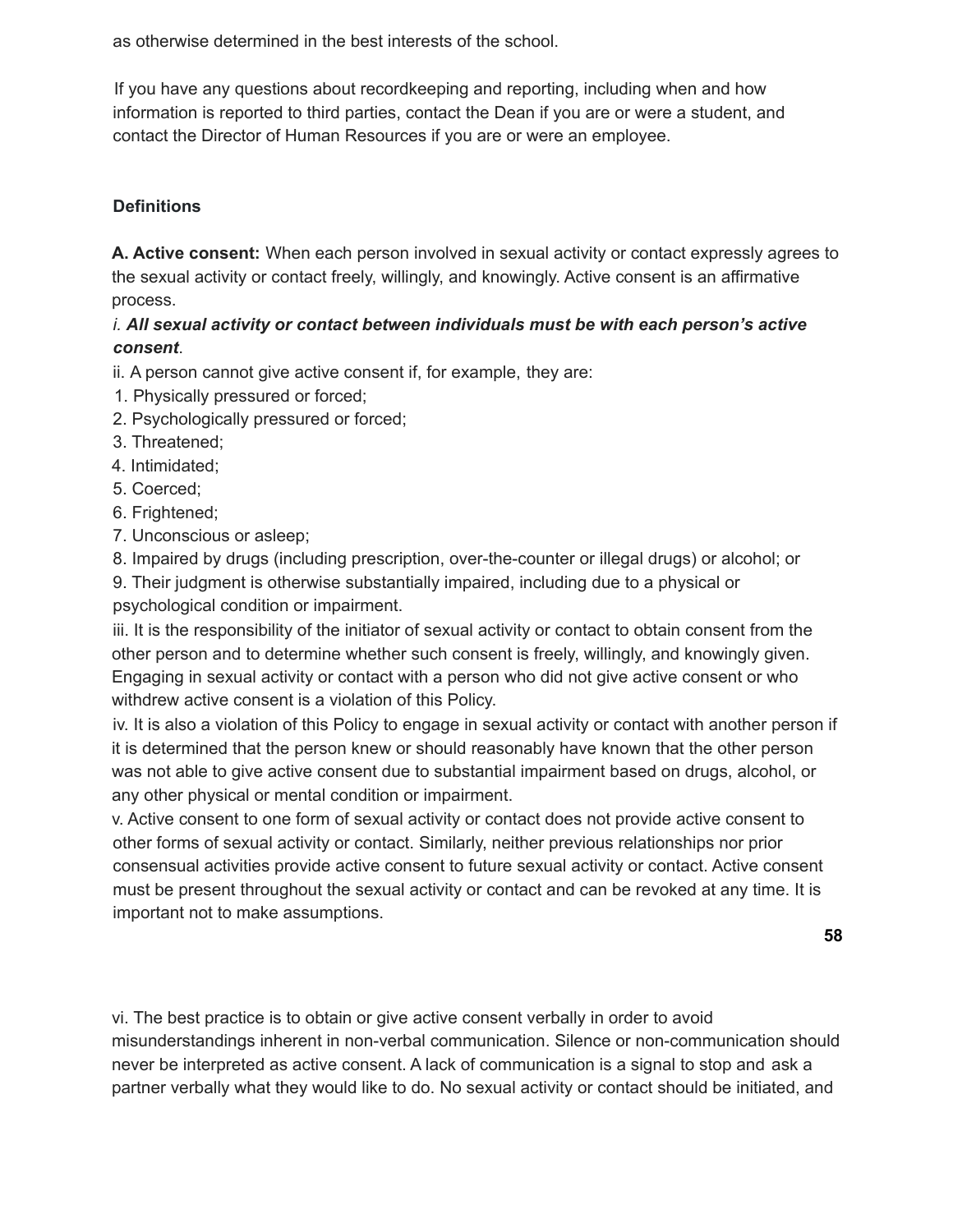as otherwise determined in the best interests of the school.

If you have any questions about recordkeeping and reporting, including when and how information is reported to third parties, contact the Dean if you are or were a student, and contact the Director of Human Resources if you are or were an employee.

### Definitions

**A. Active consent:** When each person involved in sexual activity or contact expressly agrees to the sexual activity or contact freely, willingly, and knowingly. Active consent is an affirmative process.

*i.* ***All sexual activity or contact between individuals must be with each person's active consent***.

ii. A person cannot give active consent if, for example, they are:

1. Physically pressured or forced;
2. Psychologically pressured or forced;
3. Threatened;
4. Intimidated;
5. Coerced;
6. Frightened;
7. Unconscious or asleep;
8. Impaired by drugs (including prescription, over-the-counter or illegal drugs) or alcohol; or
9. Their judgment is otherwise substantially impaired, including due to a physical or psychological condition or impairment.

iii. It is the responsibility of the initiator of sexual activity or contact to obtain consent from the other person and to determine whether such consent is freely, willingly, and knowingly given. Engaging in sexual activity or contact with a person who did not give active consent or who withdrew active consent is a violation of this Policy.

iv. It is also a violation of this Policy to engage in sexual activity or contact with another person if it is determined that the person knew or should reasonably have known that the other person was not able to give active consent due to substantial impairment based on drugs, alcohol, or any other physical or mental condition or impairment.

v. Active consent to one form of sexual activity or contact does not provide active consent to other forms of sexual activity or contact. Similarly, neither previous relationships nor prior consensual activities provide active consent to future sexual activity or contact. Active consent must be present throughout the sexual activity or contact and can be revoked at any time. It is important not to make assumptions.

vi. The best practice is to obtain or give active consent verbally in order to avoid misunderstandings inherent in non-verbal communication. Silence or non-communication should never be interpreted as active consent. A lack of communication is a signal to stop and ask a partner verbally what they would like to do. No sexual activity or contact should be initiated, and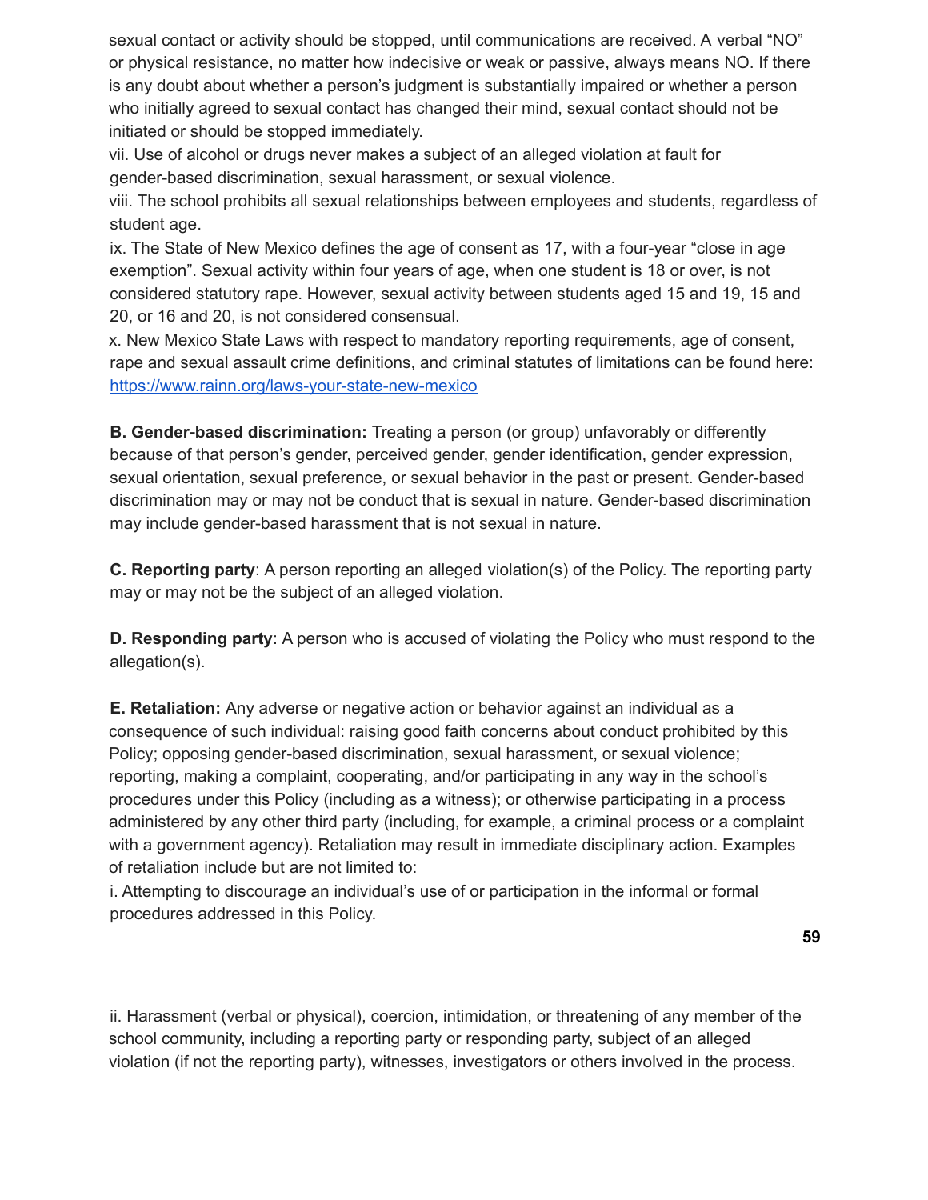sexual contact or activity should be stopped, until communications are received. A verbal "NO" or physical resistance, no matter how indecisive or weak or passive, always means NO. If there is any doubt about whether a person's judgment is substantially impaired or whether a person who initially agreed to sexual contact has changed their mind, sexual contact should not be initiated or should be stopped immediately.

vii. Use of alcohol or drugs never makes a subject of an alleged violation at fault for gender-based discrimination, sexual harassment, or sexual violence.

viii. The school prohibits all sexual relationships between employees and students, regardless of student age.

ix. The State of New Mexico defines the age of consent as 17, with a four-year "close in age exemption". Sexual activity within four years of age, when one student is 18 or over, is not considered statutory rape. However, sexual activity between students aged 15 and 19, 15 and 20, or 16 and 20, is not considered consensual.

x. New Mexico State Laws with respect to mandatory reporting requirements, age of consent, rape and sexual assault crime definitions, and criminal statutes of limitations can be found here: [https://www.rainn.org/laws-your-state-new-mexico](https://www.rainn.org/laws-your-state-new-mexico)

**B. Gender-based discrimination:** Treating a person (or group) unfavorably or differently because of that person's gender, perceived gender, gender identification, gender expression, sexual orientation, sexual preference, or sexual behavior in the past or present. Gender-based discrimination may or may not be conduct that is sexual in nature. Gender-based discrimination may include gender-based harassment that is not sexual in nature.

**C. Reporting party**: A person reporting an alleged violation(s) of the Policy. The reporting party may or may not be the subject of an alleged violation.

**D. Responding party**: A person who is accused of violating the Policy who must respond to the allegation(s).

**E. Retaliation:** Any adverse or negative action or behavior against an individual as a consequence of such individual: raising good faith concerns about conduct prohibited by this Policy; opposing gender-based discrimination, sexual harassment, or sexual violence; reporting, making a complaint, cooperating, and/or participating in any way in the school's procedures under this Policy (including as a witness); or otherwise participating in a process administered by any other third party (including, for example, a criminal process or a complaint with a government agency). Retaliation may result in immediate disciplinary action. Examples of retaliation include but are not limited to:

i. Attempting to discourage an individual's use of or participation in the informal or formal procedures addressed in this Policy.

ii. Harassment (verbal or physical), coercion, intimidation, or threatening of any member of the school community, including a reporting party or responding party, subject of an alleged violation (if not the reporting party), witnesses, investigators or others involved in the process.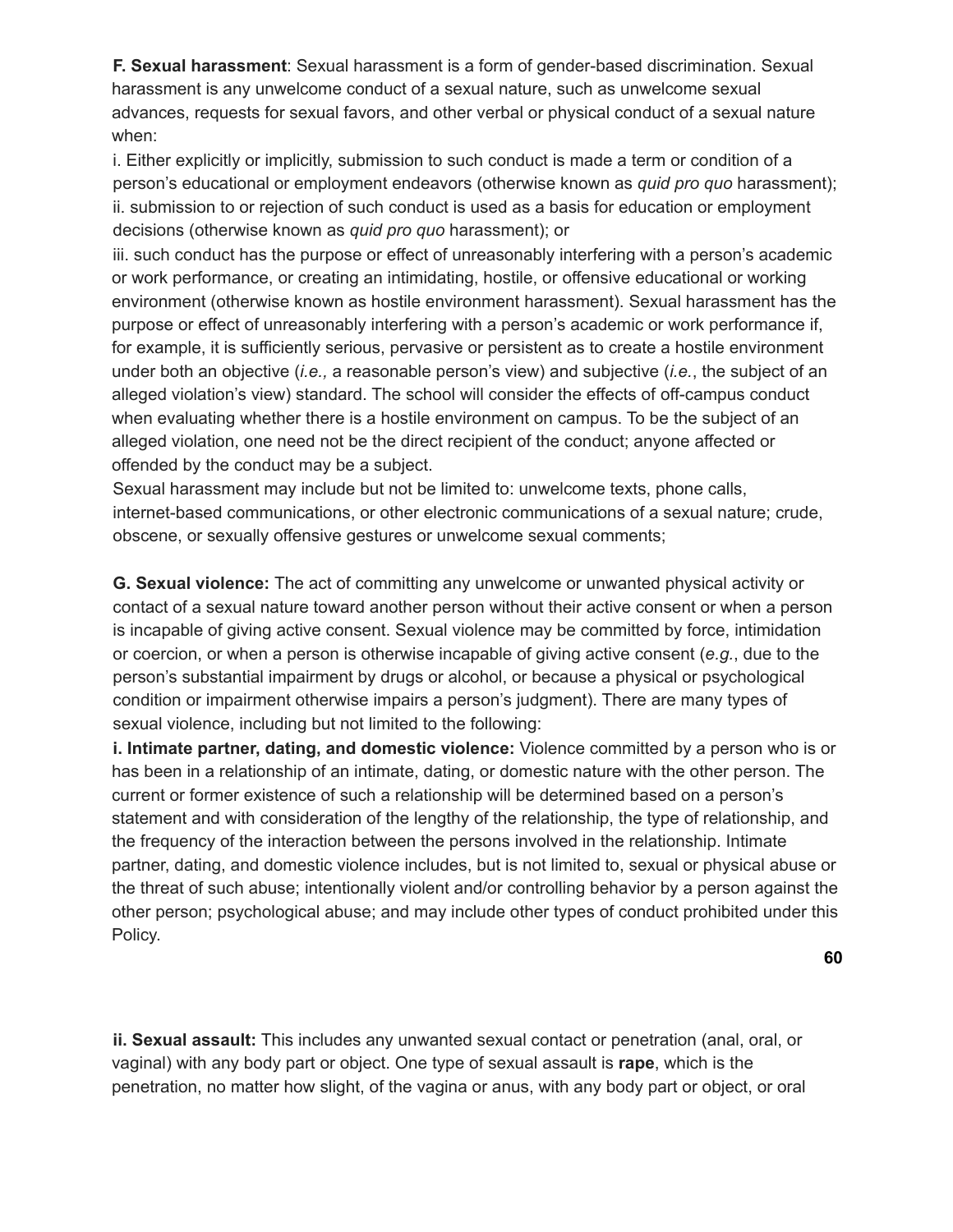**F. Sexual harassment**: Sexual harassment is a form of gender-based discrimination. Sexual harassment is any unwelcome conduct of a sexual nature, such as unwelcome sexual advances, requests for sexual favors, and other verbal or physical conduct of a sexual nature when:

i. Either explicitly or implicitly, submission to such conduct is made a term or condition of a person's educational or employment endeavors (otherwise known as *quid pro quo* harassment);
ii. submission to or rejection of such conduct is used as a basis for education or employment decisions (otherwise known as *quid pro quo* harassment); or
iii. such conduct has the purpose or effect of unreasonably interfering with a person's academic or work performance, or creating an intimidating, hostile, or offensive educational or working environment (otherwise known as hostile environment harassment). Sexual harassment has the purpose or effect of unreasonably interfering with a person's academic or work performance if, for example, it is sufficiently serious, pervasive or persistent as to create a hostile environment under both an objective (*i.e.,* a reasonable person's view) and subjective (*i.e.*, the subject of an alleged violation's view) standard. The school will consider the effects of off-campus conduct when evaluating whether there is a hostile environment on campus. To be the subject of an alleged violation, one need not be the direct recipient of the conduct; anyone affected or offended by the conduct may be a subject.

Sexual harassment may include but not be limited to: unwelcome texts, phone calls, internet-based communications, or other electronic communications of a sexual nature; crude, obscene, or sexually offensive gestures or unwelcome sexual comments;

**G. Sexual violence:** The act of committing any unwelcome or unwanted physical activity or contact of a sexual nature toward another person without their active consent or when a person is incapable of giving active consent. Sexual violence may be committed by force, intimidation or coercion, or when a person is otherwise incapable of giving active consent (*e.g.*, due to the person's substantial impairment by drugs or alcohol, or because a physical or psychological condition or impairment otherwise impairs a person's judgment). There are many types of sexual violence, including but not limited to the following:

**i. Intimate partner, dating, and domestic violence:** Violence committed by a person who is or has been in a relationship of an intimate, dating, or domestic nature with the other person. The current or former existence of such a relationship will be determined based on a person's statement and with consideration of the lengthy of the relationship, the type of relationship, and the frequency of the interaction between the persons involved in the relationship. Intimate partner, dating, and domestic violence includes, but is not limited to, sexual or physical abuse or the threat of such abuse; intentionally violent and/or controlling behavior by a person against the other person; psychological abuse; and may include other types of conduct prohibited under this Policy.

**ii. Sexual assault:** This includes any unwanted sexual contact or penetration (anal, oral, or vaginal) with any body part or object. One type of sexual assault is **rape**, which is the penetration, no matter how slight, of the vagina or anus, with any body part or object, or oral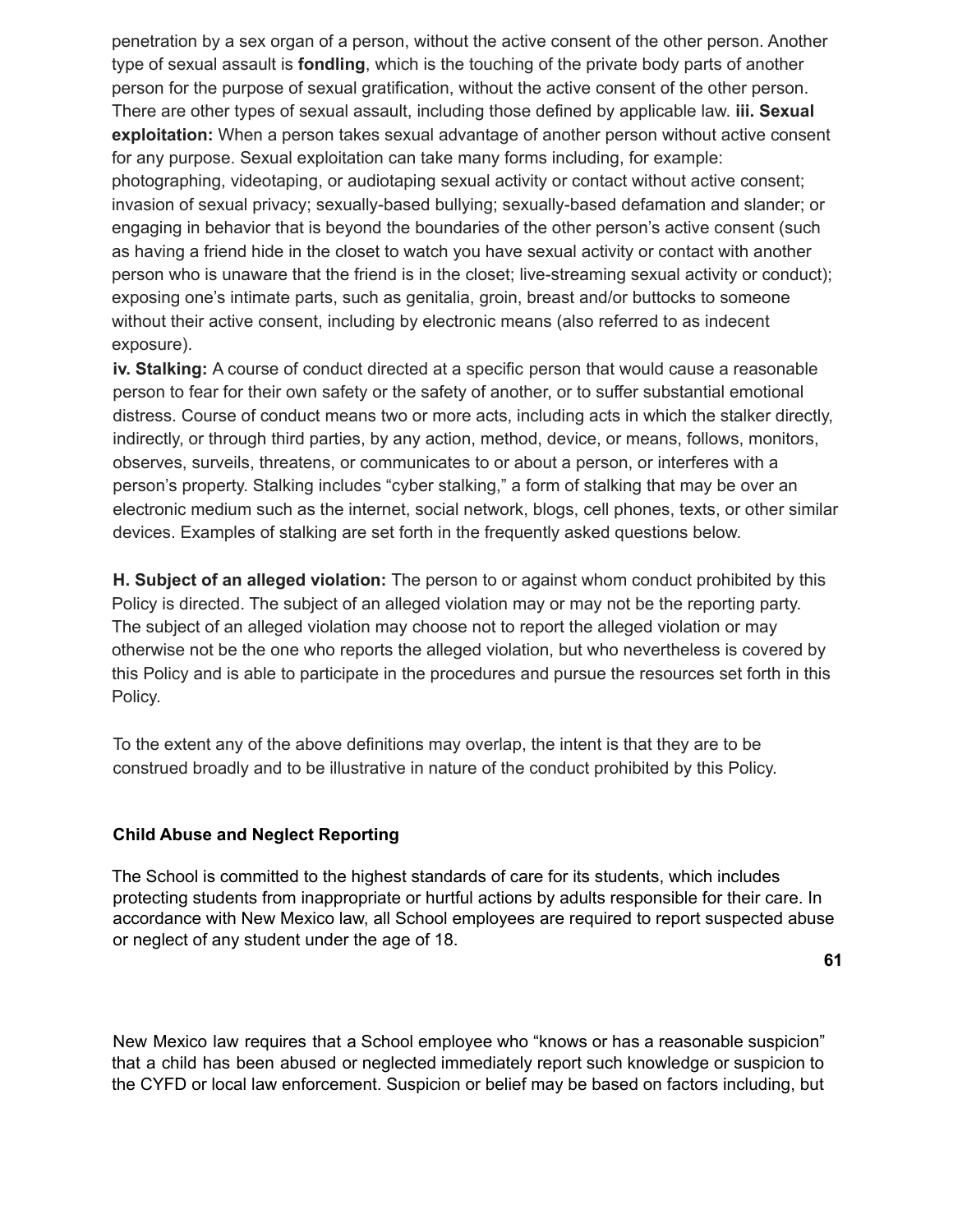penetration by a sex organ of a person, without the active consent of the other person. Another type of sexual assault is **fondling**, which is the touching of the private body parts of another person for the purpose of sexual gratification, without the active consent of the other person. There are other types of sexual assault, including those defined by applicable law. **iii. Sexual exploitation:** When a person takes sexual advantage of another person without active consent for any purpose. Sexual exploitation can take many forms including, for example: photographing, videotaping, or audiotaping sexual activity or contact without active consent; invasion of sexual privacy; sexually-based bullying; sexually-based defamation and slander; or engaging in behavior that is beyond the boundaries of the other person's active consent (such as having a friend hide in the closet to watch you have sexual activity or contact with another person who is unaware that the friend is in the closet; live-streaming sexual activity or conduct); exposing one's intimate parts, such as genitalia, groin, breast and/or buttocks to someone without their active consent, including by electronic means (also referred to as indecent exposure).

**iv. Stalking:** A course of conduct directed at a specific person that would cause a reasonable person to fear for their own safety or the safety of another, or to suffer substantial emotional distress. Course of conduct means two or more acts, including acts in which the stalker directly, indirectly, or through third parties, by any action, method, device, or means, follows, monitors, observes, surveils, threatens, or communicates to or about a person, or interferes with a person's property. Stalking includes "cyber stalking," a form of stalking that may be over an electronic medium such as the internet, social network, blogs, cell phones, texts, or other similar devices. Examples of stalking are set forth in the frequently asked questions below.

**H. Subject of an alleged violation:** The person to or against whom conduct prohibited by this Policy is directed. The subject of an alleged violation may or may not be the reporting party. The subject of an alleged violation may choose not to report the alleged violation or may otherwise not be the one who reports the alleged violation, but who nevertheless is covered by this Policy and is able to participate in the procedures and pursue the resources set forth in this Policy.

To the extent any of the above definitions may overlap, the intent is that they are to be construed broadly and to be illustrative in nature of the conduct prohibited by this Policy.

**Child Abuse and Neglect Reporting**

The School is committed to the highest standards of care for its students, which includes protecting students from inappropriate or hurtful actions by adults responsible for their care. In accordance with New Mexico law, all School employees are required to report suspected abuse or neglect of any student under the age of 18.

New Mexico law requires that a School employee who "knows or has a reasonable suspicion" that a child has been abused or neglected immediately report such knowledge or suspicion to the CYFD or local law enforcement. Suspicion or belief may be based on factors including, but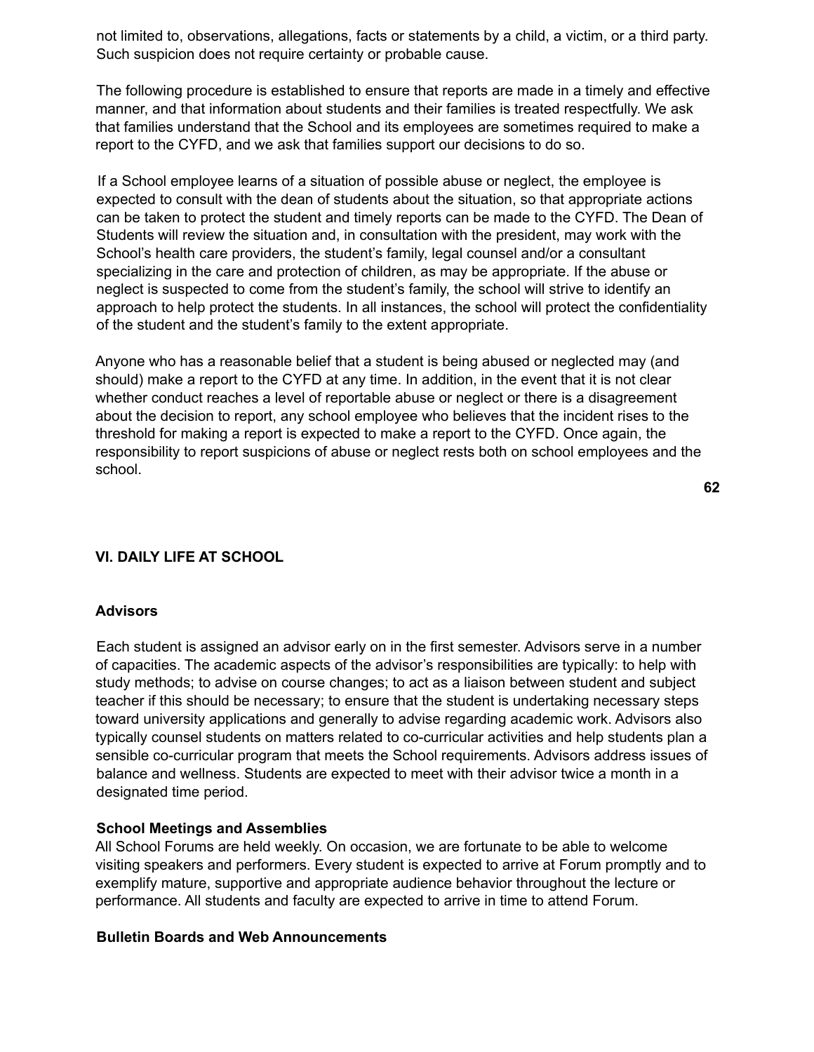not limited to, observations, allegations, facts or statements by a child, a victim, or a third party. Such suspicion does not require certainty or probable cause.

The following procedure is established to ensure that reports are made in a timely and effective manner, and that information about students and their families is treated respectfully. We ask that families understand that the School and its employees are sometimes required to make a report to the CYFD, and we ask that families support our decisions to do so.

If a School employee learns of a situation of possible abuse or neglect, the employee is expected to consult with the dean of students about the situation, so that appropriate actions can be taken to protect the student and timely reports can be made to the CYFD. The Dean of Students will review the situation and, in consultation with the president, may work with the School's health care providers, the student's family, legal counsel and/or a consultant specializing in the care and protection of children, as may be appropriate. If the abuse or neglect is suspected to come from the student's family, the school will strive to identify an approach to help protect the students. In all instances, the school will protect the confidentiality of the student and the student's family to the extent appropriate.

Anyone who has a reasonable belief that a student is being abused or neglected may (and should) make a report to the CYFD at any time. In addition, in the event that it is not clear whether conduct reaches a level of reportable abuse or neglect or there is a disagreement about the decision to report, any school employee who believes that the incident rises to the threshold for making a report is expected to make a report to the CYFD. Once again, the responsibility to report suspicions of abuse or neglect rests both on school employees and the school.

## VI. DAILY LIFE AT SCHOOL

### Advisors

Each student is assigned an advisor early on in the first semester. Advisors serve in a number of capacities. The academic aspects of the advisor's responsibilities are typically: to help with study methods; to advise on course changes; to act as a liaison between student and subject teacher if this should be necessary; to ensure that the student is undertaking necessary steps toward university applications and generally to advise regarding academic work. Advisors also typically counsel students on matters related to co-curricular activities and help students plan a sensible co-curricular program that meets the School requirements. Advisors address issues of balance and wellness. Students are expected to meet with their advisor twice a month in a designated time period.

### School Meetings and Assemblies

All School Forums are held weekly. On occasion, we are fortunate to be able to welcome visiting speakers and performers. Every student is expected to arrive at Forum promptly and to exemplify mature, supportive and appropriate audience behavior throughout the lecture or performance. All students and faculty are expected to arrive in time to attend Forum.

### Bulletin Boards and Web Announcements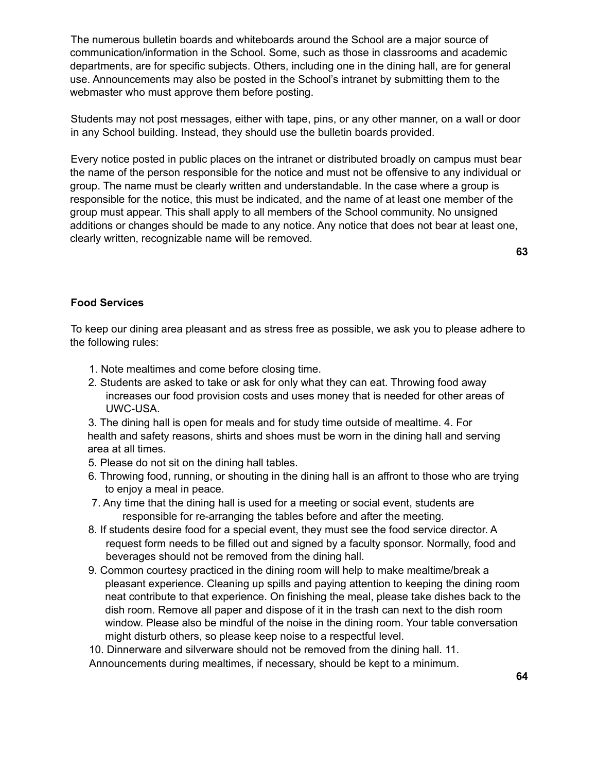The numerous bulletin boards and whiteboards around the School are a major source of communication/information in the School. Some, such as those in classrooms and academic departments, are for specific subjects. Others, including one in the dining hall, are for general use. Announcements may also be posted in the School's intranet by submitting them to the webmaster who must approve them before posting.

Students may not post messages, either with tape, pins, or any other manner, on a wall or door in any School building. Instead, they should use the bulletin boards provided.

Every notice posted in public places on the intranet or distributed broadly on campus must bear the name of the person responsible for the notice and must not be offensive to any individual or group. The name must be clearly written and understandable. In the case where a group is responsible for the notice, this must be indicated, and the name of at least one member of the group must appear. This shall apply to all members of the School community. No unsigned additions or changes should be made to any notice. Any notice that does not bear at least one, clearly written, recognizable name will be removed.

**Food Services**

To keep our dining area pleasant and as stress free as possible, we ask you to please adhere to the following rules:

1. Note mealtimes and come before closing time.
2. Students are asked to take or ask for only what they can eat. Throwing food away increases our food provision costs and uses money that is needed for other areas of UWC-USA.
3. The dining hall is open for meals and for study time outside of mealtime.
4. For health and safety reasons, shirts and shoes must be worn in the dining hall and serving area at all times.
5. Please do not sit on the dining hall tables.
6. Throwing food, running, or shouting in the dining hall is an affront to those who are trying to enjoy a meal in peace.
7. Any time that the dining hall is used for a meeting or social event, students are responsible for re-arranging the tables before and after the meeting.
8. If students desire food for a special event, they must see the food service director. A request form needs to be filled out and signed by a faculty sponsor. Normally, food and beverages should not be removed from the dining hall.
9. Common courtesy practiced in the dining room will help to make mealtime/break a pleasant experience. Cleaning up spills and paying attention to keeping the dining room neat contribute to that experience. On finishing the meal, please take dishes back to the dish room. Remove all paper and dispose of it in the trash can next to the dish room window. Please also be mindful of the noise in the dining room. Your table conversation might disturb others, so please keep noise to a respectful level.
10. Dinnerware and silverware should not be removed from the dining hall.
11. Announcements during mealtimes, if necessary, should be kept to a minimum.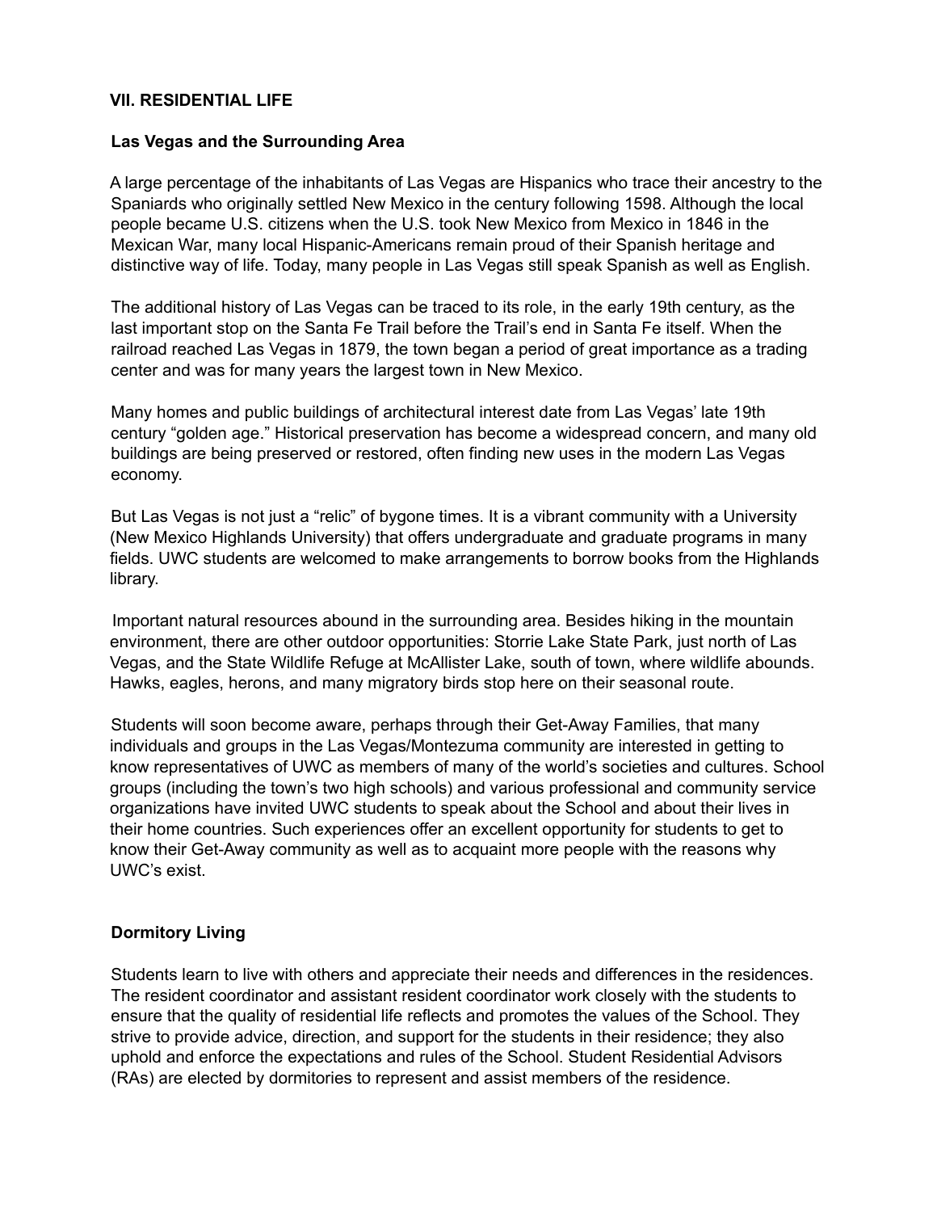## VII. RESIDENTIAL LIFE

### Las Vegas and the Surrounding Area

A large percentage of the inhabitants of Las Vegas are Hispanics who trace their ancestry to the Spaniards who originally settled New Mexico in the century following 1598. Although the local people became U.S. citizens when the U.S. took New Mexico from Mexico in 1846 in the Mexican War, many local Hispanic-Americans remain proud of their Spanish heritage and distinctive way of life. Today, many people in Las Vegas still speak Spanish as well as English.

The additional history of Las Vegas can be traced to its role, in the early 19th century, as the last important stop on the Santa Fe Trail before the Trail's end in Santa Fe itself. When the railroad reached Las Vegas in 1879, the town began a period of great importance as a trading center and was for many years the largest town in New Mexico.

Many homes and public buildings of architectural interest date from Las Vegas' late 19th century "golden age." Historical preservation has become a widespread concern, and many old buildings are being preserved or restored, often finding new uses in the modern Las Vegas economy.

But Las Vegas is not just a "relic" of bygone times. It is a vibrant community with a University (New Mexico Highlands University) that offers undergraduate and graduate programs in many fields. UWC students are welcomed to make arrangements to borrow books from the Highlands library.

Important natural resources abound in the surrounding area. Besides hiking in the mountain environment, there are other outdoor opportunities: Storrie Lake State Park, just north of Las Vegas, and the State Wildlife Refuge at McAllister Lake, south of town, where wildlife abounds. Hawks, eagles, herons, and many migratory birds stop here on their seasonal route.

Students will soon become aware, perhaps through their Get-Away Families, that many individuals and groups in the Las Vegas/Montezuma community are interested in getting to know representatives of UWC as members of many of the world's societies and cultures. School groups (including the town's two high schools) and various professional and community service organizations have invited UWC students to speak about the School and about their lives in their home countries. Such experiences offer an excellent opportunity for students to get to know their Get-Away community as well as to acquaint more people with the reasons why UWC's exist.

### Dormitory Living

Students learn to live with others and appreciate their needs and differences in the residences. The resident coordinator and assistant resident coordinator work closely with the students to ensure that the quality of residential life reflects and promotes the values of the School. They strive to provide advice, direction, and support for the students in their residence; they also uphold and enforce the expectations and rules of the School. Student Residential Advisors (RAs) are elected by dormitories to represent and assist members of the residence.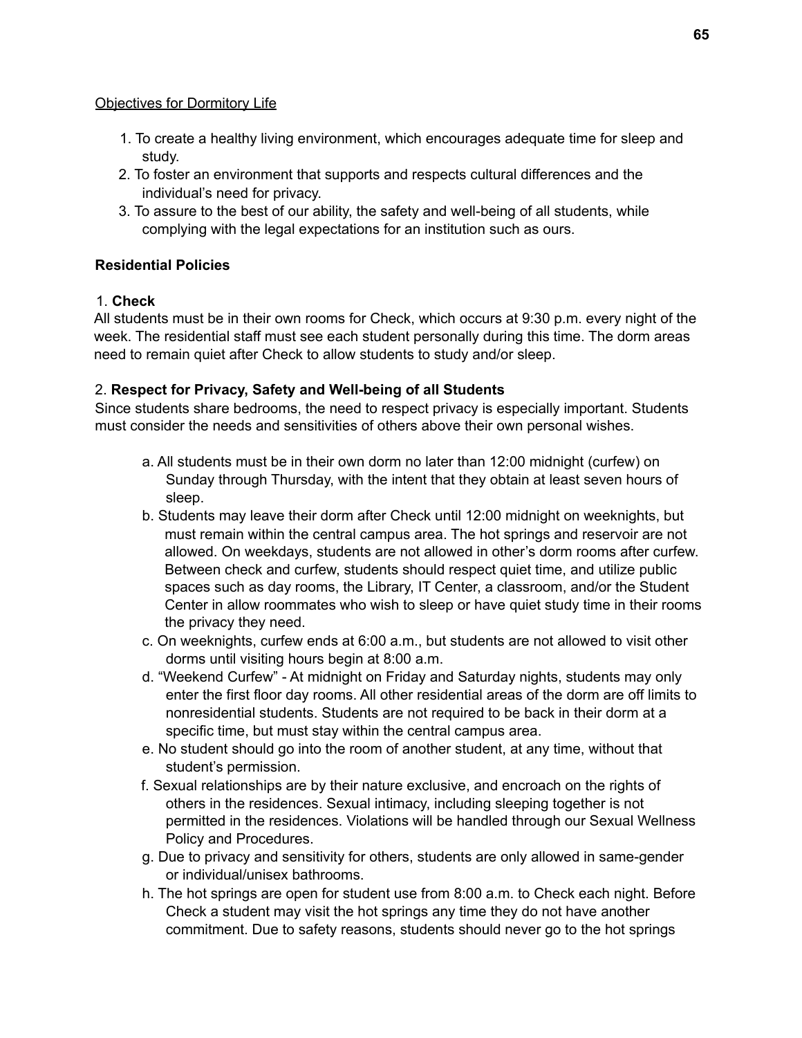Objectives for Dormitory Life

1. To create a healthy living environment, which encourages adequate time for sleep and study.
2. To foster an environment that supports and respects cultural differences and the individual's need for privacy.
3. To assure to the best of our ability, the safety and well-being of all students, while complying with the legal expectations for an institution such as ours.

**Residential Policies**

1. **Check**

All students must be in their own rooms for Check, which occurs at 9:30 p.m. every night of the week. The residential staff must see each student personally during this time. The dorm areas need to remain quiet after Check to allow students to study and/or sleep.

2. **Respect for Privacy, Safety and Well-being of all Students**

Since students share bedrooms, the need to respect privacy is especially important. Students must consider the needs and sensitivities of others above their own personal wishes.

a. All students must be in their own dorm no later than 12:00 midnight (curfew) on Sunday through Thursday, with the intent that they obtain at least seven hours of sleep.

b. Students may leave their dorm after Check until 12:00 midnight on weeknights, but must remain within the central campus area. The hot springs and reservoir are not allowed. On weekdays, students are not allowed in other's dorm rooms after curfew. Between check and curfew, students should respect quiet time, and utilize public spaces such as day rooms, the Library, IT Center, a classroom, and/or the Student Center in allow roommates who wish to sleep or have quiet study time in their rooms the privacy they need.

c. On weeknights, curfew ends at 6:00 a.m., but students are not allowed to visit other dorms until visiting hours begin at 8:00 a.m.

d. "Weekend Curfew" - At midnight on Friday and Saturday nights, students may only enter the first floor day rooms. All other residential areas of the dorm are off limits to nonresidential students. Students are not required to be back in their dorm at a specific time, but must stay within the central campus area.

e. No student should go into the room of another student, at any time, without that student's permission.

f. Sexual relationships are by their nature exclusive, and encroach on the rights of others in the residences. Sexual intimacy, including sleeping together is not permitted in the residences. Violations will be handled through our Sexual Wellness Policy and Procedures.

g. Due to privacy and sensitivity for others, students are only allowed in same-gender or individual/unisex bathrooms.

h. The hot springs are open for student use from 8:00 a.m. to Check each night. Before Check a student may visit the hot springs any time they do not have another commitment. Due to safety reasons, students should never go to the hot springs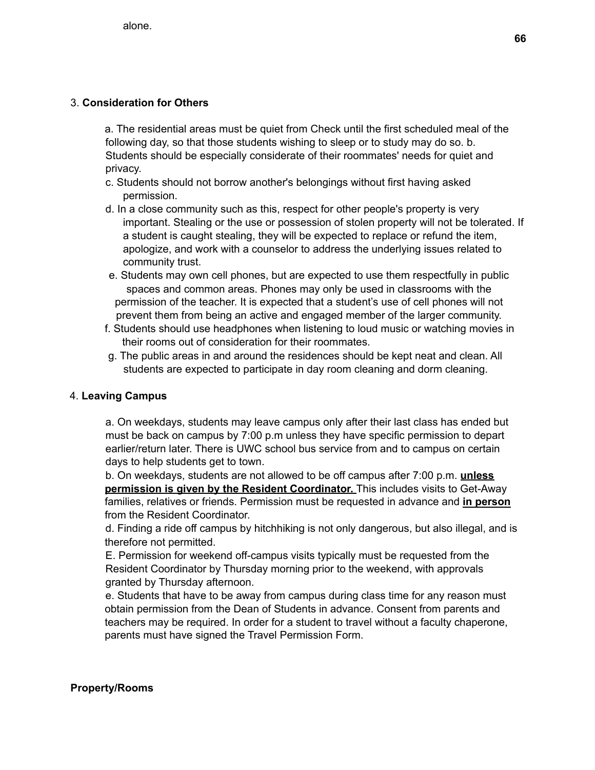alone.

3. **Consideration for Others**

a. The residential areas must be quiet from Check until the first scheduled meal of the following day, so that those students wishing to sleep or to study may do so. b. Students should be especially considerate of their roommates' needs for quiet and privacy.

c. Students should not borrow another's belongings without first having asked permission.

d. In a close community such as this, respect for other people's property is very important. Stealing or the use or possession of stolen property will not be tolerated. If a student is caught stealing, they will be expected to replace or refund the item, apologize, and work with a counselor to address the underlying issues related to community trust.

e. Students may own cell phones, but are expected to use them respectfully in public spaces and common areas. Phones may only be used in classrooms with the permission of the teacher. It is expected that a student's use of cell phones will not prevent them from being an active and engaged member of the larger community.

f. Students should use headphones when listening to loud music or watching movies in their rooms out of consideration for their roommates.

g. The public areas in and around the residences should be kept neat and clean. All students are expected to participate in day room cleaning and dorm cleaning.

4. **Leaving Campus**

a. On weekdays, students may leave campus only after their last class has ended but must be back on campus by 7:00 p.m unless they have specific permission to depart earlier/return later. There is UWC school bus service from and to campus on certain days to help students get to town.

b. On weekdays, students are not allowed to be off campus after 7:00 p.m. **unless permission is given by the Resident Coordinator.** This includes visits to Get-Away families, relatives or friends. Permission must be requested in advance and **in person** from the Resident Coordinator.

d. Finding a ride off campus by hitchhiking is not only dangerous, but also illegal, and is therefore not permitted.

E. Permission for weekend off-campus visits typically must be requested from the Resident Coordinator by Thursday morning prior to the weekend, with approvals granted by Thursday afternoon.

e. Students that have to be away from campus during class time for any reason must obtain permission from the Dean of Students in advance. Consent from parents and teachers may be required. In order for a student to travel without a faculty chaperone, parents must have signed the Travel Permission Form.

**Property/Rooms**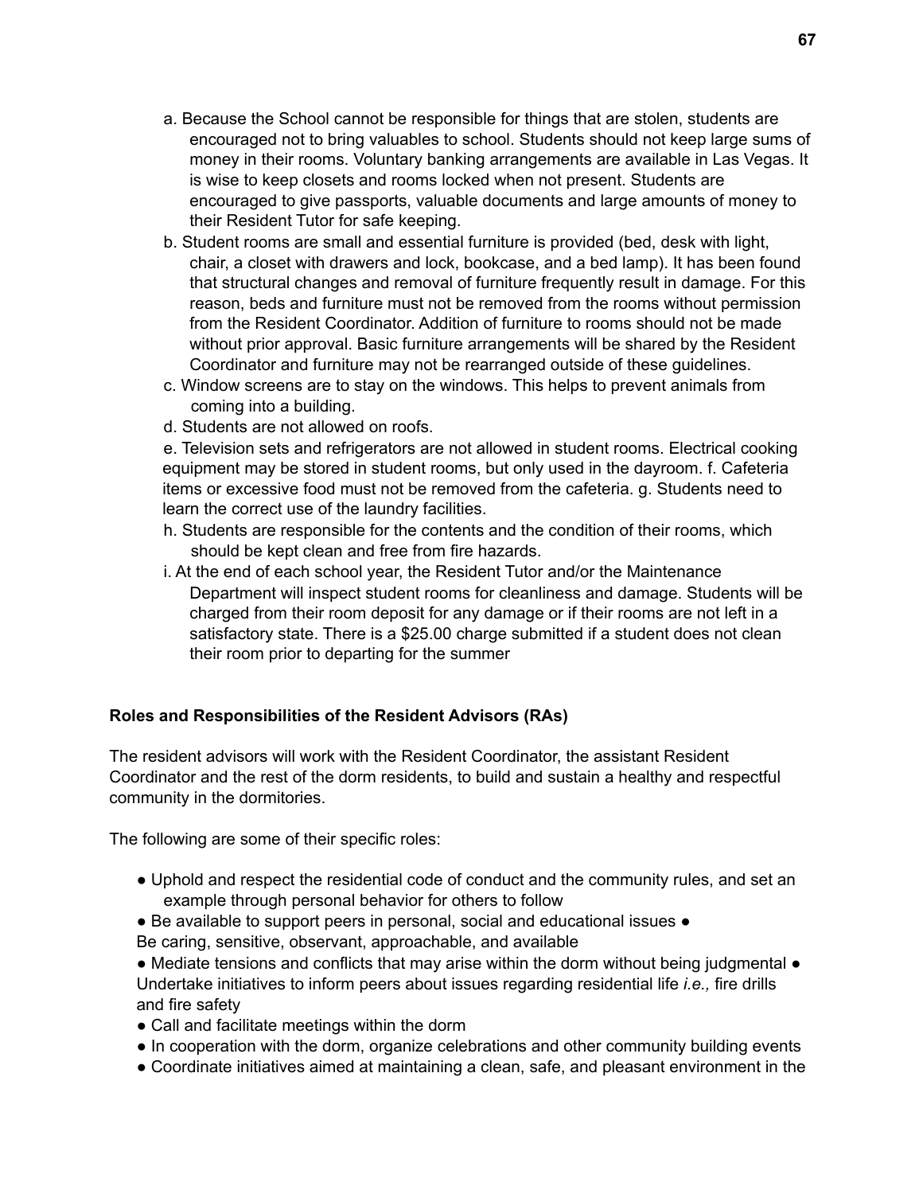a. Because the School cannot be responsible for things that are stolen, students are encouraged not to bring valuables to school. Students should not keep large sums of money in their rooms. Voluntary banking arrangements are available in Las Vegas. It is wise to keep closets and rooms locked when not present. Students are encouraged to give passports, valuable documents and large amounts of money to their Resident Tutor for safe keeping.

b. Student rooms are small and essential furniture is provided (bed, desk with light, chair, a closet with drawers and lock, bookcase, and a bed lamp). It has been found that structural changes and removal of furniture frequently result in damage. For this reason, beds and furniture must not be removed from the rooms without permission from the Resident Coordinator. Addition of furniture to rooms should not be made without prior approval. Basic furniture arrangements will be shared by the Resident Coordinator and furniture may not be rearranged outside of these guidelines.

c. Window screens are to stay on the windows. This helps to prevent animals from coming into a building.

d. Students are not allowed on roofs.

e. Television sets and refrigerators are not allowed in student rooms. Electrical cooking equipment may be stored in student rooms, but only used in the dayroom.

f. Cafeteria items or excessive food must not be removed from the cafeteria.

g. Students need to learn the correct use of the laundry facilities.

h. Students are responsible for the contents and the condition of their rooms, which should be kept clean and free from fire hazards.

i. At the end of each school year, the Resident Tutor and/or the Maintenance Department will inspect student rooms for cleanliness and damage. Students will be charged from their room deposit for any damage or if their rooms are not left in a satisfactory state. There is a $25.00 charge submitted if a student does not clean their room prior to departing for the summer

**Roles and Responsibilities of the Resident Advisors (RAs)**

The resident advisors will work with the Resident Coordinator, the assistant Resident Coordinator and the rest of the dorm residents, to build and sustain a healthy and respectful community in the dormitories.

The following are some of their specific roles:

- Uphold and respect the residential code of conduct and the community rules, and set an example through personal behavior for others to follow
- Be available to support peers in personal, social and educational issues
- Be caring, sensitive, observant, approachable, and available
- Mediate tensions and conflicts that may arise within the dorm without being judgmental
- Undertake initiatives to inform peers about issues regarding residential life *i.e.,* fire drills and fire safety
- Call and facilitate meetings within the dorm
- In cooperation with the dorm, organize celebrations and other community building events
- Coordinate initiatives aimed at maintaining a clean, safe, and pleasant environment in the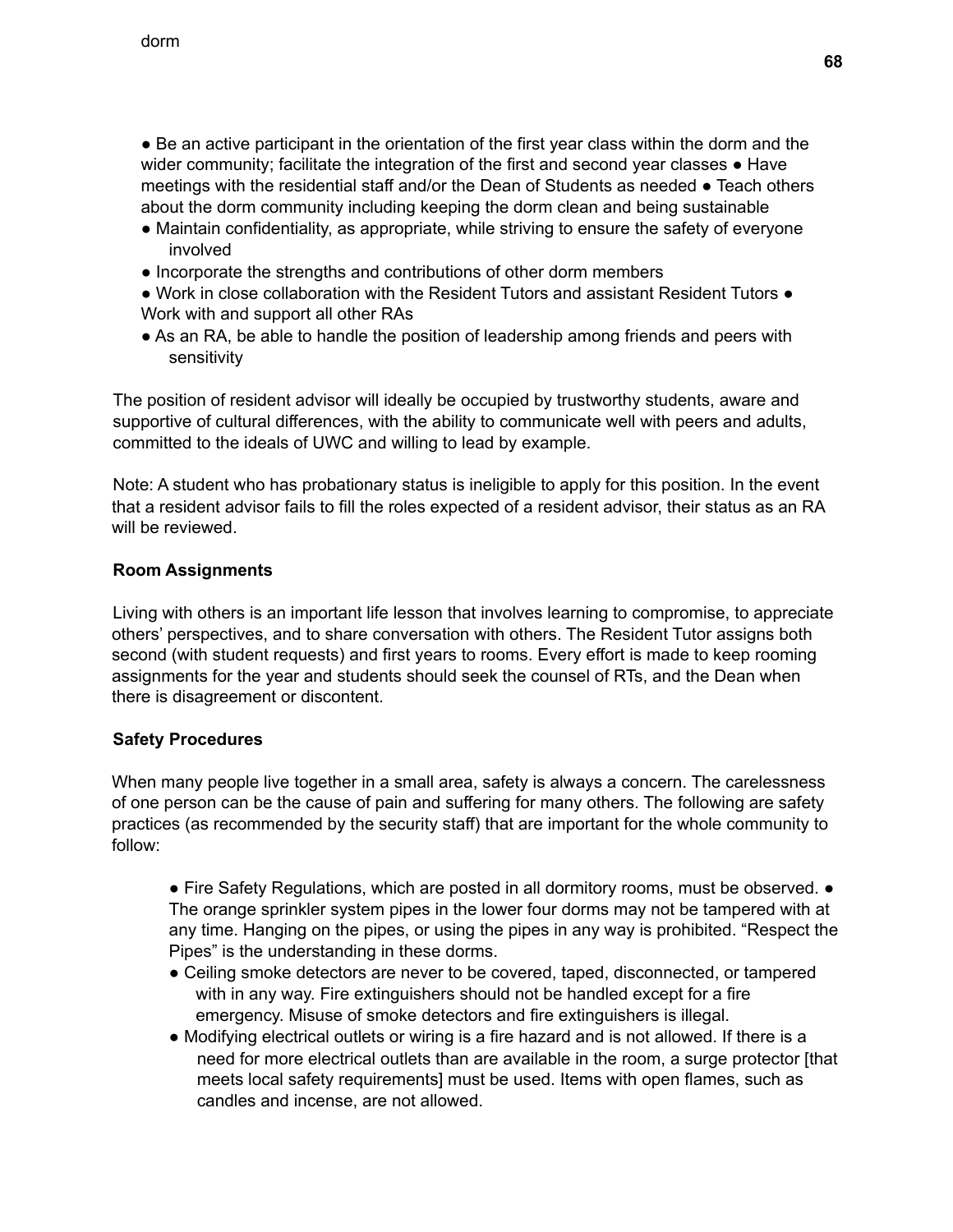- Be an active participant in the orientation of the first year class within the dorm and the wider community; facilitate the integration of the first and second year classes
- Have meetings with the residential staff and/or the Dean of Students as needed
- Teach others about the dorm community including keeping the dorm clean and being sustainable
- Maintain confidentiality, as appropriate, while striving to ensure the safety of everyone involved
- Incorporate the strengths and contributions of other dorm members
- Work in close collaboration with the Resident Tutors and assistant Resident Tutors
- Work with and support all other RAs
- As an RA, be able to handle the position of leadership among friends and peers with sensitivity

The position of resident advisor will ideally be occupied by trustworthy students, aware and supportive of cultural differences, with the ability to communicate well with peers and adults, committed to the ideals of UWC and willing to lead by example.

Note: A student who has probationary status is ineligible to apply for this position. In the event that a resident advisor fails to fill the roles expected of a resident advisor, their status as an RA will be reviewed.

**Room Assignments**

Living with others is an important life lesson that involves learning to compromise, to appreciate others' perspectives, and to share conversation with others. The Resident Tutor assigns both second (with student requests) and first years to rooms. Every effort is made to keep rooming assignments for the year and students should seek the counsel of RTs, and the Dean when there is disagreement or discontent.

**Safety Procedures**

When many people live together in a small area, safety is always a concern. The carelessness of one person can be the cause of pain and suffering for many others. The following are safety practices (as recommended by the security staff) that are important for the whole community to follow:

- Fire Safety Regulations, which are posted in all dormitory rooms, must be observed.
- The orange sprinkler system pipes in the lower four dorms may not be tampered with at any time. Hanging on the pipes, or using the pipes in any way is prohibited. "Respect the Pipes" is the understanding in these dorms.
- Ceiling smoke detectors are never to be covered, taped, disconnected, or tampered with in any way. Fire extinguishers should not be handled except for a fire emergency. Misuse of smoke detectors and fire extinguishers is illegal.
- Modifying electrical outlets or wiring is a fire hazard and is not allowed. If there is a need for more electrical outlets than are available in the room, a surge protector [that meets local safety requirements] must be used. Items with open flames, such as candles and incense, are not allowed.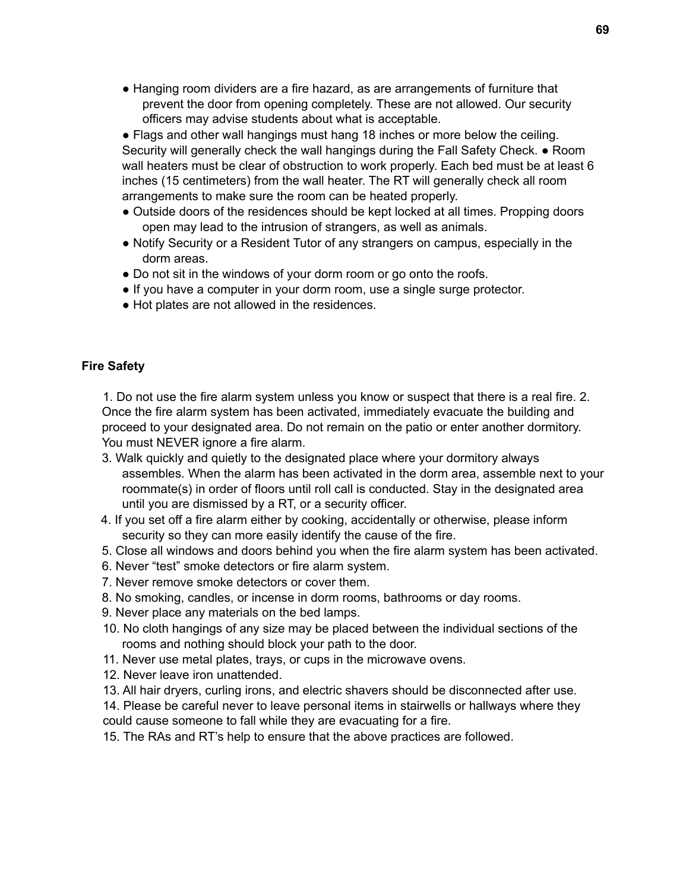- Hanging room dividers are a fire hazard, as are arrangements of furniture that prevent the door from opening completely. These are not allowed. Our security officers may advise students about what is acceptable.
- Flags and other wall hangings must hang 18 inches or more below the ceiling. Security will generally check the wall hangings during the Fall Safety Check.
- Room wall heaters must be clear of obstruction to work properly. Each bed must be at least 6 inches (15 centimeters) from the wall heater. The RT will generally check all room arrangements to make sure the room can be heated properly.
- Outside doors of the residences should be kept locked at all times. Propping doors open may lead to the intrusion of strangers, as well as animals.
- Notify Security or a Resident Tutor of any strangers on campus, especially in the dorm areas.
- Do not sit in the windows of your dorm room or go onto the roofs.
- If you have a computer in your dorm room, use a single surge protector.
- Hot plates are not allowed in the residences.

**Fire Safety**

1. Do not use the fire alarm system unless you know or suspect that there is a real fire.
2. Once the fire alarm system has been activated, immediately evacuate the building and proceed to your designated area. Do not remain on the patio or enter another dormitory. You must NEVER ignore a fire alarm.
3. Walk quickly and quietly to the designated place where your dormitory always assembles. When the alarm has been activated in the dorm area, assemble next to your roommate(s) in order of floors until roll call is conducted. Stay in the designated area until you are dismissed by a RT, or a security officer.
4. If you set off a fire alarm either by cooking, accidentally or otherwise, please inform security so they can more easily identify the cause of the fire.
5. Close all windows and doors behind you when the fire alarm system has been activated.
6. Never "test" smoke detectors or fire alarm system.
7. Never remove smoke detectors or cover them.
8. No smoking, candles, or incense in dorm rooms, bathrooms or day rooms.
9. Never place any materials on the bed lamps.
10. No cloth hangings of any size may be placed between the individual sections of the rooms and nothing should block your path to the door.
11. Never use metal plates, trays, or cups in the microwave ovens.
12. Never leave iron unattended.
13. All hair dryers, curling irons, and electric shavers should be disconnected after use.
14. Please be careful never to leave personal items in stairwells or hallways where they could cause someone to fall while they are evacuating for a fire.
15. The RAs and RT's help to ensure that the above practices are followed.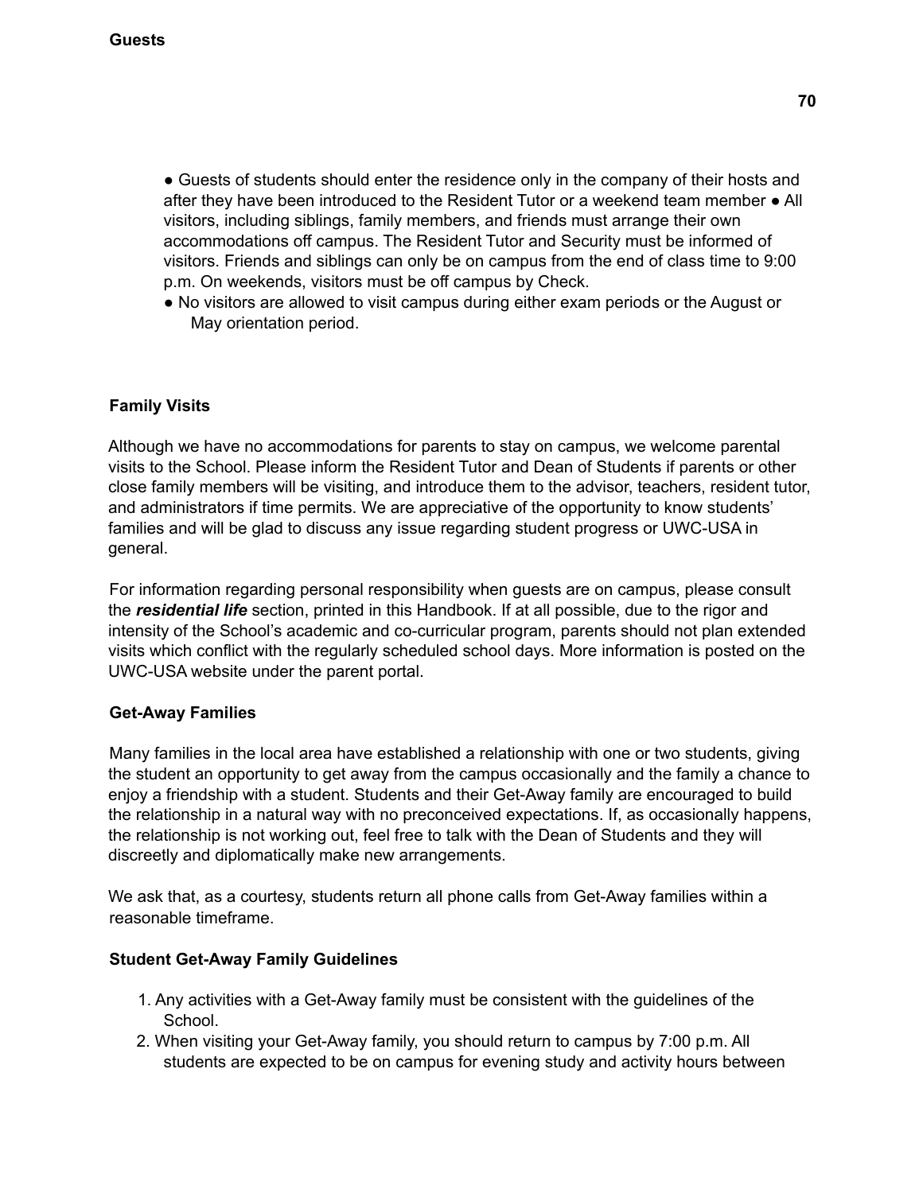**Guests**

- Guests of students should enter the residence only in the company of their hosts and after they have been introduced to the Resident Tutor or a weekend team member ● All visitors, including siblings, family members, and friends must arrange their own accommodations off campus. The Resident Tutor and Security must be informed of visitors. Friends and siblings can only be on campus from the end of class time to 9:00 p.m. On weekends, visitors must be off campus by Check.
- No visitors are allowed to visit campus during either exam periods or the August or May orientation period.

**Family Visits**

Although we have no accommodations for parents to stay on campus, we welcome parental visits to the School. Please inform the Resident Tutor and Dean of Students if parents or other close family members will be visiting, and introduce them to the advisor, teachers, resident tutor, and administrators if time permits. We are appreciative of the opportunity to know students' families and will be glad to discuss any issue regarding student progress or UWC-USA in general.

For information regarding personal responsibility when guests are on campus, please consult the ***residential life*** section, printed in this Handbook. If at all possible, due to the rigor and intensity of the School's academic and co-curricular program, parents should not plan extended visits which conflict with the regularly scheduled school days. More information is posted on the UWC-USA website under the parent portal.

**Get-Away Families**

Many families in the local area have established a relationship with one or two students, giving the student an opportunity to get away from the campus occasionally and the family a chance to enjoy a friendship with a student. Students and their Get-Away family are encouraged to build the relationship in a natural way with no preconceived expectations. If, as occasionally happens, the relationship is not working out, feel free to talk with the Dean of Students and they will discreetly and diplomatically make new arrangements.

We ask that, as a courtesy, students return all phone calls from Get-Away families within a reasonable timeframe.

**Student Get-Away Family Guidelines**

1. Any activities with a Get-Away family must be consistent with the guidelines of the School.
2. When visiting your Get-Away family, you should return to campus by 7:00 p.m. All students are expected to be on campus for evening study and activity hours between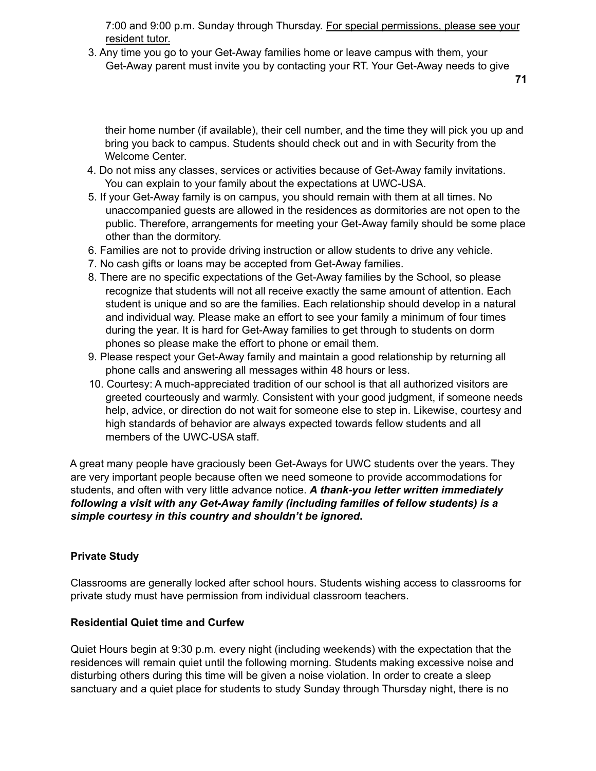7:00 and 9:00 p.m. Sunday through Thursday. <u>For special permissions, please see your resident tutor.</u>

3. Any time you go to your Get-Away families home or leave campus with them, your Get-Away parent must invite you by contacting your RT. Your Get-Away needs to give their home number (if available), their cell number, and the time they will pick you up and bring you back to campus. Students should check out and in with Security from the Welcome Center.
4. Do not miss any classes, services or activities because of Get-Away family invitations. You can explain to your family about the expectations at UWC-USA.
5. If your Get-Away family is on campus, you should remain with them at all times. No unaccompanied guests are allowed in the residences as dormitories are not open to the public. Therefore, arrangements for meeting your Get-Away family should be some place other than the dormitory.
6. Families are not to provide driving instruction or allow students to drive any vehicle.
7. No cash gifts or loans may be accepted from Get-Away families.
8. There are no specific expectations of the Get-Away families by the School, so please recognize that students will not all receive exactly the same amount of attention. Each student is unique and so are the families. Each relationship should develop in a natural and individual way. Please make an effort to see your family a minimum of four times during the year. It is hard for Get-Away families to get through to students on dorm phones so please make the effort to phone or email them.
9. Please respect your Get-Away family and maintain a good relationship by returning all phone calls and answering all messages within 48 hours or less.
10. Courtesy: A much-appreciated tradition of our school is that all authorized visitors are greeted courteously and warmly. Consistent with your good judgment, if someone needs help, advice, or direction do not wait for someone else to step in. Likewise, courtesy and high standards of behavior are always expected towards fellow students and all members of the UWC-USA staff.

A great many people have graciously been Get-Aways for UWC students over the years. They are very important people because often we need someone to provide accommodations for students, and often with very little advance notice. ***A thank-you letter written immediately following a visit with any Get-Away family (including families of fellow students) is a simple courtesy in this country and shouldn't be ignored*.**

**Private Study**

Classrooms are generally locked after school hours. Students wishing access to classrooms for private study must have permission from individual classroom teachers.

**Residential Quiet time and Curfew**

Quiet Hours begin at 9:30 p.m. every night (including weekends) with the expectation that the residences will remain quiet until the following morning. Students making excessive noise and disturbing others during this time will be given a noise violation. In order to create a sleep sanctuary and a quiet place for students to study Sunday through Thursday night, there is no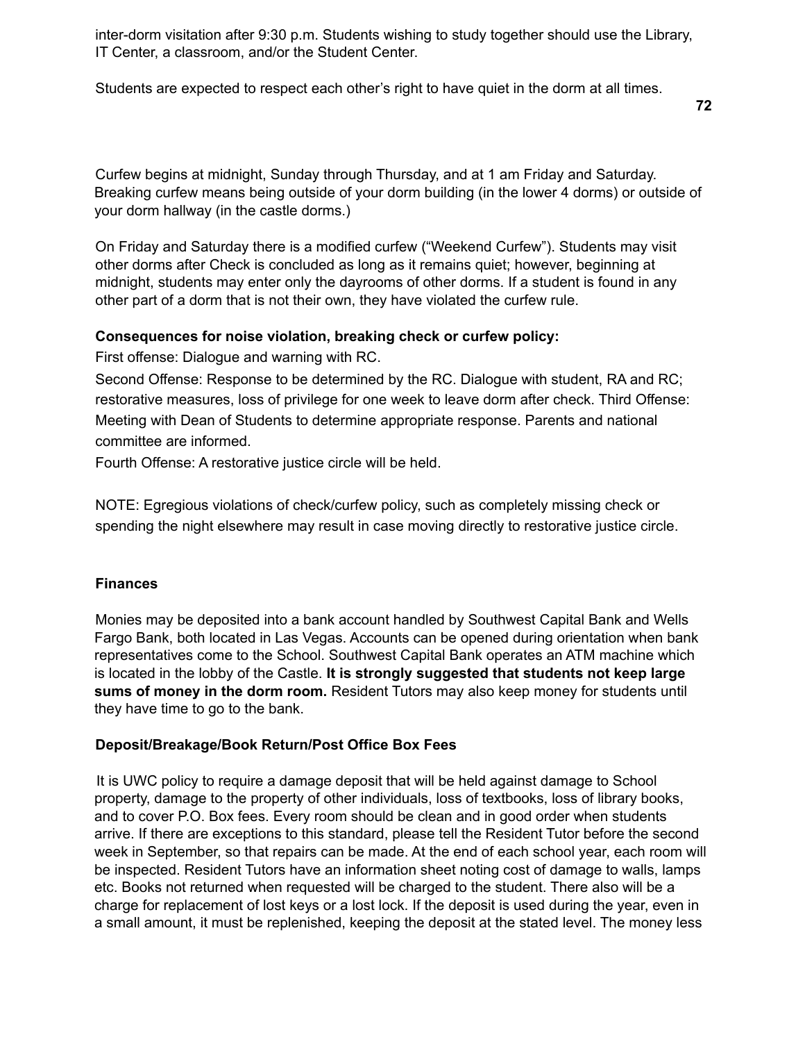inter-dorm visitation after 9:30 p.m. Students wishing to study together should use the Library, IT Center, a classroom, and/or the Student Center.

Students are expected to respect each other's right to have quiet in the dorm at all times.

Curfew begins at midnight, Sunday through Thursday, and at 1 am Friday and Saturday. Breaking curfew means being outside of your dorm building (in the lower 4 dorms) or outside of your dorm hallway (in the castle dorms.)

On Friday and Saturday there is a modified curfew ("Weekend Curfew"). Students may visit other dorms after Check is concluded as long as it remains quiet; however, beginning at midnight, students may enter only the dayrooms of other dorms. If a student is found in any other part of a dorm that is not their own, they have violated the curfew rule.

**Consequences for noise violation, breaking check or curfew policy:**

First offense: Dialogue and warning with RC.

Second Offense: Response to be determined by the RC. Dialogue with student, RA and RC; restorative measures, loss of privilege for one week to leave dorm after check. Third Offense: Meeting with Dean of Students to determine appropriate response. Parents and national committee are informed.

Fourth Offense: A restorative justice circle will be held.

NOTE: Egregious violations of check/curfew policy, such as completely missing check or spending the night elsewhere may result in case moving directly to restorative justice circle.

**Finances**

Monies may be deposited into a bank account handled by Southwest Capital Bank and Wells Fargo Bank, both located in Las Vegas. Accounts can be opened during orientation when bank representatives come to the School. Southwest Capital Bank operates an ATM machine which is located in the lobby of the Castle. **It is strongly suggested that students not keep large sums of money in the dorm room.** Resident Tutors may also keep money for students until they have time to go to the bank.

**Deposit/Breakage/Book Return/Post Office Box Fees**

It is UWC policy to require a damage deposit that will be held against damage to School property, damage to the property of other individuals, loss of textbooks, loss of library books, and to cover P.O. Box fees. Every room should be clean and in good order when students arrive. If there are exceptions to this standard, please tell the Resident Tutor before the second week in September, so that repairs can be made. At the end of each school year, each room will be inspected. Resident Tutors have an information sheet noting cost of damage to walls, lamps etc. Books not returned when requested will be charged to the student. There also will be a charge for replacement of lost keys or a lost lock. If the deposit is used during the year, even in a small amount, it must be replenished, keeping the deposit at the stated level. The money less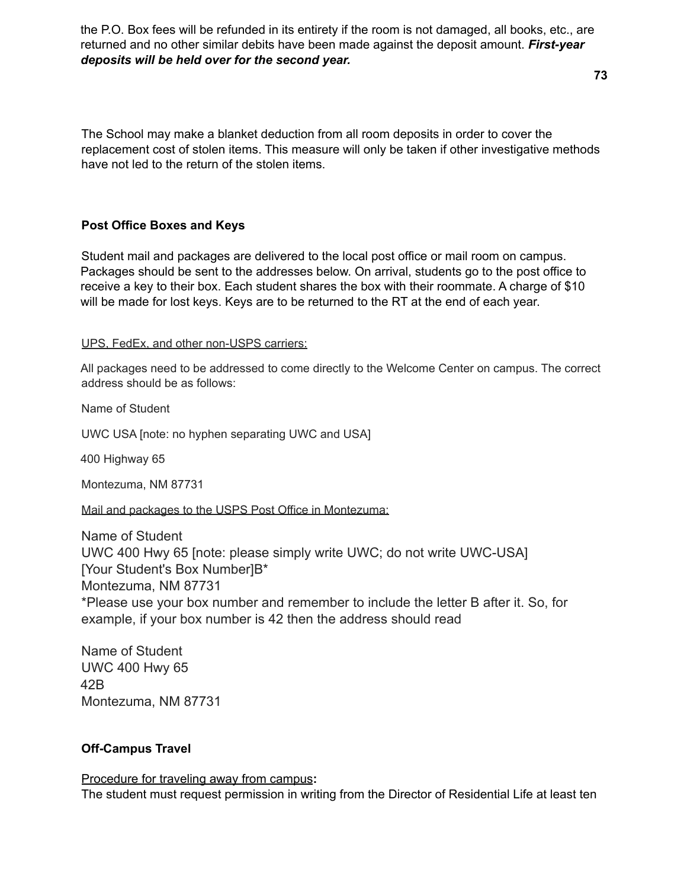the P.O. Box fees will be refunded in its entirety if the room is not damaged, all books, etc., are returned and no other similar debits have been made against the deposit amount. ***First-year deposits will be held over for the second year.***

The School may make a blanket deduction from all room deposits in order to cover the replacement cost of stolen items. This measure will only be taken if other investigative methods have not led to the return of the stolen items.

**Post Office Boxes and Keys**

Student mail and packages are delivered to the local post office or mail room on campus. Packages should be sent to the addresses below. On arrival, students go to the post office to receive a key to their box. Each student shares the box with their roommate. A charge of $10 will be made for lost keys. Keys are to be returned to the RT at the end of each year.

<u>UPS, FedEx, and other non-USPS carriers:</u>

All packages need to be addressed to come directly to the Welcome Center on campus. The correct address should be as follows:

Name of Student

UWC USA [note: no hyphen separating UWC and USA]

400 Highway 65

Montezuma, NM 87731

<u>Mail and packages to the USPS Post Office in Montezuma:</u>

Name of Student
UWC 400 Hwy 65 [note: please simply write UWC; do not write UWC-USA]
[Your Student's Box Number]B*
Montezuma, NM 87731
*Please use your box number and remember to include the letter B after it. So, for example, if your box number is 42 then the address should read

Name of Student
UWC 400 Hwy 65
42B
Montezuma, NM 87731

**Off-Campus Travel**

<u>Procedure for traveling away from campus</u>**:**
The student must request permission in writing from the Director of Residential Life at least ten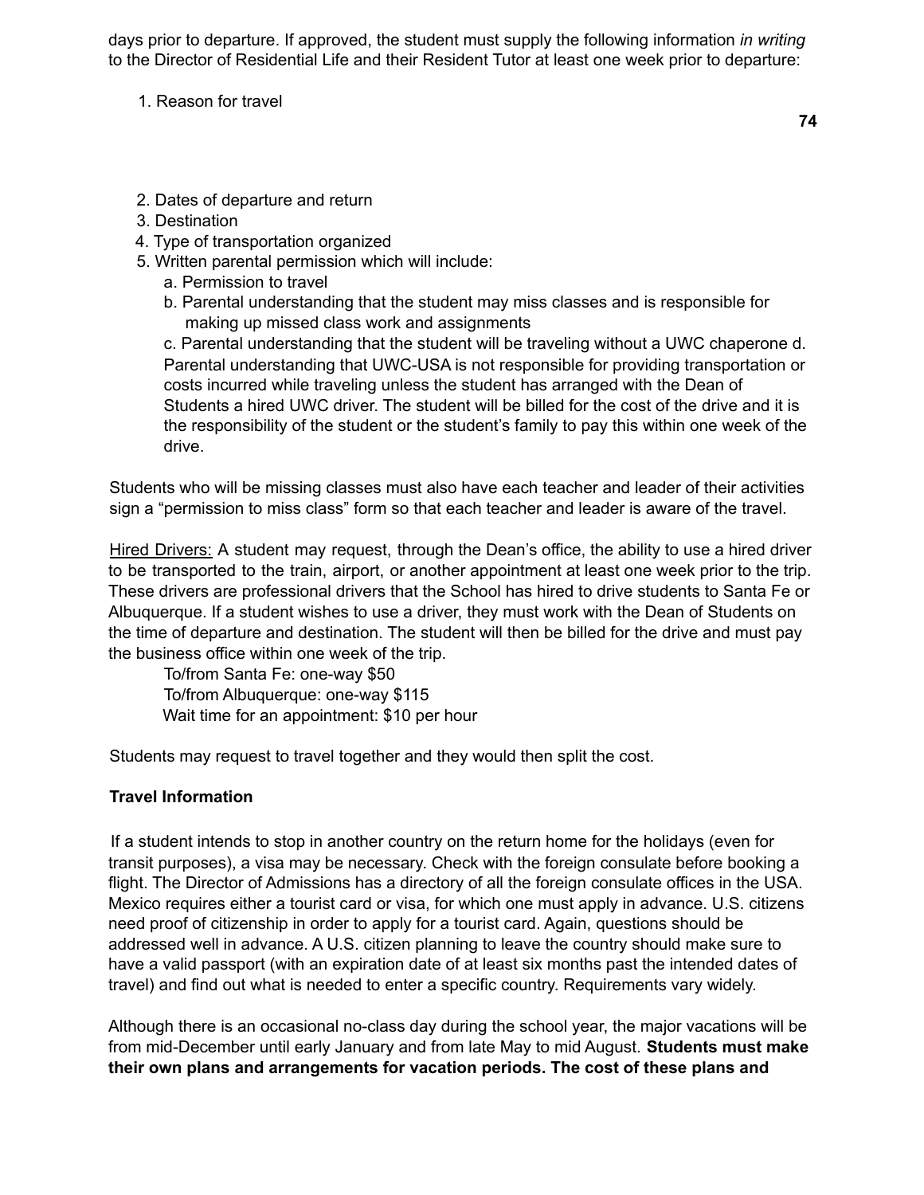days prior to departure. If approved, the student must supply the following information *in writing* to the Director of Residential Life and their Resident Tutor at least one week prior to departure:

1. Reason for travel
2. Dates of departure and return
3. Destination
4. Type of transportation organized
5. Written parental permission which will include:
   a. Permission to travel
   b. Parental understanding that the student may miss classes and is responsible for making up missed class work and assignments
   c. Parental understanding that the student will be traveling without a UWC chaperone d. Parental understanding that UWC-USA is not responsible for providing transportation or costs incurred while traveling unless the student has arranged with the Dean of Students a hired UWC driver. The student will be billed for the cost of the drive and it is the responsibility of the student or the student's family to pay this within one week of the drive.

Students who will be missing classes must also have each teacher and leader of their activities sign a "permission to miss class" form so that each teacher and leader is aware of the travel.

<u>Hired Drivers:</u> A student may request, through the Dean's office, the ability to use a hired driver to be transported to the train, airport, or another appointment at least one week prior to the trip. These drivers are professional drivers that the School has hired to drive students to Santa Fe or Albuquerque. If a student wishes to use a driver, they must work with the Dean of Students on the time of departure and destination. The student will then be billed for the drive and must pay the business office within one week of the trip.

To/from Santa Fe: one-way $50
To/from Albuquerque: one-way $115
Wait time for an appointment: $10 per hour

Students may request to travel together and they would then split the cost.

**Travel Information**

If a student intends to stop in another country on the return home for the holidays (even for transit purposes), a visa may be necessary. Check with the foreign consulate before booking a flight. The Director of Admissions has a directory of all the foreign consulate offices in the USA. Mexico requires either a tourist card or visa, for which one must apply in advance. U.S. citizens need proof of citizenship in order to apply for a tourist card. Again, questions should be addressed well in advance. A U.S. citizen planning to leave the country should make sure to have a valid passport (with an expiration date of at least six months past the intended dates of travel) and find out what is needed to enter a specific country. Requirements vary widely.

Although there is an occasional no-class day during the school year, the major vacations will be from mid-December until early January and from late May to mid August. **Students must make their own plans and arrangements for vacation periods. The cost of these plans and**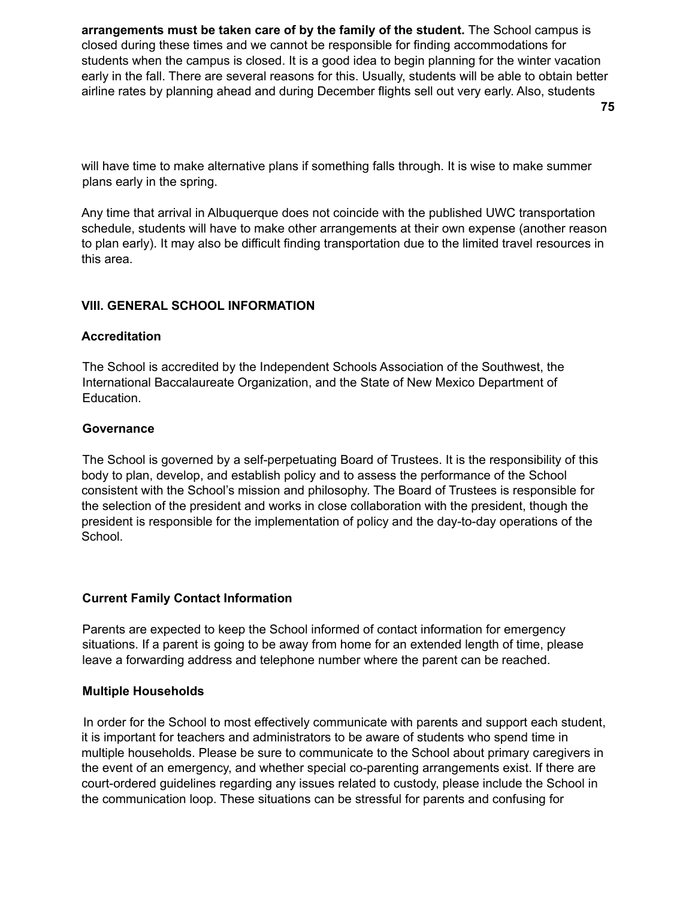**arrangements must be taken care of by the family of the student.** The School campus is closed during these times and we cannot be responsible for finding accommodations for students when the campus is closed. It is a good idea to begin planning for the winter vacation early in the fall. There are several reasons for this. Usually, students will be able to obtain better airline rates by planning ahead and during December flights sell out very early. Also, students will have time to make alternative plans if something falls through. It is wise to make summer plans early in the spring.

Any time that arrival in Albuquerque does not coincide with the published UWC transportation schedule, students will have to make other arrangements at their own expense (another reason to plan early). It may also be difficult finding transportation due to the limited travel resources in this area.

## VIII. GENERAL SCHOOL INFORMATION

### Accreditation

The School is accredited by the Independent Schools Association of the Southwest, the International Baccalaureate Organization, and the State of New Mexico Department of Education.

### Governance

The School is governed by a self-perpetuating Board of Trustees. It is the responsibility of this body to plan, develop, and establish policy and to assess the performance of the School consistent with the School's mission and philosophy. The Board of Trustees is responsible for the selection of the president and works in close collaboration with the president, though the president is responsible for the implementation of policy and the day-to-day operations of the School.

### Current Family Contact Information

Parents are expected to keep the School informed of contact information for emergency situations. If a parent is going to be away from home for an extended length of time, please leave a forwarding address and telephone number where the parent can be reached.

### Multiple Households

In order for the School to most effectively communicate with parents and support each student, it is important for teachers and administrators to be aware of students who spend time in multiple households. Please be sure to communicate to the School about primary caregivers in the event of an emergency, and whether special co-parenting arrangements exist. If there are court-ordered guidelines regarding any issues related to custody, please include the School in the communication loop. These situations can be stressful for parents and confusing for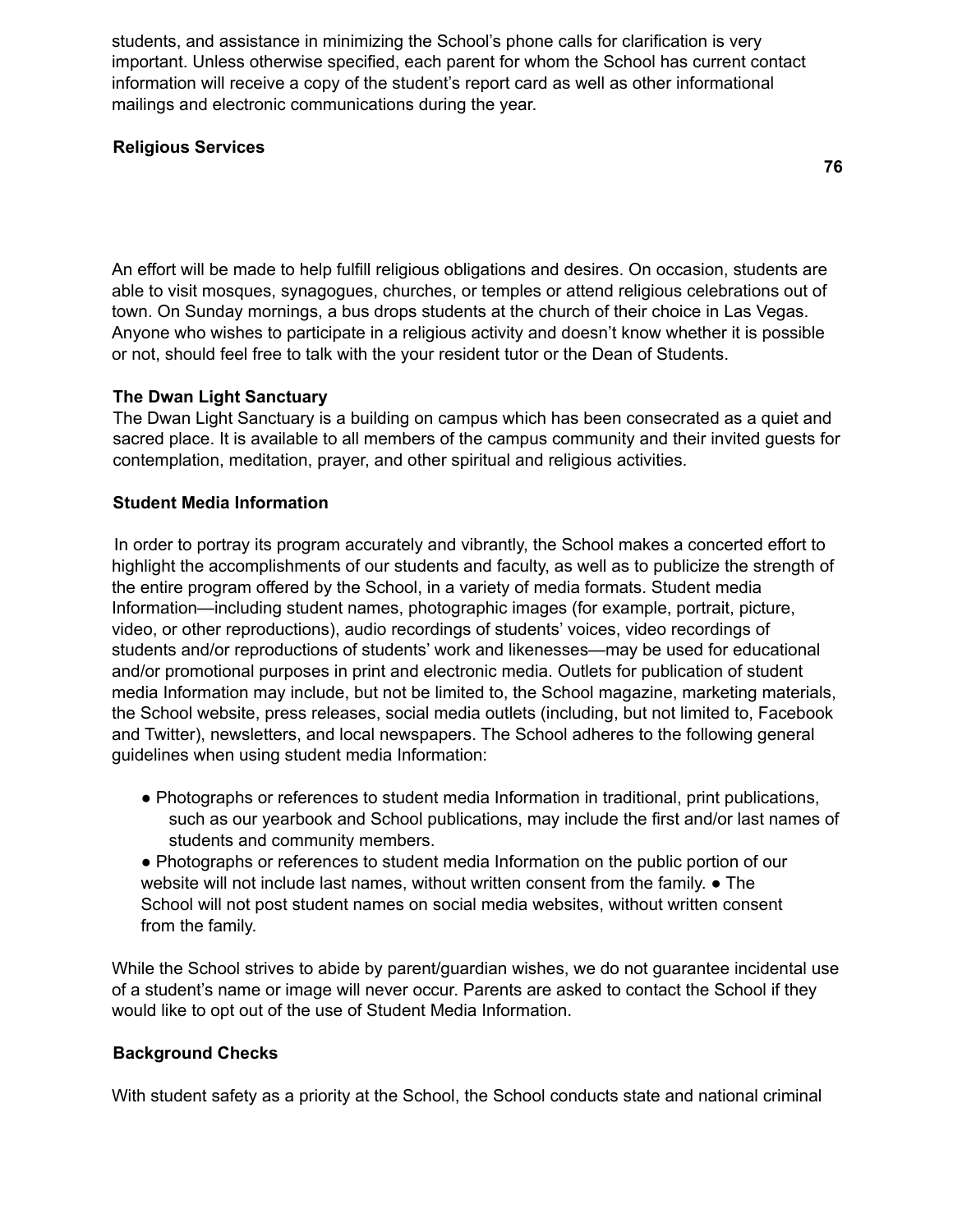students, and assistance in minimizing the School's phone calls for clarification is very important. Unless otherwise specified, each parent for whom the School has current contact information will receive a copy of the student's report card as well as other informational mailings and electronic communications during the year.

### Religious Services

An effort will be made to help fulfill religious obligations and desires. On occasion, students are able to visit mosques, synagogues, churches, or temples or attend religious celebrations out of town. On Sunday mornings, a bus drops students at the church of their choice in Las Vegas. Anyone who wishes to participate in a religious activity and doesn't know whether it is possible or not, should feel free to talk with the your resident tutor or the Dean of Students.

### The Dwan Light Sanctuary

The Dwan Light Sanctuary is a building on campus which has been consecrated as a quiet and sacred place. It is available to all members of the campus community and their invited guests for contemplation, meditation, prayer, and other spiritual and religious activities.

### Student Media Information

In order to portray its program accurately and vibrantly, the School makes a concerted effort to highlight the accomplishments of our students and faculty, as well as to publicize the strength of the entire program offered by the School, in a variety of media formats. Student media Information—including student names, photographic images (for example, portrait, picture, video, or other reproductions), audio recordings of students' voices, video recordings of students and/or reproductions of students' work and likenesses—may be used for educational and/or promotional purposes in print and electronic media. Outlets for publication of student media Information may include, but not be limited to, the School magazine, marketing materials, the School website, press releases, social media outlets (including, but not limited to, Facebook and Twitter), newsletters, and local newspapers. The School adheres to the following general guidelines when using student media Information:

- Photographs or references to student media Information in traditional, print publications, such as our yearbook and School publications, may include the first and/or last names of students and community members.
- Photographs or references to student media Information on the public portion of our website will not include last names, without written consent from the family.
- The School will not post student names on social media websites, without written consent from the family.

While the School strives to abide by parent/guardian wishes, we do not guarantee incidental use of a student's name or image will never occur. Parents are asked to contact the School if they would like to opt out of the use of Student Media Information.

### Background Checks

With student safety as a priority at the School, the School conducts state and national criminal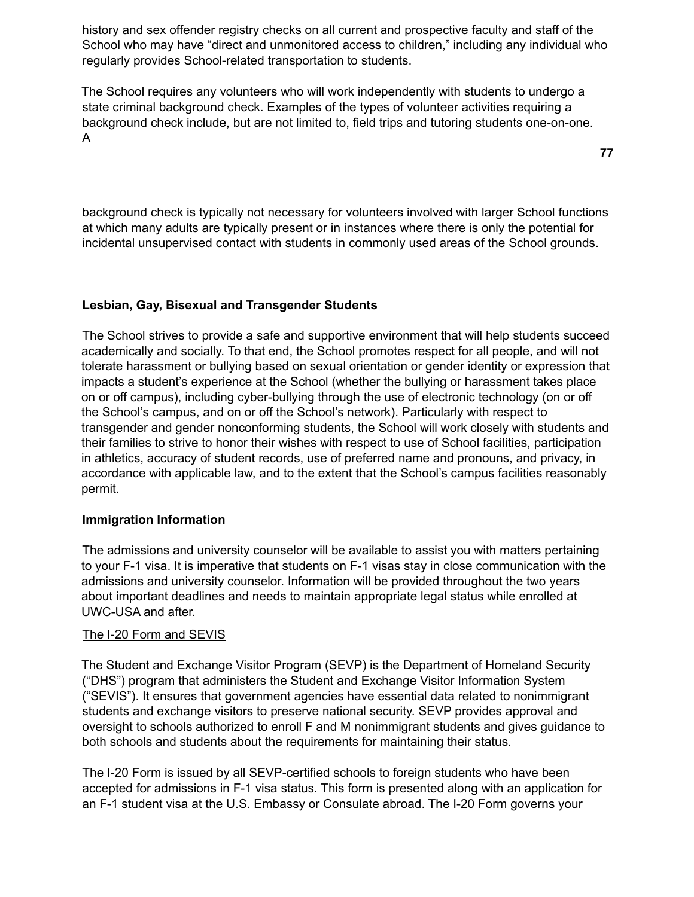history and sex offender registry checks on all current and prospective faculty and staff of the School who may have “direct and unmonitored access to children,” including any individual who regularly provides School-related transportation to students.

The School requires any volunteers who will work independently with students to undergo a state criminal background check. Examples of the types of volunteer activities requiring a background check include, but are not limited to, field trips and tutoring students one-on-one. A background check is typically not necessary for volunteers involved with larger School functions at which many adults are typically present or in instances where there is only the potential for incidental unsupervised contact with students in commonly used areas of the School grounds.

**Lesbian, Gay, Bisexual and Transgender Students**

The School strives to provide a safe and supportive environment that will help students succeed academically and socially. To that end, the School promotes respect for all people, and will not tolerate harassment or bullying based on sexual orientation or gender identity or expression that impacts a student’s experience at the School (whether the bullying or harassment takes place on or off campus), including cyber-bullying through the use of electronic technology (on or off the School’s campus, and on or off the School’s network). Particularly with respect to transgender and gender nonconforming students, the School will work closely with students and their families to strive to honor their wishes with respect to use of School facilities, participation in athletics, accuracy of student records, use of preferred name and pronouns, and privacy, in accordance with applicable law, and to the extent that the School’s campus facilities reasonably permit.

**Immigration Information**

The admissions and university counselor will be available to assist you with matters pertaining to your F-1 visa. It is imperative that students on F-1 visas stay in close communication with the admissions and university counselor. Information will be provided throughout the two years about important deadlines and needs to maintain appropriate legal status while enrolled at UWC-USA and after.

<u>The I-20 Form and SEVIS</u>

The Student and Exchange Visitor Program (SEVP) is the Department of Homeland Security (“DHS”) program that administers the Student and Exchange Visitor Information System (“SEVIS”). It ensures that government agencies have essential data related to nonimmigrant students and exchange visitors to preserve national security. SEVP provides approval and oversight to schools authorized to enroll F and M nonimmigrant students and gives guidance to both schools and students about the requirements for maintaining their status.

The I-20 Form is issued by all SEVP-certified schools to foreign students who have been accepted for admissions in F-1 visa status. This form is presented along with an application for an F-1 student visa at the U.S. Embassy or Consulate abroad. The I-20 Form governs your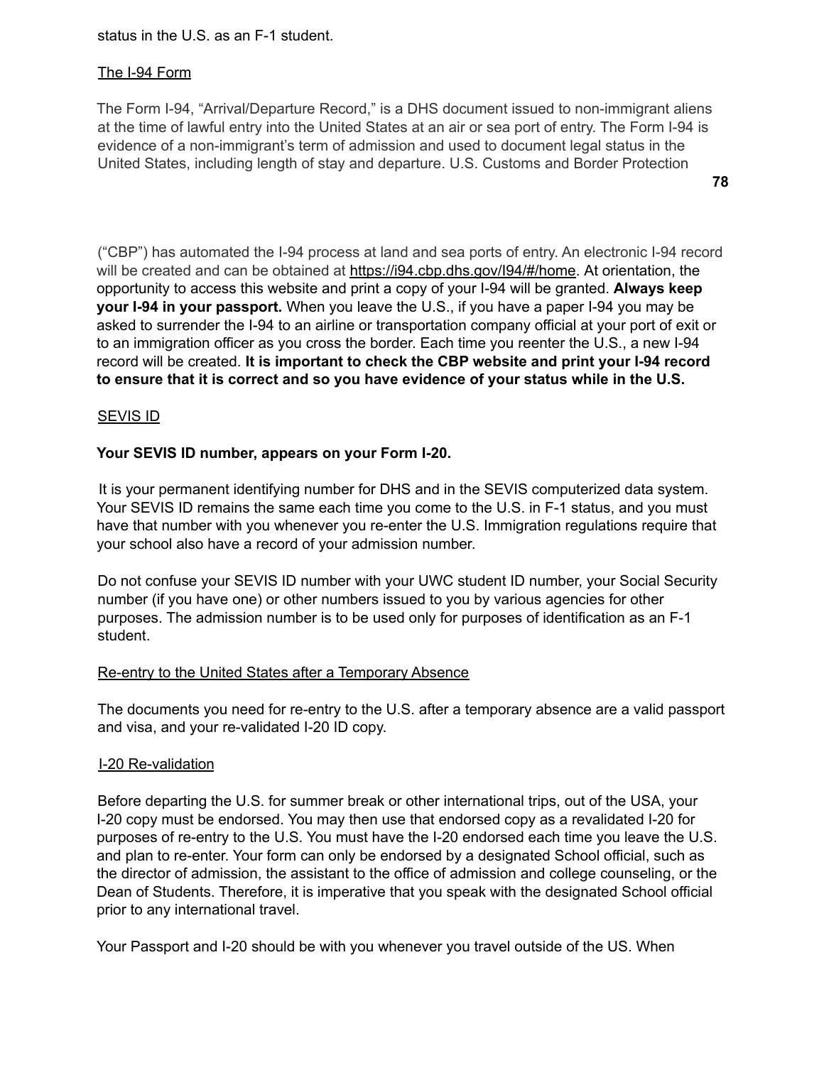status in the U.S. as an F-1 student.

## The I-94 Form

The Form I-94, “Arrival/Departure Record,” is a DHS document issued to non-immigrant aliens at the time of lawful entry into the United States at an air or sea port of entry. The Form I-94 is evidence of a non-immigrant’s term of admission and used to document legal status in the United States, including length of stay and departure. U.S. Customs and Border Protection (“CBP”) has automated the I-94 process at land and sea ports of entry. An electronic I-94 record will be created and can be obtained at https://i94.cbp.dhs.gov/I94/#/home. At orientation, the opportunity to access this website and print a copy of your I-94 will be granted. **Always keep your I-94 in your passport.** When you leave the U.S., if you have a paper I-94 you may be asked to surrender the I-94 to an airline or transportation company official at your port of exit or to an immigration officer as you cross the border. Each time you reenter the U.S., a new I-94 record will be created. **It is important to check the CBP website and print your I-94 record to ensure that it is correct and so you have evidence of your status while in the U.S.**

## SEVIS ID

**Your SEVIS ID number, appears on your Form I-20.**

It is your permanent identifying number for DHS and in the SEVIS computerized data system. Your SEVIS ID remains the same each time you come to the U.S. in F-1 status, and you must have that number with you whenever you re-enter the U.S. Immigration regulations require that your school also have a record of your admission number.

Do not confuse your SEVIS ID number with your UWC student ID number, your Social Security number (if you have one) or other numbers issued to you by various agencies for other purposes. The admission number is to be used only for purposes of identification as an F-1 student.

## Re-entry to the United States after a Temporary Absence

The documents you need for re-entry to the U.S. after a temporary absence are a valid passport and visa, and your re-validated I-20 ID copy.

## I-20 Re-validation

Before departing the U.S. for summer break or other international trips, out of the USA, your I-20 copy must be endorsed. You may then use that endorsed copy as a revalidated I-20 for purposes of re-entry to the U.S. You must have the I-20 endorsed each time you leave the U.S. and plan to re-enter. Your form can only be endorsed by a designated School official, such as the director of admission, the assistant to the office of admission and college counseling, or the Dean of Students. Therefore, it is imperative that you speak with the designated School official prior to any international travel.

Your Passport and I-20 should be with you whenever you travel outside of the US. When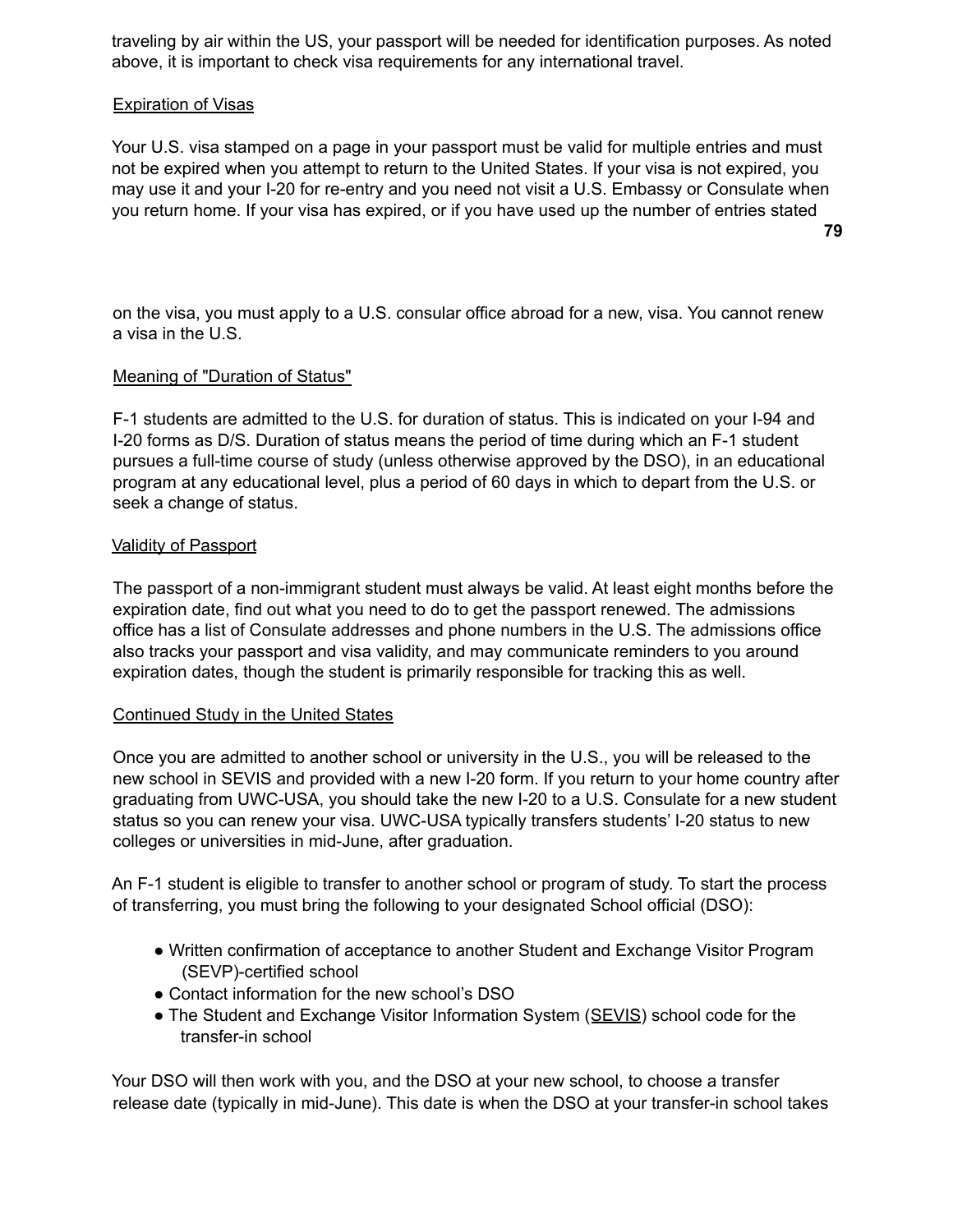traveling by air within the US, your passport will be needed for identification purposes. As noted above, it is important to check visa requirements for any international travel.

Expiration of Visas

Your U.S. visa stamped on a page in your passport must be valid for multiple entries and must not be expired when you attempt to return to the United States. If your visa is not expired, you may use it and your I-20 for re-entry and you need not visit a U.S. Embassy or Consulate when you return home. If your visa has expired, or if you have used up the number of entries stated on the visa, you must apply to a U.S. consular office abroad for a new, visa. You cannot renew a visa in the U.S.

Meaning of "Duration of Status"

F-1 students are admitted to the U.S. for duration of status. This is indicated on your I-94 and I-20 forms as D/S. Duration of status means the period of time during which an F-1 student pursues a full-time course of study (unless otherwise approved by the DSO), in an educational program at any educational level, plus a period of 60 days in which to depart from the U.S. or seek a change of status.

Validity of Passport

The passport of a non-immigrant student must always be valid. At least eight months before the expiration date, find out what you need to do to get the passport renewed. The admissions office has a list of Consulate addresses and phone numbers in the U.S. The admissions office also tracks your passport and visa validity, and may communicate reminders to you around expiration dates, though the student is primarily responsible for tracking this as well.

Continued Study in the United States

Once you are admitted to another school or university in the U.S., you will be released to the new school in SEVIS and provided with a new I-20 form. If you return to your home country after graduating from UWC-USA, you should take the new I-20 to a U.S. Consulate for a new student status so you can renew your visa. UWC-USA typically transfers students' I-20 status to new colleges or universities in mid-June, after graduation.

An F-1 student is eligible to transfer to another school or program of study. To start the process of transferring, you must bring the following to your designated School official (DSO):

- Written confirmation of acceptance to another Student and Exchange Visitor Program (SEVP)-certified school
- Contact information for the new school's DSO
- The Student and Exchange Visitor Information System (SEVIS) school code for the transfer-in school

Your DSO will then work with you, and the DSO at your new school, to choose a transfer release date (typically in mid-June). This date is when the DSO at your transfer-in school takes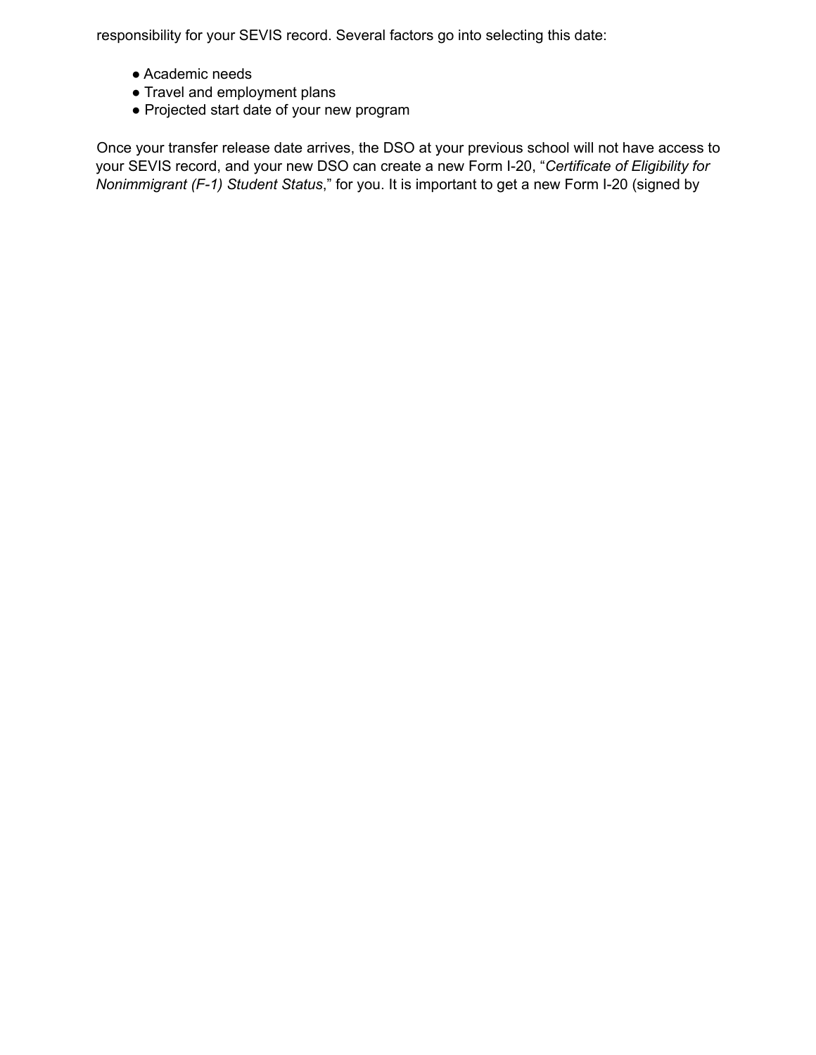responsibility for your SEVIS record. Several factors go into selecting this date:

- Academic needs
- Travel and employment plans
- Projected start date of your new program

Once your transfer release date arrives, the DSO at your previous school will not have access to your SEVIS record, and your new DSO can create a new Form I-20, "*Certificate of Eligibility for Nonimmigrant (F-1) Student Status*," for you. It is important to get a new Form I-20 (signed by